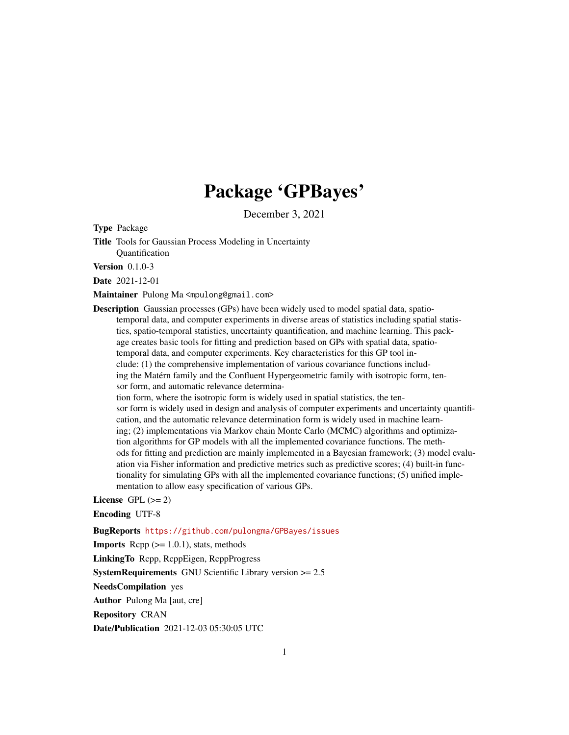# Package 'GPBayes'

December 3, 2021

**Type** Package

**Title** Tools for Gaussian Process Modeling in Uncertainty Quantification

**Version** 0.1.0-3

**Date** 2021-12-01

**Maintainer** Pulong Ma <mpulong@gmail.com>

**Description** Gaussian processes (GPs) have been widely used to model spatial data, spatio-temporal data, and computer experiments in diverse areas of statistics including spatial statistics, spatio-temporal statistics, uncertainty quantification, and machine learning. This package creates basic tools for fitting and prediction based on GPs with spatial data, spatio-temporal data, and computer experiments. Key characteristics for this GP tool include: (1) the comprehensive implementation of various covariance functions including the Matérn family and the Confluent Hypergeometric family with isotropic form, tensor form, and automatic relevance determination form, where the isotropic form is widely used in spatial statistics, the tensor form is widely used in design and analysis of computer experiments and uncertainty quantification, and the automatic relevance determination form is widely used in machine learning; (2) implementations via Markov chain Monte Carlo (MCMC) algorithms and optimization algorithms for GP models with all the implemented covariance functions. The methods for fitting and prediction are mainly implemented in a Bayesian framework; (3) model evaluation via Fisher information and predictive metrics such as predictive scores; (4) built-in functionality for simulating GPs with all the implemented covariance functions; (5) unified implementation to allow easy specification of various GPs.

**License** GPL (>= 2)

**Encoding** UTF-8

**BugReports** https://github.com/pulongma/GPBayes/issues

**Imports** Rcpp (>= 1.0.1), stats, methods

**LinkingTo** Rcpp, RcppEigen, RcppProgress

**SystemRequirements** GNU Scientific Library version >= 2.5

**NeedsCompilation** yes

**Author** Pulong Ma [aut, cre]

**Repository** CRAN

**Date/Publication** 2021-12-03 05:30:05 UTC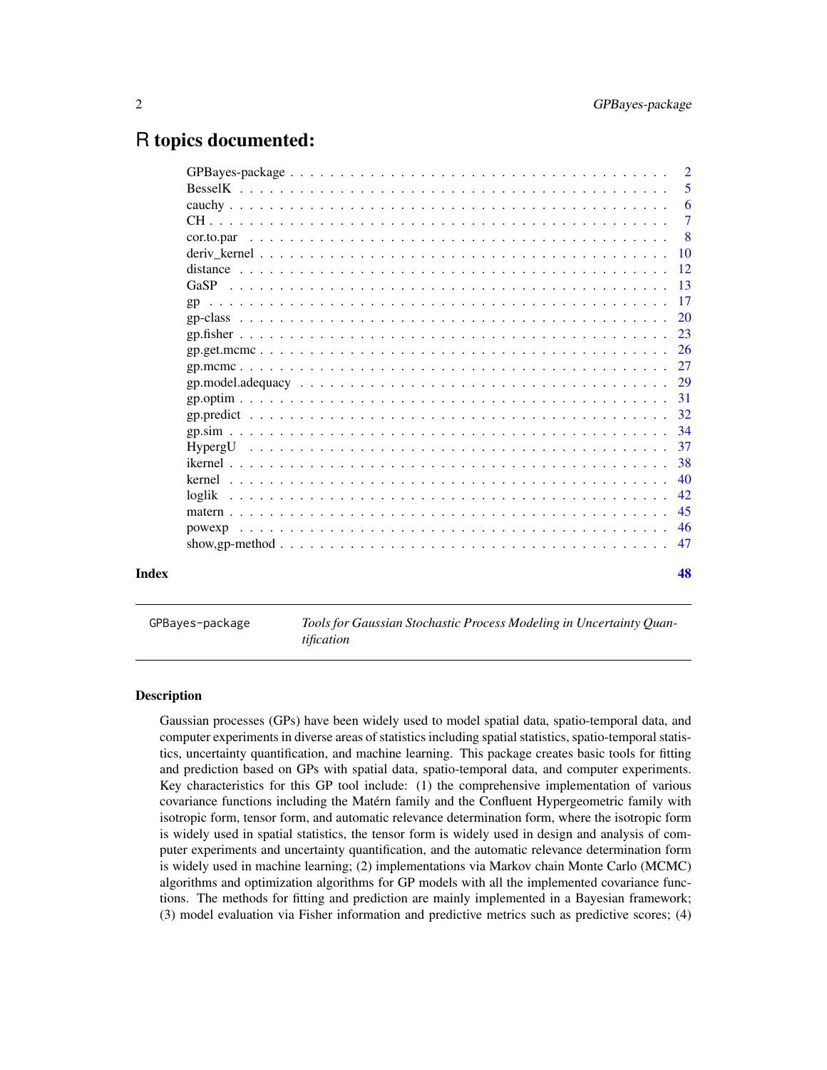# R topics documented:

| | |
|---|---|
| GPBayes-package | 2 |
| BesselK | 5 |
| cauchy | 6 |
| CH | 7 |
| cor.to.par | 8 |
| deriv_kernel | 10 |
| distance | 12 |
| GaSP | 13 |
| gp | 17 |
| gp-class | 20 |
| gp.fisher | 23 |
| gp.get.mcmc | 26 |
| gp.mcmc | 27 |
| gp.model.adequacy | 29 |
| gp.optim | 31 |
| gp.predict | 32 |
| gp.sim | 34 |
| HypergU | 37 |
| ikernel | 38 |
| kernel | 40 |
| loglik | 42 |
| matern | 45 |
| powexp | 46 |
| show,gp-method | 47 |

**Index** **48**

---

`GPBayes-package` *Tools for Gaussian Stochastic Process Modeling in Uncertainty Quantification*

---

## Description

Gaussian processes (GPs) have been widely used to model spatial data, spatio-temporal data, and computer experiments in diverse areas of statistics including spatial statistics, spatio-temporal statistics, uncertainty quantification, and machine learning. This package creates basic tools for fitting and prediction based on GPs with spatial data, spatio-temporal data, and computer experiments. Key characteristics for this GP tool include: (1) the comprehensive implementation of various covariance functions including the Matérn family and the Confluent Hypergeometric family with isotropic form, tensor form, and automatic relevance determination form, where the isotropic form is widely used in spatial statistics, the tensor form is widely used in design and analysis of computer experiments and uncertainty quantification, and the automatic relevance determination form is widely used in machine learning; (2) implementations via Markov chain Monte Carlo (MCMC) algorithms and optimization algorithms for GP models with all the implemented covariance functions. The methods for fitting and prediction are mainly implemented in a Bayesian framework; (3) model evaluation via Fisher information and predictive metrics such as predictive scores; (4)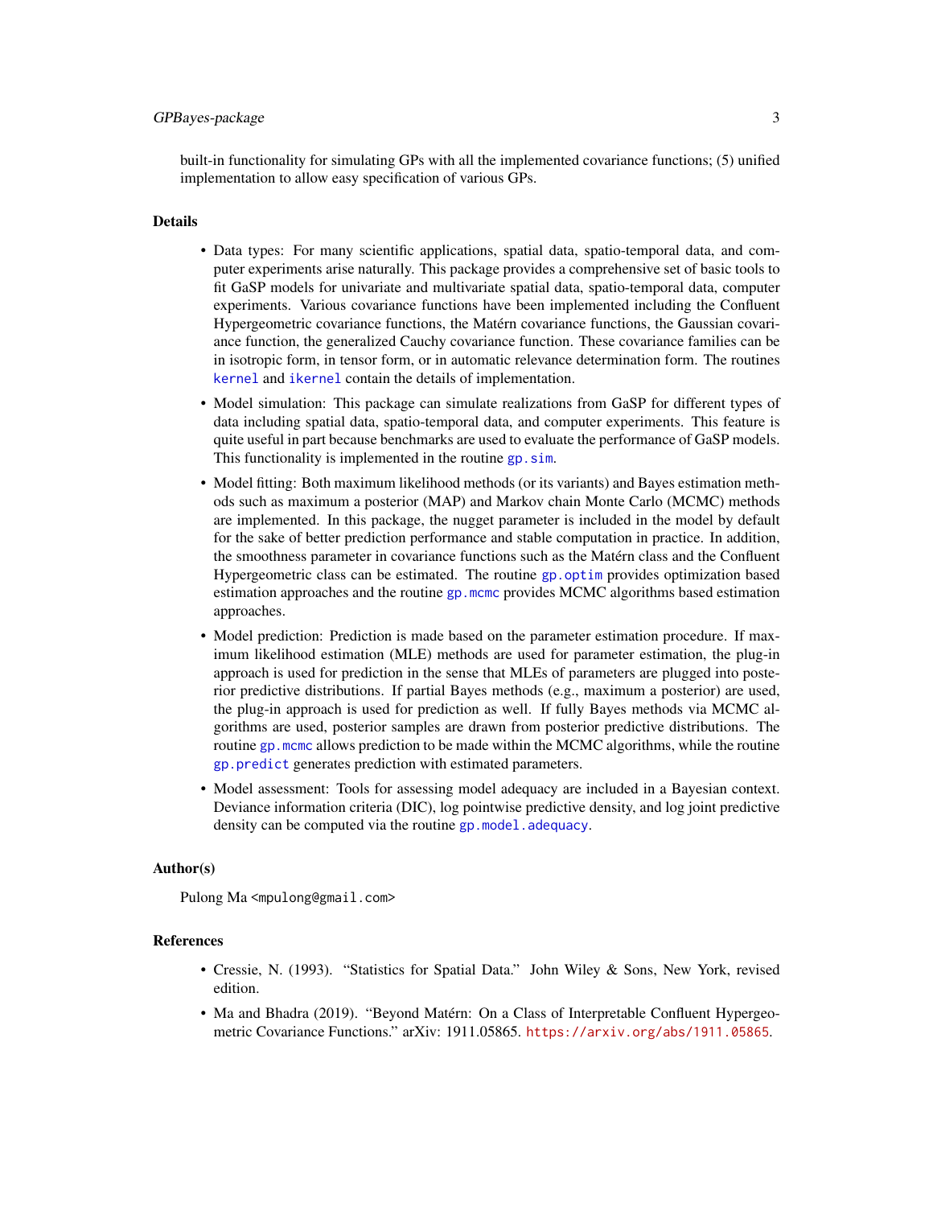built-in functionality for simulating GPs with all the implemented covariance functions; (5) unified implementation to allow easy specification of various GPs.

## Details

- Data types: For many scientific applications, spatial data, spatio-temporal data, and computer experiments arise naturally. This package provides a comprehensive set of basic tools to fit GaSP models for univariate and multivariate spatial data, spatio-temporal data, computer experiments. Various covariance functions have been implemented including the Confluent Hypergeometric covariance functions, the Matérn covariance functions, the Gaussian covariance function, the generalized Cauchy covariance function. These covariance families can be in isotropic form, in tensor form, or in automatic relevance determination form. The routines `kernel` and `ikernel` contain the details of implementation.
- Model simulation: This package can simulate realizations from GaSP for different types of data including spatial data, spatio-temporal data, and computer experiments. This feature is quite useful in part because benchmarks are used to evaluate the performance of GaSP models. This functionality is implemented in the routine `gp.sim`.
- Model fitting: Both maximum likelihood methods (or its variants) and Bayes estimation methods such as maximum a posterior (MAP) and Markov chain Monte Carlo (MCMC) methods are implemented. In this package, the nugget parameter is included in the model by default for the sake of better prediction performance and stable computation in practice. In addition, the smoothness parameter in covariance functions such as the Matérn class and the Confluent Hypergeometric class can be estimated. The routine `gp.optim` provides optimization based estimation approaches and the routine `gp.mcmc` provides MCMC algorithms based estimation approaches.
- Model prediction: Prediction is made based on the parameter estimation procedure. If maximum likelihood estimation (MLE) methods are used for parameter estimation, the plug-in approach is used for prediction in the sense that MLEs of parameters are plugged into posterior predictive distributions. If partial Bayes methods (e.g., maximum a posterior) are used, the plug-in approach is used for prediction as well. If fully Bayes methods via MCMC algorithms are used, posterior samples are drawn from posterior predictive distributions. The routine `gp.mcmc` allows prediction to be made within the MCMC algorithms, while the routine `gp.predict` generates prediction with estimated parameters.
- Model assessment: Tools for assessing model adequacy are included in a Bayesian context. Deviance information criteria (DIC), log pointwise predictive density, and log joint predictive density can be computed via the routine `gp.model.adequacy`.

## Author(s)

Pulong Ma <mpulong@gmail.com>

## References

- Cressie, N. (1993). "Statistics for Spatial Data." John Wiley & Sons, New York, revised edition.
- Ma and Bhadra (2019). "Beyond Matérn: On a Class of Interpretable Confluent Hypergeometric Covariance Functions." arXiv: 1911.05865. https://arxiv.org/abs/1911.05865.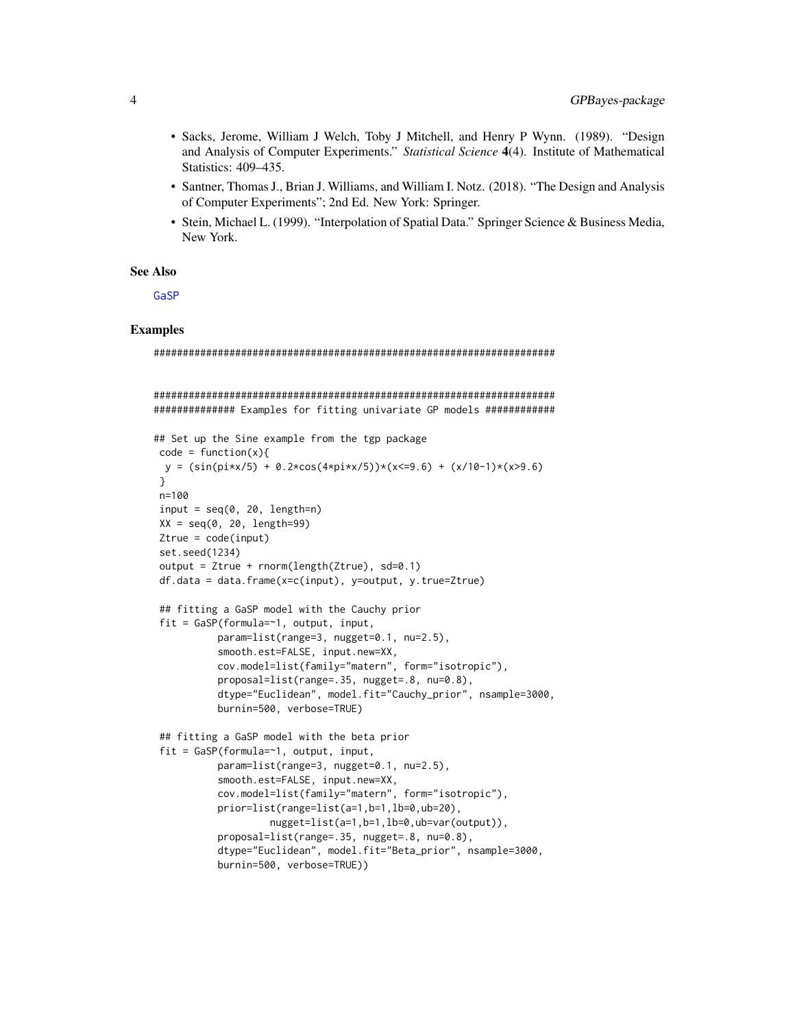- Sacks, Jerome, William J Welch, Toby J Mitchell, and Henry P Wynn. (1989). "Design and Analysis of Computer Experiments." *Statistical Science* **4**(4). Institute of Mathematical Statistics: 409–435.
- Santner, Thomas J., Brian J. Williams, and William I. Notz. (2018). "The Design and Analysis of Computer Experiments"; 2nd Ed. New York: Springer.
- Stein, Michael L. (1999). "Interpolation of Spatial Data." Springer Science & Business Media, New York.

## See Also

GaSP

## Examples

```
#########################################################################


#########################################################################
############## Examples for fitting univariate GP models ############

## Set up the Sine example from the tgp package
 code = function(x){
  y = (sin(pi*x/5) + 0.2*cos(4*pi*x/5))*(x<=9.6) + (x/10-1)*(x>9.6)
 }
 n=100
 input = seq(0, 20, length=n)
 XX = seq(0, 20, length=99)
 Ztrue = code(input)
 set.seed(1234)
 output = Ztrue + rnorm(length(Ztrue), sd=0.1)
 df.data = data.frame(x=c(input), y=output, y.true=Ztrue)

 ## fitting a GaSP model with the Cauchy prior
 fit = GaSP(formula=~1, output, input,
           param=list(range=3, nugget=0.1, nu=2.5),
           smooth.est=FALSE, input.new=XX,
           cov.model=list(family="matern", form="isotropic"),
           proposal=list(range=.35, nugget=.8, nu=0.8),
           dtype="Euclidean", model.fit="Cauchy_prior", nsample=3000,
           burnin=500, verbose=TRUE)

 ## fitting a GaSP model with the beta prior
 fit = GaSP(formula=~1, output, input,
           param=list(range=3, nugget=0.1, nu=2.5),
           smooth.est=FALSE, input.new=XX,
           cov.model=list(family="matern", form="isotropic"),
           prior=list(range=list(a=1,b=1,lb=0,ub=20),
                    nugget=list(a=1,b=1,lb=0,ub=var(output)),
           proposal=list(range=.35, nugget=.8, nu=0.8),
           dtype="Euclidean", model.fit="Beta_prior", nsample=3000,
           burnin=500, verbose=TRUE))
```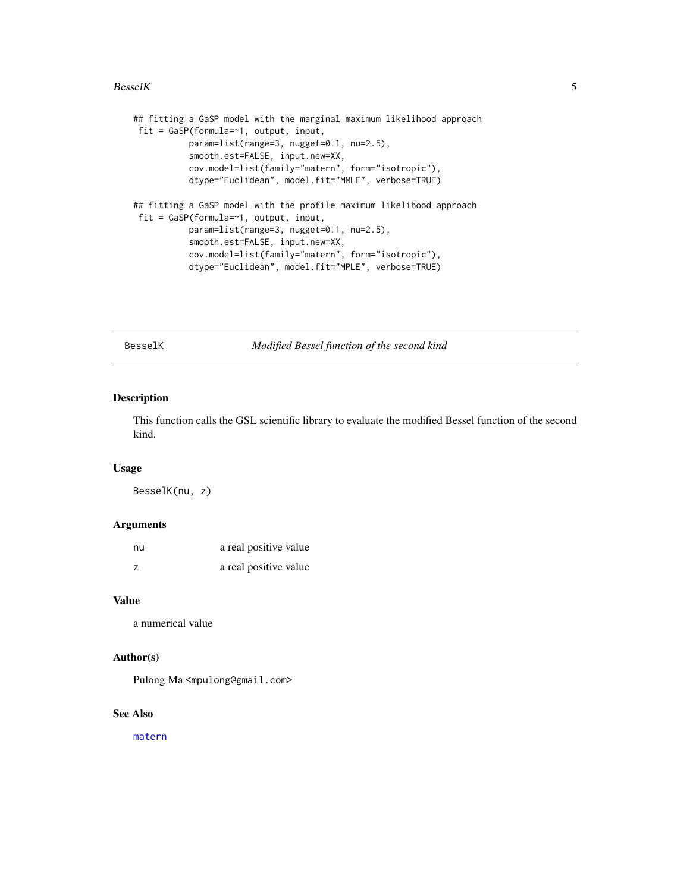```
## fitting a GaSP model with the marginal maximum likelihood approach
 fit = GaSP(formula=~1, output, input,
           param=list(range=3, nugget=0.1, nu=2.5),
           smooth.est=FALSE, input.new=XX,
           cov.model=list(family="matern", form="isotropic"),
           dtype="Euclidean", model.fit="MMLE", verbose=TRUE)

## fitting a GaSP model with the profile maximum likelihood approach
 fit = GaSP(formula=~1, output, input,
           param=list(range=3, nugget=0.1, nu=2.5),
           smooth.est=FALSE, input.new=XX,
           cov.model=list(family="matern", form="isotropic"),
           dtype="Euclidean", model.fit="MPLE", verbose=TRUE)
```

---

# BesselK — *Modified Bessel function of the second kind*

---

## Description

This function calls the GSL scientific library to evaluate the modified Bessel function of the second kind.

## Usage

```
BesselK(nu, z)
```

## Arguments

| | |
|---|---|
| nu | a real positive value |
| z | a real positive value |

## Value

a numerical value

## Author(s)

Pulong Ma <mpulong@gmail.com>

## See Also

matern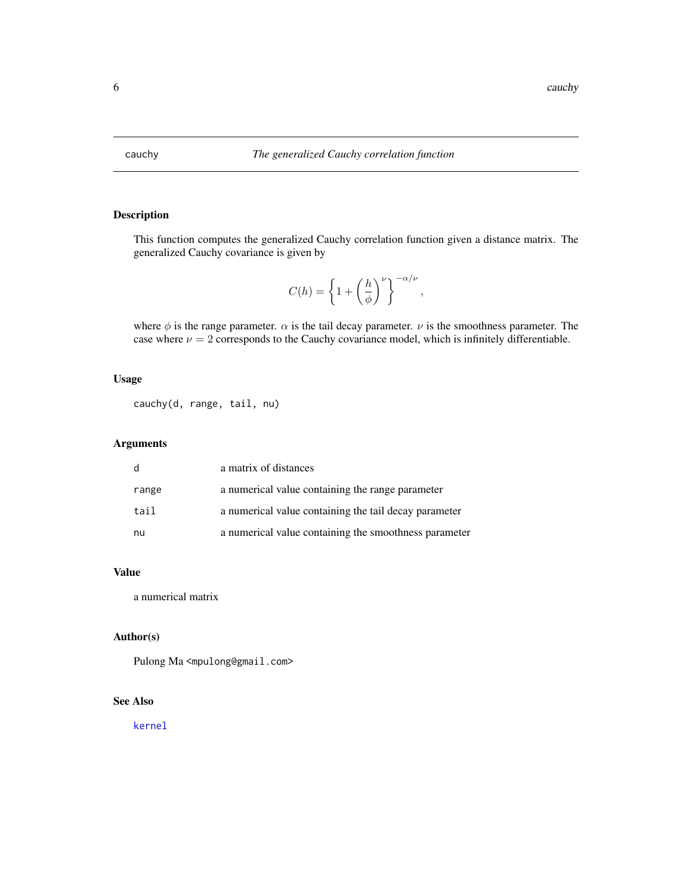cauchy *The generalized Cauchy correlation function*

## Description

This function computes the generalized Cauchy correlation function given a distance matrix. The generalized Cauchy covariance is given by

$$C(h) = \left\{1 + \left(\frac{h}{\phi}\right)^{\nu}\right\}^{-\alpha/\nu},$$

where $\phi$ is the range parameter. $\alpha$ is the tail decay parameter. $\nu$ is the smoothness parameter. The case where $\nu = 2$ corresponds to the Cauchy covariance model, which is infinitely differentiable.

## Usage

```
cauchy(d, range, tail, nu)
```

## Arguments

| | |
|---|---|
| d | a matrix of distances |
| range | a numerical value containing the range parameter |
| tail | a numerical value containing the tail decay parameter |
| nu | a numerical value containing the smoothness parameter |

## Value

a numerical matrix

## Author(s)

Pulong Ma <mpulong@gmail.com>

## See Also

kernel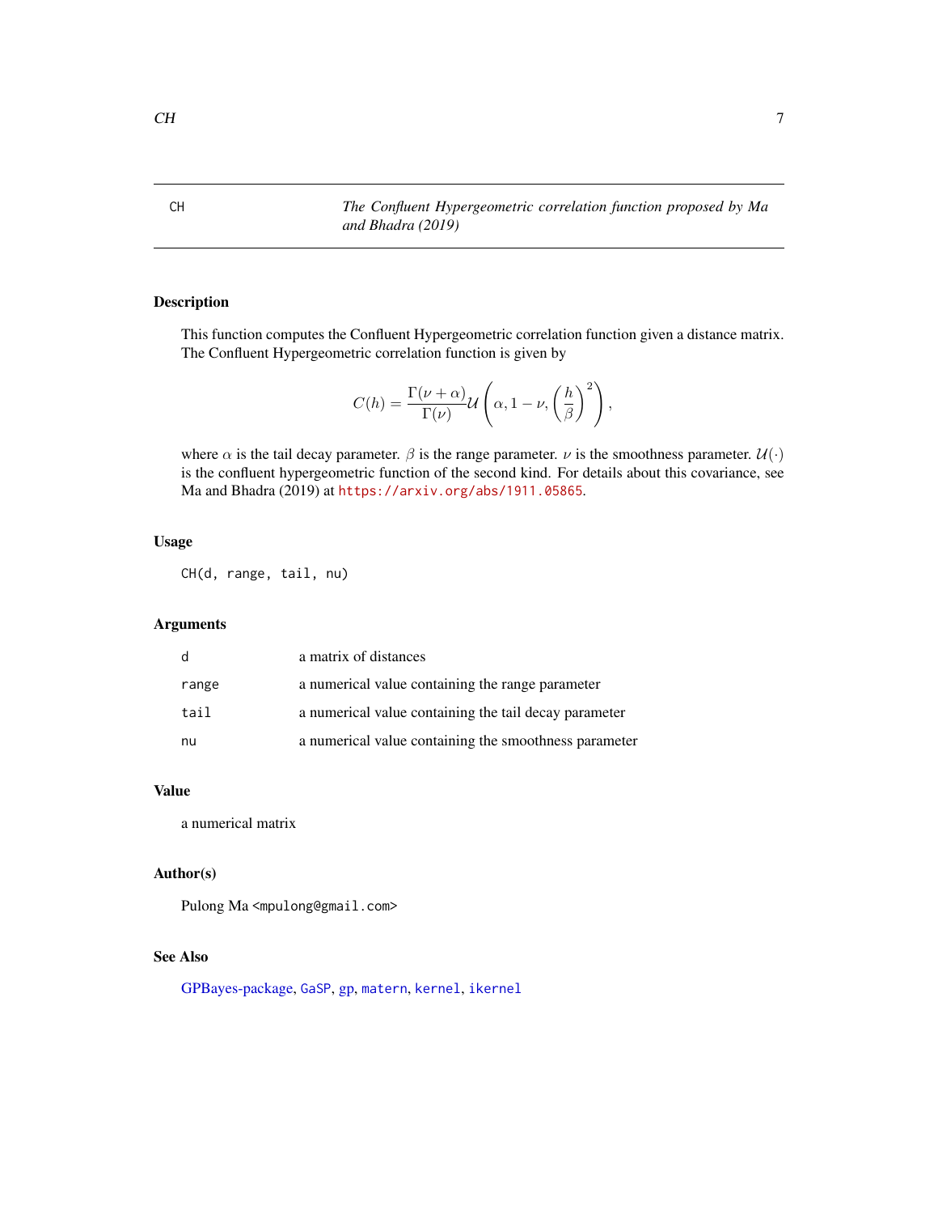CH *The Confluent Hypergeometric correlation function proposed by Ma and Bhadra (2019)*

## Description

This function computes the Confluent Hypergeometric correlation function given a distance matrix. The Confluent Hypergeometric correlation function is given by

$$C(h) = \frac{\Gamma(\nu + \alpha)}{\Gamma(\nu)} \mathcal{U}\left(\alpha, 1 - \nu, \left(\frac{h}{\beta}\right)^2\right),$$

where $\alpha$ is the tail decay parameter. $\beta$ is the range parameter. $\nu$ is the smoothness parameter. $\mathcal{U}(\cdot)$ is the confluent hypergeometric function of the second kind. For details about this covariance, see Ma and Bhadra (2019) at https://arxiv.org/abs/1911.05865.

## Usage

```
CH(d, range, tail, nu)
```

## Arguments

| | |
|---|---|
| d | a matrix of distances |
| range | a numerical value containing the range parameter |
| tail | a numerical value containing the tail decay parameter |
| nu | a numerical value containing the smoothness parameter |

## Value

a numerical matrix

## Author(s)

Pulong Ma <mpulong@gmail.com>

## See Also

GPBayes-package, GaSP, gp, matern, kernel, ikernel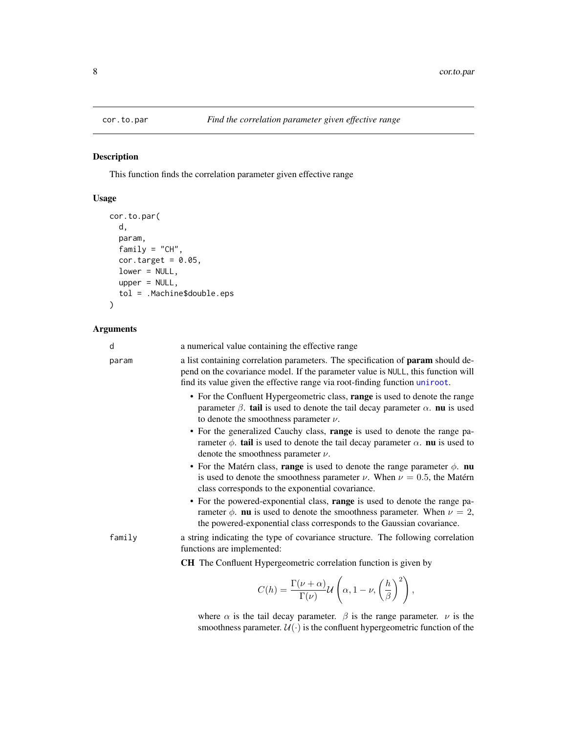`cor.to.par` *Find the correlation parameter given effective range*

## Description

This function finds the correlation parameter given effective range

## Usage

```
cor.to.par(
  d,
  param,
  family = "CH",
  cor.target = 0.05,
  lower = NULL,
  upper = NULL,
  tol = .Machine$double.eps
)
```

## Arguments

`d` a numerical value containing the effective range

`param` a list containing correlation parameters. The specification of **param** should depend on the covariance model. If the parameter value is NULL, this function will find its value given the effective range via root-finding function `uniroot`.

- For the Confluent Hypergeometric class, **range** is used to denote the range parameter $\beta$. **tail** is used to denote the tail decay parameter $\alpha$. **nu** is used to denote the smoothness parameter $\nu$.
- For the generalized Cauchy class, **range** is used to denote the range parameter $\phi$. **tail** is used to denote the tail decay parameter $\alpha$. **nu** is used to denote the smoothness parameter $\nu$.
- For the Matérn class, **range** is used to denote the range parameter $\phi$. **nu** is used to denote the smoothness parameter $\nu$. When $\nu = 0.5$, the Matérn class corresponds to the exponential covariance.
- For the powered-exponential class, **range** is used to denote the range parameter $\phi$. **nu** is used to denote the smoothness parameter. When $\nu = 2$, the powered-exponential class corresponds to the Gaussian covariance.

`family` a string indicating the type of covariance structure. The following correlation functions are implemented:

**CH** The Confluent Hypergeometric correlation function is given by

$$C(h) = \frac{\Gamma(\nu + \alpha)}{\Gamma(\nu)} \mathcal{U}\left(\alpha, 1 - \nu, \left(\frac{h}{\beta}\right)^2\right),$$

where $\alpha$ is the tail decay parameter. $\beta$ is the range parameter. $\nu$ is the smoothness parameter. $\mathcal{U}(\cdot)$ is the confluent hypergeometric function of the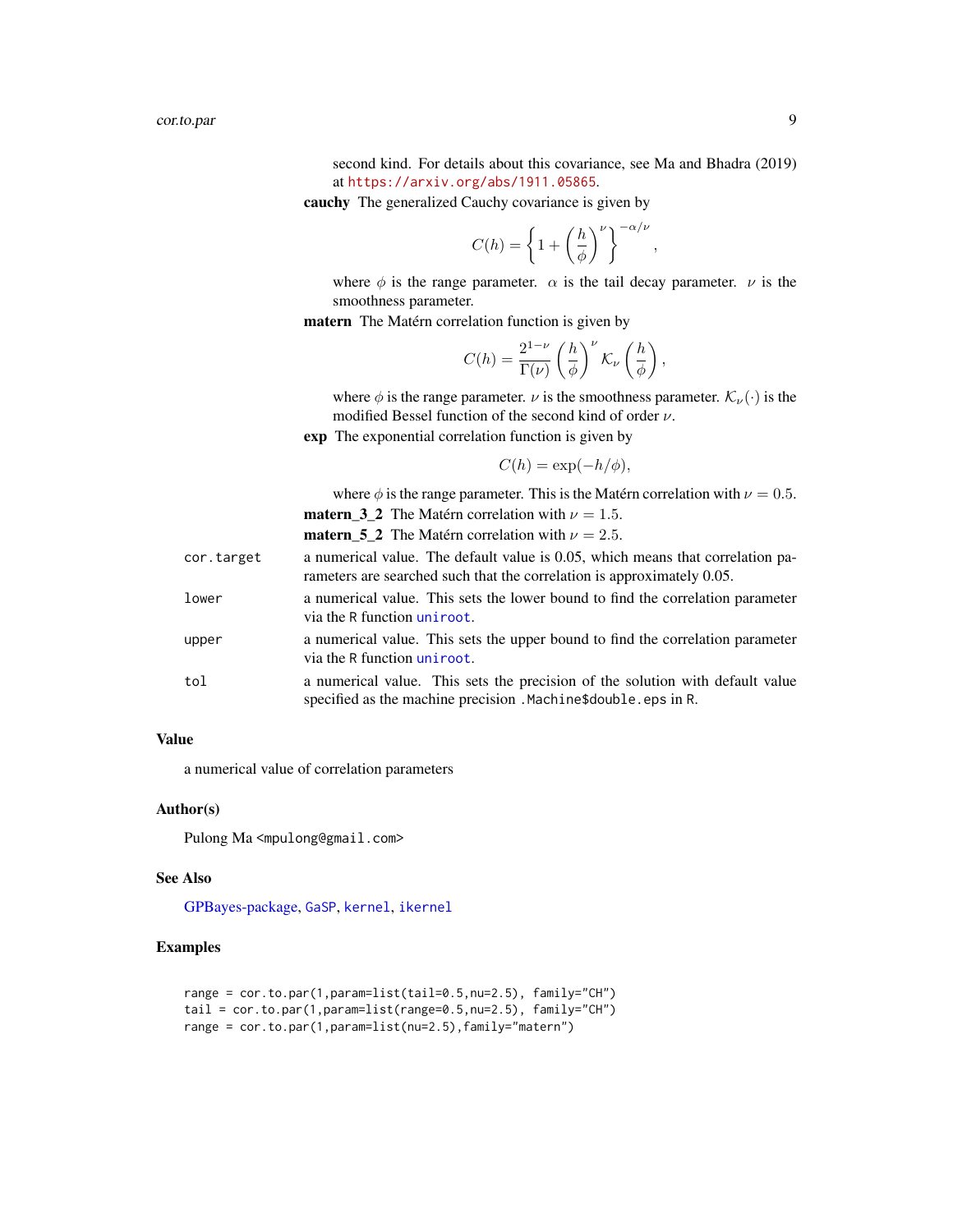second kind. For details about this covariance, see Ma and Bhadra (2019) at https://arxiv.org/abs/1911.05865.

**cauchy** The generalized Cauchy covariance is given by

$$C(h) = \left\{1 + \left(\frac{h}{\phi}\right)^{\nu}\right\}^{-\alpha/\nu},$$

where $\phi$ is the range parameter. $\alpha$ is the tail decay parameter. $\nu$ is the smoothness parameter.

**matern** The Matérn correlation function is given by

$$C(h) = \frac{2^{1-\nu}}{\Gamma(\nu)} \left(\frac{h}{\phi}\right)^{\nu} \mathcal{K}_{\nu}\left(\frac{h}{\phi}\right),$$

where $\phi$ is the range parameter. $\nu$ is the smoothness parameter. $\mathcal{K}_{\nu}(\cdot)$ is the modified Bessel function of the second kind of order $\nu$.

**exp** The exponential correlation function is given by

$$C(h) = \exp(-h/\phi),$$

where $\phi$ is the range parameter. This is the Matérn correlation with $\nu = 0.5$.

**matern_3_2** The Matérn correlation with $\nu = 1.5$.

**matern_5_2** The Matérn correlation with $\nu = 2.5$.

`cor.target` a numerical value. The default value is 0.05, which means that correlation parameters are searched such that the correlation is approximately 0.05.

`lower` a numerical value. This sets the lower bound to find the correlation parameter via the R function `uniroot`.

`upper` a numerical value. This sets the upper bound to find the correlation parameter via the R function `uniroot`.

`tol` a numerical value. This sets the precision of the solution with default value specified as the machine precision `.Machine$double.eps` in R.

## Value

a numerical value of correlation parameters

## Author(s)

Pulong Ma <mpulong@gmail.com>

## See Also

GPBayes-package, `GaSP`, `kernel`, `ikernel`

## Examples

```
range = cor.to.par(1,param=list(tail=0.5,nu=2.5), family="CH")
tail = cor.to.par(1,param=list(range=0.5,nu=2.5), family="CH")
range = cor.to.par(1,param=list(nu=2.5),family="matern")
```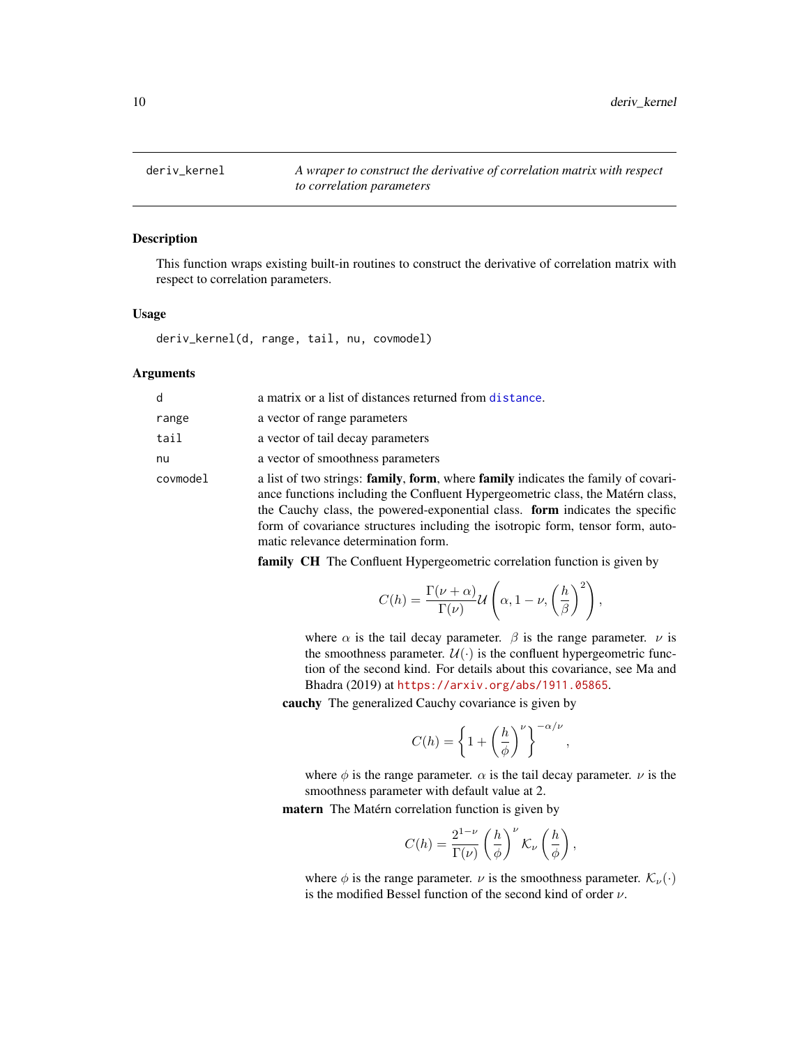# deriv_kernel

*A wraper to construct the derivative of correlation matrix with respect to correlation parameters*

## Description

This function wraps existing built-in routines to construct the derivative of correlation matrix with respect to correlation parameters.

## Usage

```
deriv_kernel(d, range, tail, nu, covmodel)
```

## Arguments

- `d` — a matrix or a list of distances returned from distance.
- `range` — a vector of range parameters
- `tail` — a vector of tail decay parameters
- `nu` — a vector of smoothness parameters
- `covmodel` — a list of two strings: **family**, **form**, where **family** indicates the family of covariance functions including the Confluent Hypergeometric class, the Matérn class, the Cauchy class, the powered-exponential class. **form** indicates the specific form of covariance structures including the isotropic form, tensor form, automatic relevance determination form.

  **family CH** The Confluent Hypergeometric correlation function is given by

  $$C(h) = \frac{\Gamma(\nu + \alpha)}{\Gamma(\nu)} \mathcal{U}\left(\alpha, 1 - \nu, \left(\frac{h}{\beta}\right)^2\right),$$

  where $\alpha$ is the tail decay parameter. $\beta$ is the range parameter. $\nu$ is the smoothness parameter. $\mathcal{U}(\cdot)$ is the confluent hypergeometric function of the second kind. For details about this covariance, see Ma and Bhadra (2019) at https://arxiv.org/abs/1911.05865.

  **cauchy** The generalized Cauchy covariance is given by

  $$C(h) = \left\{1 + \left(\frac{h}{\phi}\right)^{\nu}\right\}^{-\alpha/\nu},$$

  where $\phi$ is the range parameter. $\alpha$ is the tail decay parameter. $\nu$ is the smoothness parameter with default value at 2.

  **matern** The Matérn correlation function is given by

  $$C(h) = \frac{2^{1-\nu}}{\Gamma(\nu)} \left(\frac{h}{\phi}\right)^{\nu} \mathcal{K}_{\nu}\left(\frac{h}{\phi}\right),$$

  where $\phi$ is the range parameter. $\nu$ is the smoothness parameter. $\mathcal{K}_{\nu}(\cdot)$ is the modified Bessel function of the second kind of order $\nu$.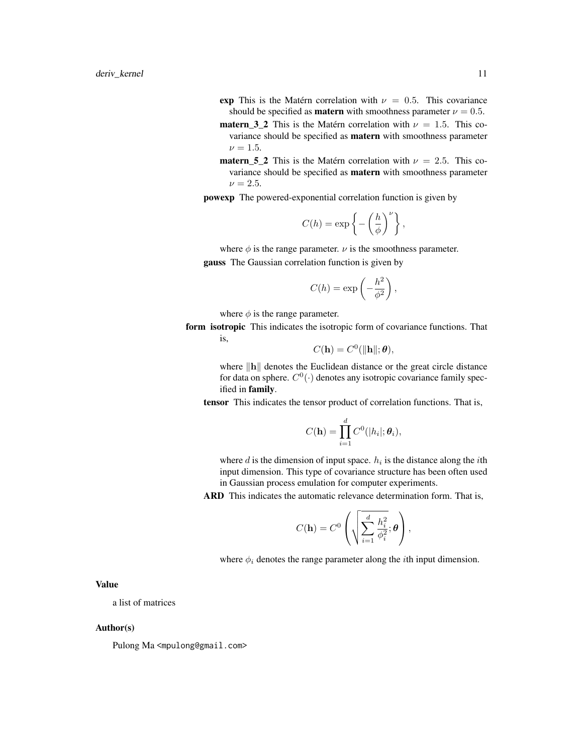**exp** This is the Matérn correlation with $\nu = 0.5$. This covariance should be specified as **matern** with smoothness parameter $\nu = 0.5$.

**matern_3_2** This is the Matérn correlation with $\nu = 1.5$. This covariance should be specified as **matern** with smoothness parameter $\nu = 1.5$.

**matern_5_2** This is the Matérn correlation with $\nu = 2.5$. This covariance should be specified as **matern** with smoothness parameter $\nu = 2.5$.

**powexp** The powered-exponential correlation function is given by

$$C(h) = \exp\left\{ -\left(\frac{h}{\phi}\right)^{\nu} \right\},$$

where $\phi$ is the range parameter. $\nu$ is the smoothness parameter.

**gauss** The Gaussian correlation function is given by

$$C(h) = \exp\left( -\frac{h^2}{\phi^2} \right),$$

where $\phi$ is the range parameter.

**form** **isotropic** This indicates the isotropic form of covariance functions. That is,

$$C(\mathbf{h}) = C^0(\|\mathbf{h}\|; \boldsymbol{\theta}),$$

where $\|\mathbf{h}\|$ denotes the Euclidean distance or the great circle distance for data on sphere. $C^0(\cdot)$ denotes any isotropic covariance family specified in **family**.

**tensor** This indicates the tensor product of correlation functions. That is,

$$C(\mathbf{h}) = \prod_{i=1}^{d} C^0(|h_i|; \boldsymbol{\theta}_i),$$

where $d$ is the dimension of input space. $h_i$ is the distance along the $i$th input dimension. This type of covariance structure has been often used in Gaussian process emulation for computer experiments.

**ARD** This indicates the automatic relevance determination form. That is,

$$C(\mathbf{h}) = C^0\left( \sqrt{\sum_{i=1}^{d} \frac{h_i^2}{\phi_i^2}}; \boldsymbol{\theta} \right),$$

where $\phi_i$ denotes the range parameter along the $i$th input dimension.

### Value

a list of matrices

### Author(s)

Pulong Ma <mpulong@gmail.com>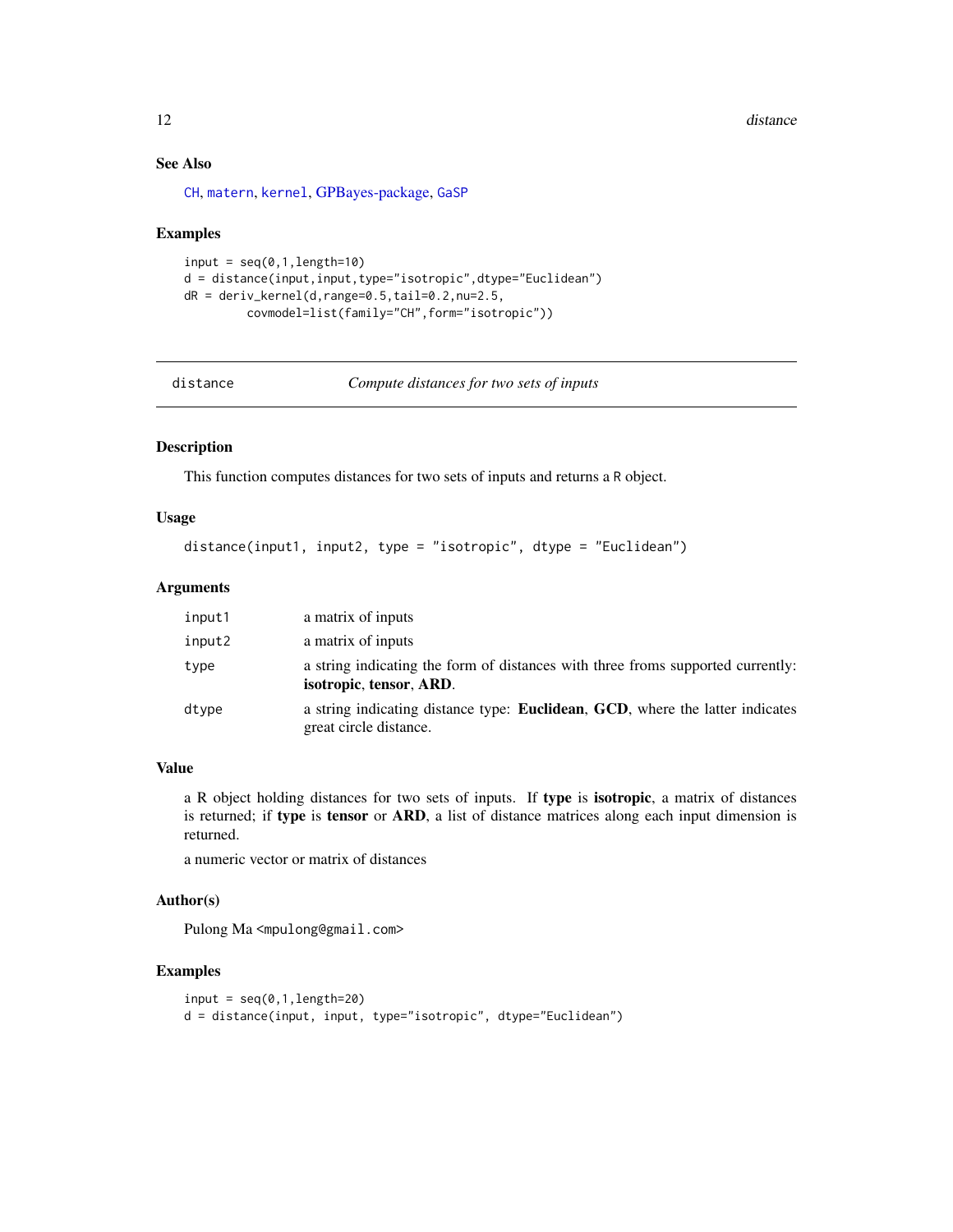### See Also

CH, matern, kernel, GPBayes-package, GaSP

### Examples

```
input = seq(0,1,length=10)
d = distance(input,input,type="isotropic",dtype="Euclidean")
dR = deriv_kernel(d,range=0.5,tail=0.2,nu=2.5,
         covmodel=list(family="CH",form="isotropic"))
```

---

## distance — *Compute distances for two sets of inputs*

---

### Description

This function computes distances for two sets of inputs and returns a R object.

### Usage

```
distance(input1, input2, type = "isotropic", dtype = "Euclidean")
```

### Arguments

| | |
|---|---|
| input1 | a matrix of inputs |
| input2 | a matrix of inputs |
| type | a string indicating the form of distances with three froms supported currently: **isotropic**, **tensor**, **ARD**. |
| dtype | a string indicating distance type: **Euclidean**, **GCD**, where the latter indicates great circle distance. |

### Value

a R object holding distances for two sets of inputs. If **type** is **isotropic**, a matrix of distances is returned; if **type** is **tensor** or **ARD**, a list of distance matrices along each input dimension is returned.

a numeric vector or matrix of distances

### Author(s)

Pulong Ma <mpulong@gmail.com>

### Examples

```
input = seq(0,1,length=20)
d = distance(input, input, type="isotropic", dtype="Euclidean")
```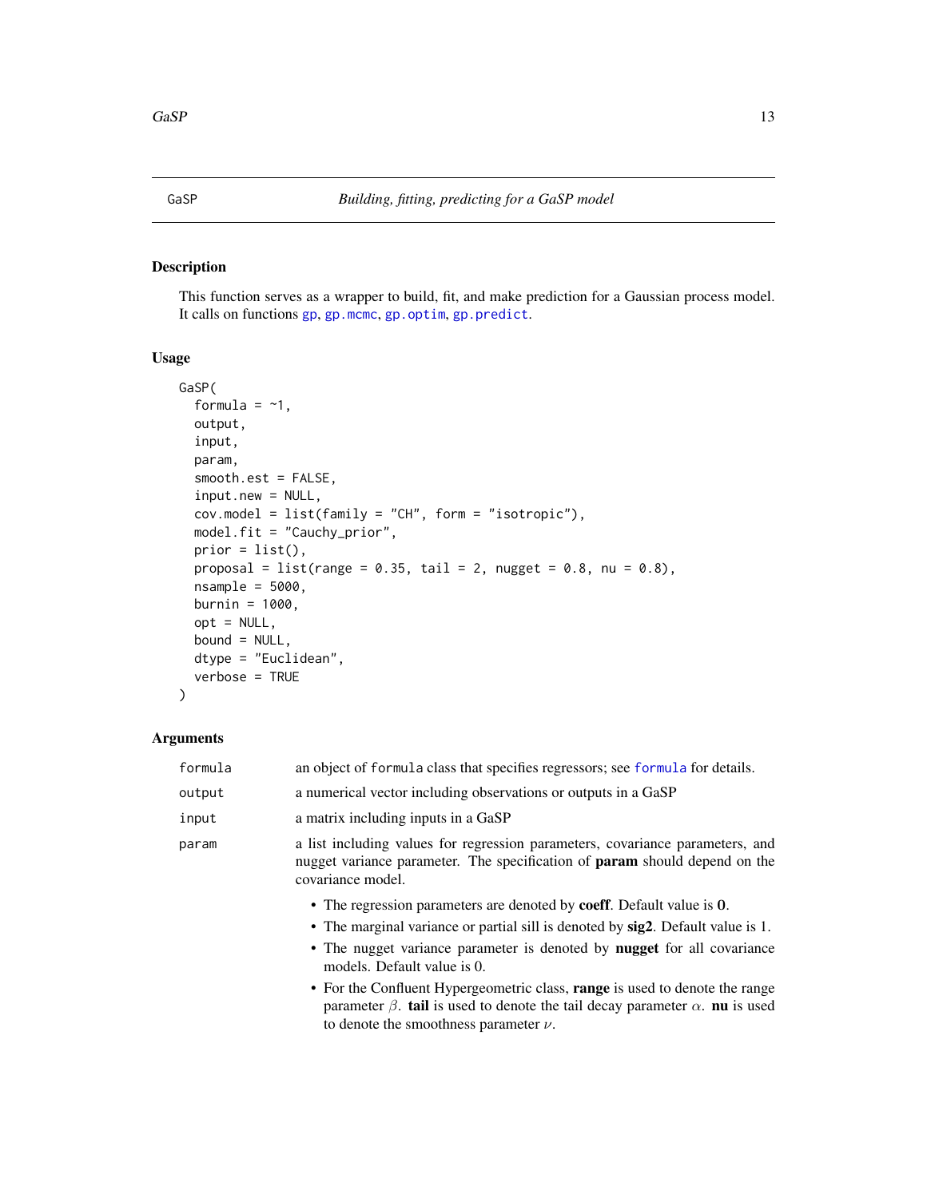## GaSP — *Building, fitting, predicting for a GaSP model*

### Description

This function serves as a wrapper to build, fit, and make prediction for a Gaussian process model. It calls on functions gp, gp.mcmc, gp.optim, gp.predict.

### Usage

```
GaSP(
  formula = ~1,
  output,
  input,
  param,
  smooth.est = FALSE,
  input.new = NULL,
  cov.model = list(family = "CH", form = "isotropic"),
  model.fit = "Cauchy_prior",
  prior = list(),
  proposal = list(range = 0.35, tail = 2, nugget = 0.8, nu = 0.8),
  nsample = 5000,
  burnin = 1000,
  opt = NULL,
  bound = NULL,
  dtype = "Euclidean",
  verbose = TRUE
)
```

### Arguments

`formula` an object of `formula` class that specifies regressors; see formula for details.

`output` a numerical vector including observations or outputs in a GaSP

`input` a matrix including inputs in a GaSP

`param` a list including values for regression parameters, covariance parameters, and nugget variance parameter. The specification of **param** should depend on the covariance model.

- The regression parameters are denoted by **coeff**. Default value is **0**.
- The marginal variance or partial sill is denoted by **sig2**. Default value is 1.
- The nugget variance parameter is denoted by **nugget** for all covariance models. Default value is 0.
- For the Confluent Hypergeometric class, **range** is used to denote the range parameter $\beta$. **tail** is used to denote the tail decay parameter $\alpha$. **nu** is used to denote the smoothness parameter $\nu$.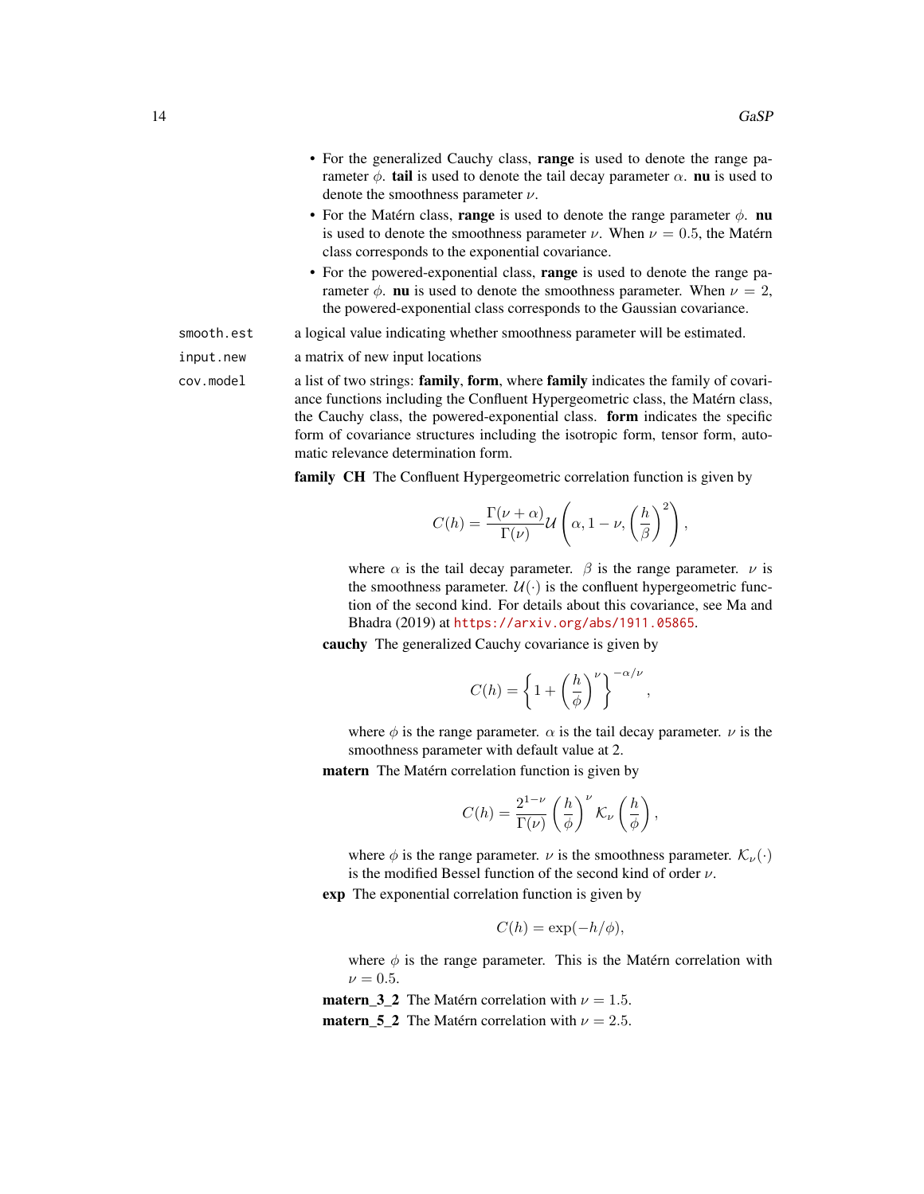- For the generalized Cauchy class, **range** is used to denote the range parameter $\phi$. **tail** is used to denote the tail decay parameter $\alpha$. **nu** is used to denote the smoothness parameter $\nu$.
- For the Matérn class, **range** is used to denote the range parameter $\phi$. **nu** is used to denote the smoothness parameter $\nu$. When $\nu = 0.5$, the Matérn class corresponds to the exponential covariance.
- For the powered-exponential class, **range** is used to denote the range parameter $\phi$. **nu** is used to denote the smoothness parameter. When $\nu = 2$, the powered-exponential class corresponds to the Gaussian covariance.

`smooth.est` a logical value indicating whether smoothness parameter will be estimated.

`input.new` a matrix of new input locations

`cov.model` a list of two strings: **family**, **form**, where **family** indicates the family of covariance functions including the Confluent Hypergeometric class, the Matérn class, the Cauchy class, the powered-exponential class. **form** indicates the specific form of covariance structures including the isotropic form, tensor form, automatic relevance determination form.

**family** **CH** The Confluent Hypergeometric correlation function is given by

$$C(h) = \frac{\Gamma(\nu + \alpha)}{\Gamma(\nu)} \mathcal{U}\left(\alpha, 1 - \nu, \left(\frac{h}{\beta}\right)^2\right),$$

where $\alpha$ is the tail decay parameter. $\beta$ is the range parameter. $\nu$ is the smoothness parameter. $\mathcal{U}(\cdot)$ is the confluent hypergeometric function of the second kind. For details about this covariance, see Ma and Bhadra (2019) at https://arxiv.org/abs/1911.05865.

**cauchy** The generalized Cauchy covariance is given by

$$C(h) = \left\{1 + \left(\frac{h}{\phi}\right)^{\nu}\right\}^{-\alpha/\nu},$$

where $\phi$ is the range parameter. $\alpha$ is the tail decay parameter. $\nu$ is the smoothness parameter with default value at 2.

**matern** The Matérn correlation function is given by

$$C(h) = \frac{2^{1-\nu}}{\Gamma(\nu)} \left(\frac{h}{\phi}\right)^{\nu} \mathcal{K}_{\nu}\left(\frac{h}{\phi}\right),$$

where $\phi$ is the range parameter. $\nu$ is the smoothness parameter. $\mathcal{K}_{\nu}(\cdot)$ is the modified Bessel function of the second kind of order $\nu$.

**exp** The exponential correlation function is given by

$$C(h) = \exp(-h/\phi),$$

where $\phi$ is the range parameter. This is the Matérn correlation with $\nu = 0.5$.

**matern_3_2** The Matérn correlation with $\nu = 1.5$.

**matern_5_2** The Matérn correlation with $\nu = 2.5$.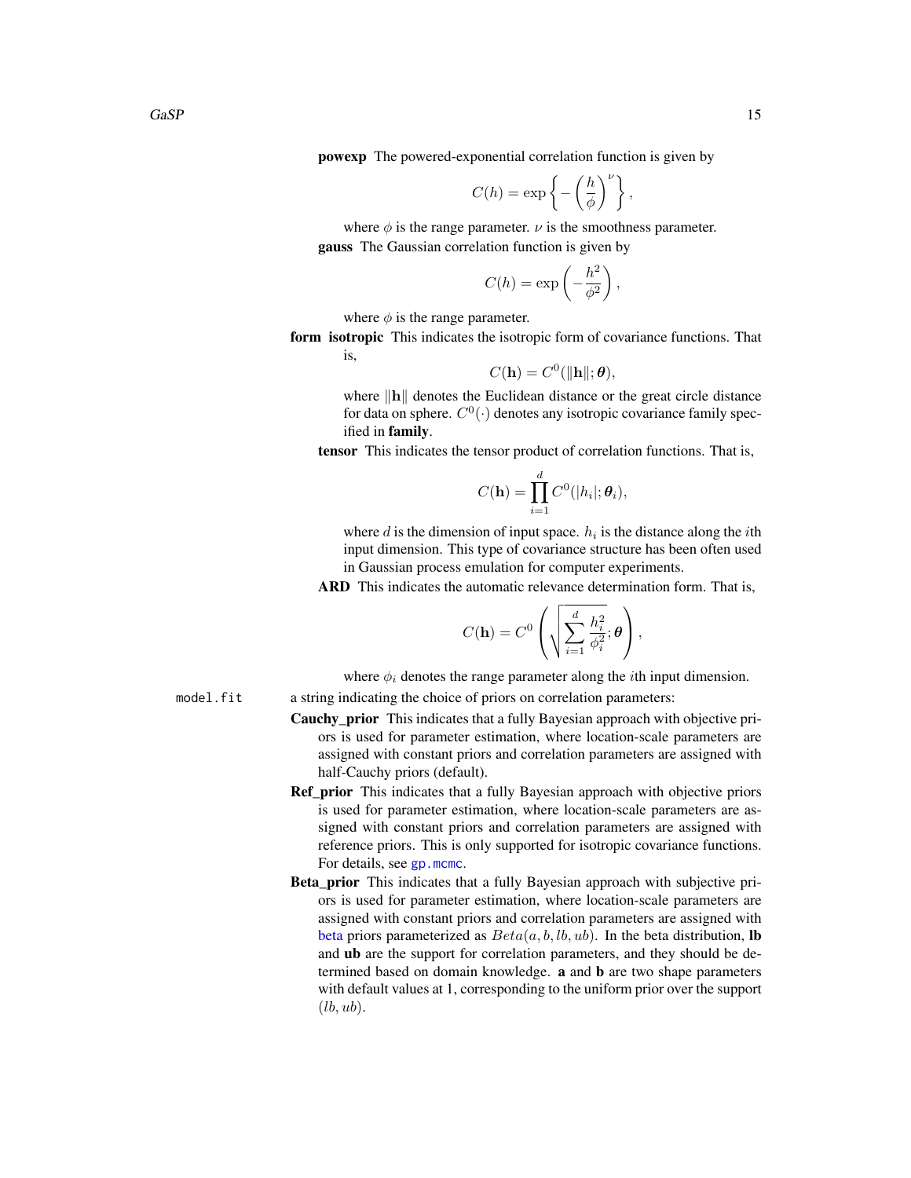**powexp** The powered-exponential correlation function is given by

$$C(h) = \exp\left\{-\left(\frac{h}{\phi}\right)^{\nu}\right\},$$

where $\phi$ is the range parameter. $\nu$ is the smoothness parameter.

**gauss** The Gaussian correlation function is given by

$$C(h) = \exp\left(-\frac{h^2}{\phi^2}\right),$$

where $\phi$ is the range parameter.

**form** **isotropic** This indicates the isotropic form of covariance functions. That is,

$$C(\mathbf{h}) = C^0(\|\mathbf{h}\|; \boldsymbol{\theta}),$$

where $\|\mathbf{h}\|$ denotes the Euclidean distance or the great circle distance for data on sphere. $C^0(\cdot)$ denotes any isotropic covariance family specified in **family**.

**tensor** This indicates the tensor product of correlation functions. That is,

$$C(\mathbf{h}) = \prod_{i=1}^{d} C^0(|h_i|; \boldsymbol{\theta}_i),$$

where $d$ is the dimension of input space. $h_i$ is the distance along the $i$th input dimension. This type of covariance structure has been often used in Gaussian process emulation for computer experiments.

**ARD** This indicates the automatic relevance determination form. That is,

$$C(\mathbf{h}) = C^0\left(\sqrt{\sum_{i=1}^{d} \frac{h_i^2}{\phi_i^2}}; \boldsymbol{\theta}\right),$$

where $\phi_i$ denotes the range parameter along the $i$th input dimension.

`model.fit` a string indicating the choice of priors on correlation parameters:

**Cauchy_prior** This indicates that a fully Bayesian approach with objective priors is used for parameter estimation, where location-scale parameters are assigned with constant priors and correlation parameters are assigned with half-Cauchy priors (default).

**Ref_prior** This indicates that a fully Bayesian approach with objective priors is used for parameter estimation, where location-scale parameters are assigned with constant priors and correlation parameters are assigned with reference priors. This is only supported for isotropic covariance functions. For details, see `gp.mcmc`.

**Beta_prior** This indicates that a fully Bayesian approach with subjective priors is used for parameter estimation, where location-scale parameters are assigned with constant priors and correlation parameters are assigned with beta priors parameterized as $Beta(a, b, lb, ub)$. In the beta distribution, **lb** and **ub** are the support for correlation parameters, and they should be determined based on domain knowledge. **a** and **b** are two shape parameters with default values at 1, corresponding to the uniform prior over the support $(lb, ub)$.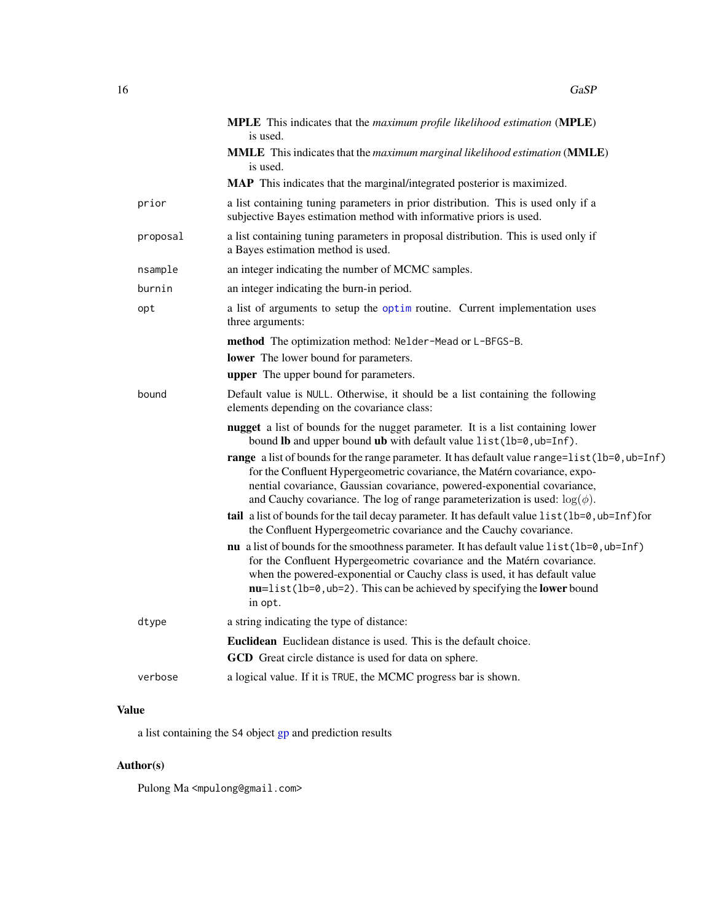**MPLE** This indicates that the *maximum profile likelihood estimation* (**MPLE**) is used.

**MMLE** This indicates that the *maximum marginal likelihood estimation* (**MMLE**) is used.

**MAP** This indicates that the marginal/integrated posterior is maximized.

`prior` a list containing tuning parameters in prior distribution. This is used only if a subjective Bayes estimation method with informative priors is used.

`proposal` a list containing tuning parameters in proposal distribution. This is used only if a Bayes estimation method is used.

`nsample` an integer indicating the number of MCMC samples.

`burnin` an integer indicating the burn-in period.

`opt` a list of arguments to setup the `optim` routine. Current implementation uses three arguments:

**method** The optimization method: `Nelder-Mead` or `L-BFGS-B`.

**lower** The lower bound for parameters.

**upper** The upper bound for parameters.

`bound` Default value is `NULL`. Otherwise, it should be a list containing the following elements depending on the covariance class:

**nugget** a list of bounds for the nugget parameter. It is a list containing lower bound **lb** and upper bound **ub** with default value `list(lb=0,ub=Inf)`.

**range** a list of bounds for the range parameter. It has default value `range=list(lb=0,ub=Inf)` for the Confluent Hypergeometric covariance, the Matérn covariance, exponential covariance, Gaussian covariance, powered-exponential covariance, and Cauchy covariance. The log of range parameterization is used: $\log(\phi)$.

**tail** a list of bounds for the tail decay parameter. It has default value `list(lb=0,ub=Inf)`for the Confluent Hypergeometric covariance and the Cauchy covariance.

**nu** a list of bounds for the smoothness parameter. It has default value `list(lb=0,ub=Inf)` for the Confluent Hypergeometric covariance and the Matérn covariance. when the powered-exponential or Cauchy class is used, it has default value **nu**=`list(lb=0,ub=2)`. This can be achieved by specifying the **lower** bound in `opt`.

`dtype` a string indicating the type of distance:

**Euclidean** Euclidean distance is used. This is the default choice.

**GCD** Great circle distance is used for data on sphere.

`verbose` a logical value. If it is `TRUE`, the MCMC progress bar is shown.

## Value

a list containing the `S4` object `gp` and prediction results

## Author(s)

Pulong Ma <mpulong@gmail.com>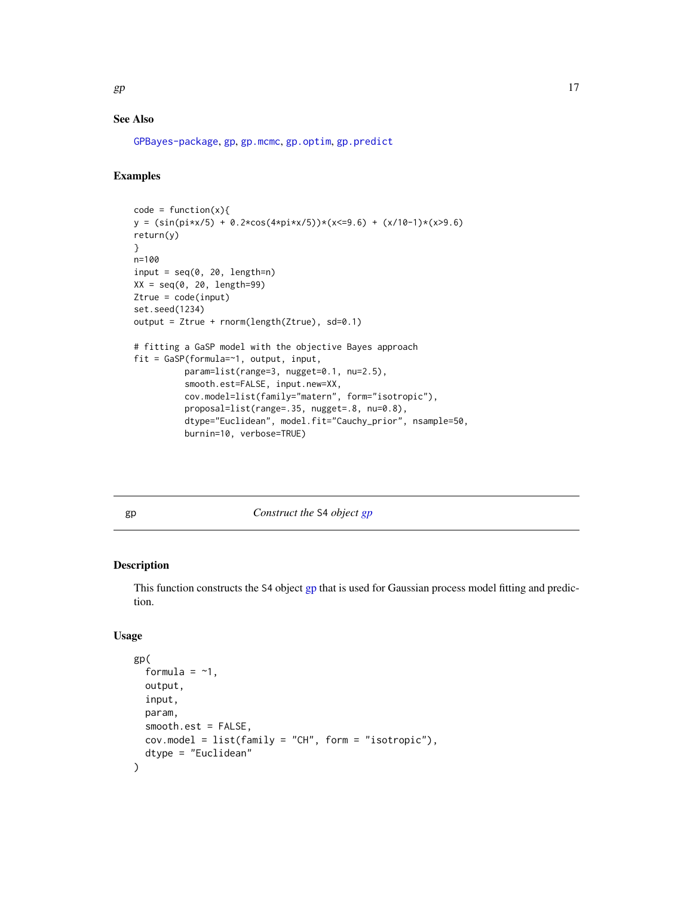## See Also

GPBayes-package, gp, gp.mcmc, gp.optim, gp.predict

## Examples

```
code = function(x){
y = (sin(pi*x/5) + 0.2*cos(4*pi*x/5))*(x<=9.6) + (x/10-1)*(x>9.6)
return(y)
}
n=100
input = seq(0, 20, length=n)
XX = seq(0, 20, length=99)
Ztrue = code(input)
set.seed(1234)
output = Ztrue + rnorm(length(Ztrue), sd=0.1)

# fitting a GaSP model with the objective Bayes approach
fit = GaSP(formula=~1, output, input,
          param=list(range=3, nugget=0.1, nu=2.5),
          smooth.est=FALSE, input.new=XX,
          cov.model=list(family="matern", form="isotropic"),
          proposal=list(range=.35, nugget=.8, nu=0.8),
          dtype="Euclidean", model.fit="Cauchy_prior", nsample=50,
          burnin=10, verbose=TRUE)
```

---

# gp — *Construct the* S4 *object gp*

## Description

This function constructs the S4 object gp that is used for Gaussian process model fitting and prediction.

## Usage

```
gp(
  formula = ~1,
  output,
  input,
  param,
  smooth.est = FALSE,
  cov.model = list(family = "CH", form = "isotropic"),
  dtype = "Euclidean"
)
```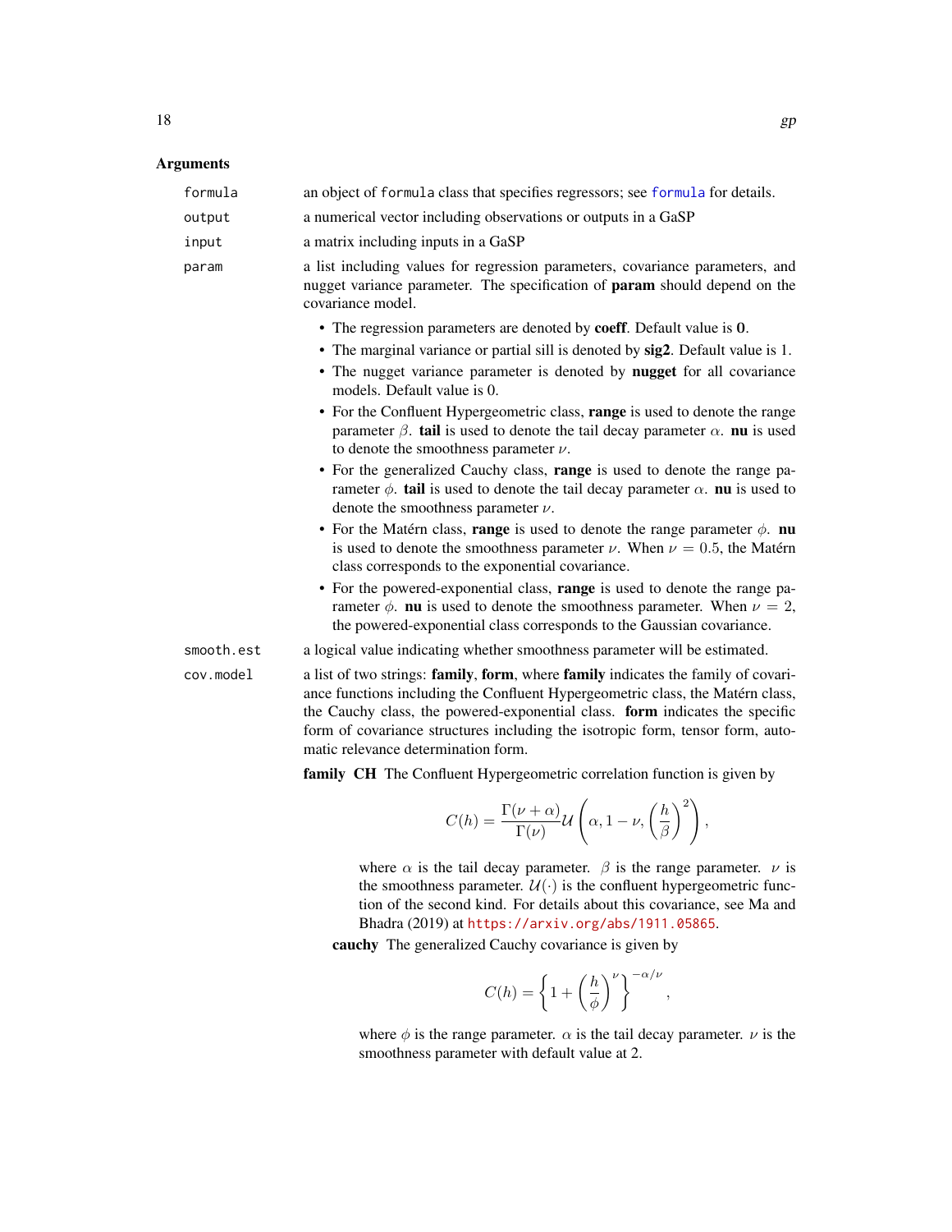## Arguments

`formula` an object of `formula` class that specifies regressors; see `formula` for details.

`output` a numerical vector including observations or outputs in a GaSP

`input` a matrix including inputs in a GaSP

`param` a list including values for regression parameters, covariance parameters, and nugget variance parameter. The specification of **param** should depend on the covariance model.

- The regression parameters are denoted by **coeff**. Default value is **0**.
- The marginal variance or partial sill is denoted by **sig2**. Default value is 1.
- The nugget variance parameter is denoted by **nugget** for all covariance models. Default value is 0.
- For the Confluent Hypergeometric class, **range** is used to denote the range parameter $\beta$. **tail** is used to denote the tail decay parameter $\alpha$. **nu** is used to denote the smoothness parameter $\nu$.
- For the generalized Cauchy class, **range** is used to denote the range parameter $\phi$. **tail** is used to denote the tail decay parameter $\alpha$. **nu** is used to denote the smoothness parameter $\nu$.
- For the Matérn class, **range** is used to denote the range parameter $\phi$. **nu** is used to denote the smoothness parameter $\nu$. When $\nu = 0.5$, the Matérn class corresponds to the exponential covariance.
- For the powered-exponential class, **range** is used to denote the range parameter $\phi$. **nu** is used to denote the smoothness parameter. When $\nu = 2$, the powered-exponential class corresponds to the Gaussian covariance.

`smooth.est` a logical value indicating whether smoothness parameter will be estimated.

`cov.model` a list of two strings: **family**, **form**, where **family** indicates the family of covariance functions including the Confluent Hypergeometric class, the Matérn class, the Cauchy class, the powered-exponential class. **form** indicates the specific form of covariance structures including the isotropic form, tensor form, automatic relevance determination form.

**family CH** The Confluent Hypergeometric correlation function is given by

$$C(h) = \frac{\Gamma(\nu+\alpha)}{\Gamma(\nu)} \mathcal{U}\left(\alpha, 1-\nu, \left(\frac{h}{\beta}\right)^2\right),$$

where $\alpha$ is the tail decay parameter. $\beta$ is the range parameter. $\nu$ is the smoothness parameter. $\mathcal{U}(\cdot)$ is the confluent hypergeometric function of the second kind. For details about this covariance, see Ma and Bhadra (2019) at https://arxiv.org/abs/1911.05865.

**cauchy** The generalized Cauchy covariance is given by

$$C(h) = \left\{1 + \left(\frac{h}{\phi}\right)^{\nu}\right\}^{-\alpha/\nu},$$

where $\phi$ is the range parameter. $\alpha$ is the tail decay parameter. $\nu$ is the smoothness parameter with default value at 2.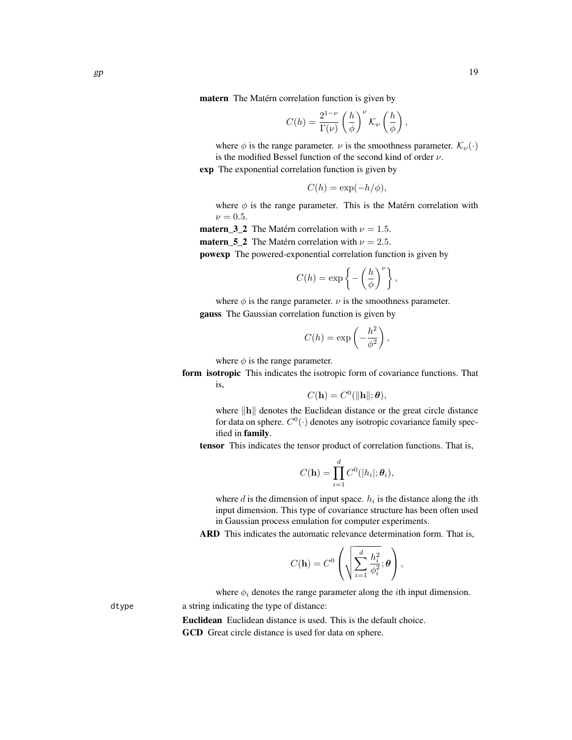**matern** The Matérn correlation function is given by

$$C(h) = \frac{2^{1-\nu}}{\Gamma(\nu)} \left(\frac{h}{\phi}\right)^{\nu} \mathcal{K}_{\nu}\left(\frac{h}{\phi}\right),$$

where $\phi$ is the range parameter. $\nu$ is the smoothness parameter. $\mathcal{K}_{\nu}(\cdot)$ is the modified Bessel function of the second kind of order $\nu$.

**exp** The exponential correlation function is given by

$$C(h) = \exp(-h/\phi),$$

where $\phi$ is the range parameter. This is the Matérn correlation with $\nu = 0.5$.

**matern_3_2** The Matérn correlation with $\nu = 1.5$.

**matern_5_2** The Matérn correlation with $\nu = 2.5$.

**powexp** The powered-exponential correlation function is given by

$$C(h) = \exp\left\{-\left(\frac{h}{\phi}\right)^{\nu}\right\},$$

where $\phi$ is the range parameter. $\nu$ is the smoothness parameter.

**gauss** The Gaussian correlation function is given by

$$C(h) = \exp\left(-\frac{h^2}{\phi^2}\right),$$

where $\phi$ is the range parameter.

**form** **isotropic** This indicates the isotropic form of covariance functions. That is,

$$C(\mathbf{h}) = C^0(\|\mathbf{h}\|; \boldsymbol{\theta}),$$

where $\|\mathbf{h}\|$ denotes the Euclidean distance or the great circle distance for data on sphere. $C^0(\cdot)$ denotes any isotropic covariance family specified in **family**.

**tensor** This indicates the tensor product of correlation functions. That is,

$$C(\mathbf{h}) = \prod_{i=1}^{d} C^0(|h_i|; \boldsymbol{\theta}_i),$$

where $d$ is the dimension of input space. $h_i$ is the distance along the $i$th input dimension. This type of covariance structure has been often used in Gaussian process emulation for computer experiments.

**ARD** This indicates the automatic relevance determination form. That is,

$$C(\mathbf{h}) = C^0\left(\sqrt{\sum_{i=1}^{d} \frac{h_i^2}{\phi_i^2}}; \boldsymbol{\theta}\right),$$

where $\phi_i$ denotes the range parameter along the $i$th input dimension.

dtype a string indicating the type of distance:

**Euclidean** Euclidean distance is used. This is the default choice.

**GCD** Great circle distance is used for data on sphere.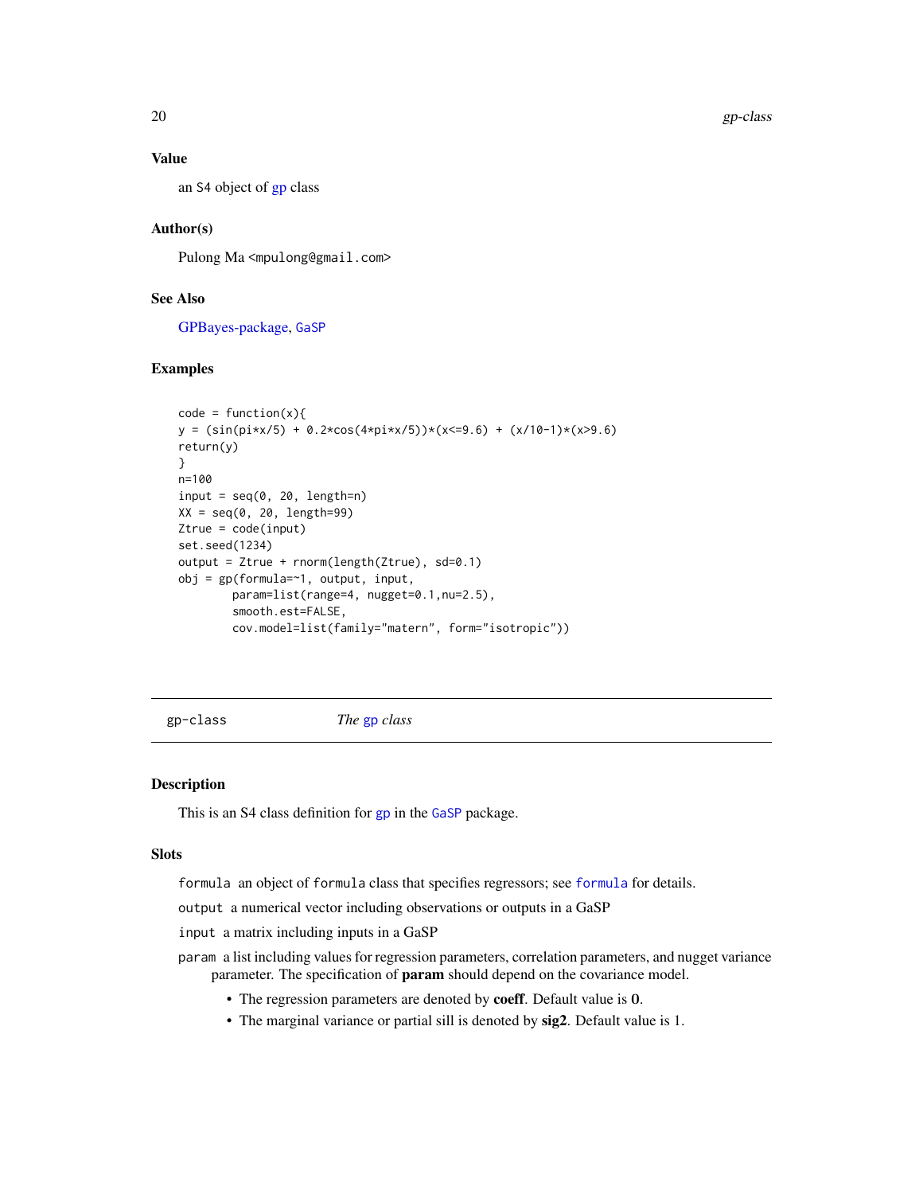### Value

an S4 object of gp class

### Author(s)

Pulong Ma <mpulong@gmail.com>

### See Also

GPBayes-package, GaSP

### Examples

```
code = function(x){
y = (sin(pi*x/5) + 0.2*cos(4*pi*x/5))*(x<=9.6) + (x/10-1)*(x>9.6)
return(y)
}
n=100
input = seq(0, 20, length=n)
XX = seq(0, 20, length=99)
Ztrue = code(input)
set.seed(1234)
output = Ztrue + rnorm(length(Ztrue), sd=0.1)
obj = gp(formula=~1, output, input,
        param=list(range=4, nugget=0.1,nu=2.5),
        smooth.est=FALSE,
        cov.model=list(family="matern", form="isotropic"))
```

---

## gp-class        *The gp class*

### Description

This is an S4 class definition for gp in the GaSP package.

### Slots

`formula` an object of `formula` class that specifies regressors; see `formula` for details.

`output` a numerical vector including observations or outputs in a GaSP

`input` a matrix including inputs in a GaSP

`param` a list including values for regression parameters, correlation parameters, and nugget variance parameter. The specification of **param** should depend on the covariance model.

- The regression parameters are denoted by **coeff**. Default value is **0**.
- The marginal variance or partial sill is denoted by **sig2**. Default value is 1.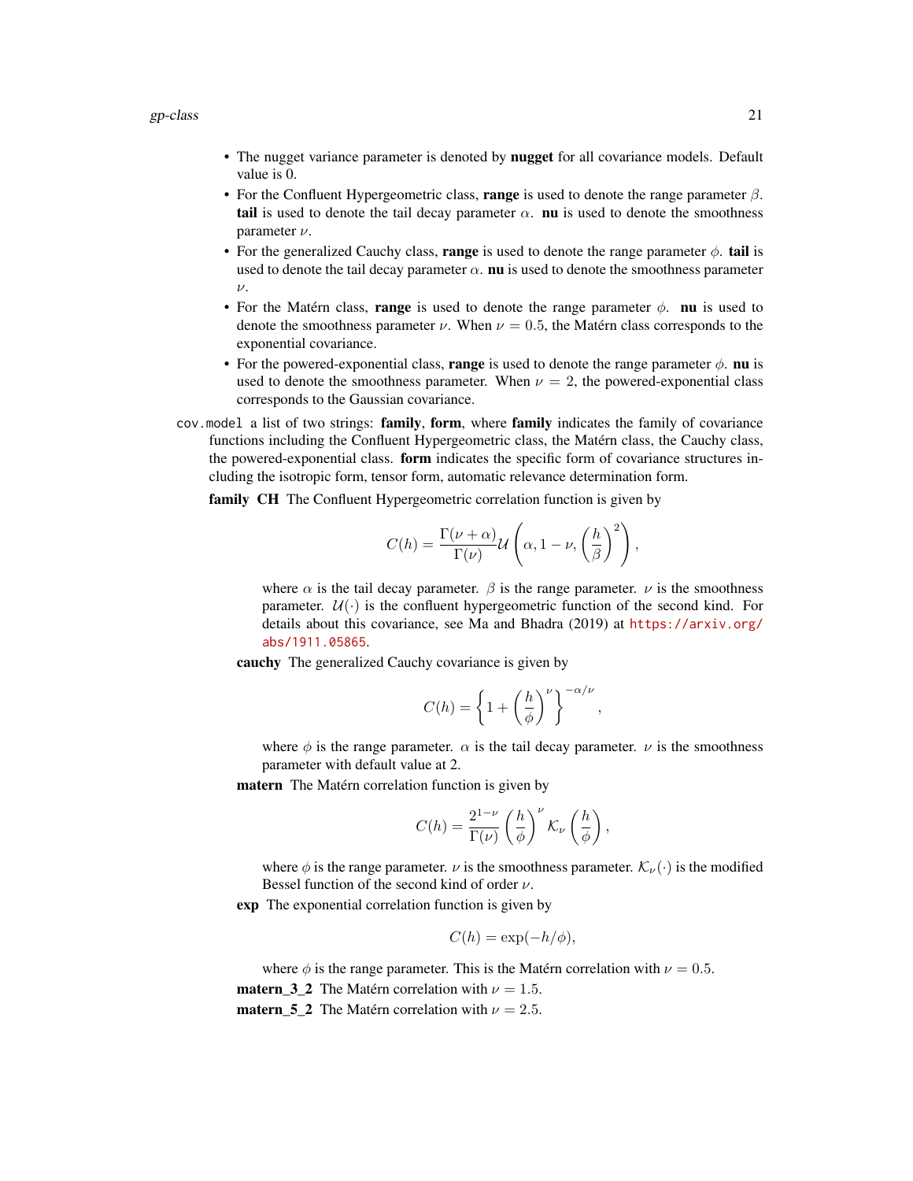- The nugget variance parameter is denoted by **nugget** for all covariance models. Default value is 0.
- For the Confluent Hypergeometric class, **range** is used to denote the range parameter $\beta$. **tail** is used to denote the tail decay parameter $\alpha$. **nu** is used to denote the smoothness parameter $\nu$.
- For the generalized Cauchy class, **range** is used to denote the range parameter $\phi$. **tail** is used to denote the tail decay parameter $\alpha$. **nu** is used to denote the smoothness parameter $\nu$.
- For the Matérn class, **range** is used to denote the range parameter $\phi$. **nu** is used to denote the smoothness parameter $\nu$. When $\nu = 0.5$, the Matérn class corresponds to the exponential covariance.
- For the powered-exponential class, **range** is used to denote the range parameter $\phi$. **nu** is used to denote the smoothness parameter. When $\nu = 2$, the powered-exponential class corresponds to the Gaussian covariance.

`cov.model` a list of two strings: **family**, **form**, where **family** indicates the family of covariance functions including the Confluent Hypergeometric class, the Matérn class, the Cauchy class, the powered-exponential class. **form** indicates the specific form of covariance structures including the isotropic form, tensor form, automatic relevance determination form.

**family** **CH** The Confluent Hypergeometric correlation function is given by

$$C(h) = \frac{\Gamma(\nu+\alpha)}{\Gamma(\nu)} \mathcal{U}\left(\alpha, 1-\nu, \left(\frac{h}{\beta}\right)^2\right),$$

where $\alpha$ is the tail decay parameter. $\beta$ is the range parameter. $\nu$ is the smoothness parameter. $\mathcal{U}(\cdot)$ is the confluent hypergeometric function of the second kind. For details about this covariance, see Ma and Bhadra (2019) at https://arxiv.org/abs/1911.05865.

**cauchy** The generalized Cauchy covariance is given by

$$C(h) = \left\{1 + \left(\frac{h}{\phi}\right)^{\nu}\right\}^{-\alpha/\nu},$$

where $\phi$ is the range parameter. $\alpha$ is the tail decay parameter. $\nu$ is the smoothness parameter with default value at 2.

**matern** The Matérn correlation function is given by

$$C(h) = \frac{2^{1-\nu}}{\Gamma(\nu)} \left(\frac{h}{\phi}\right)^{\nu} \mathcal{K}_{\nu}\left(\frac{h}{\phi}\right),$$

where $\phi$ is the range parameter. $\nu$ is the smoothness parameter. $\mathcal{K}_{\nu}(\cdot)$ is the modified Bessel function of the second kind of order $\nu$.

**exp** The exponential correlation function is given by

$$C(h) = \exp(-h/\phi),$$

where $\phi$ is the range parameter. This is the Matérn correlation with $\nu = 0.5$.

**matern_3_2** The Matérn correlation with $\nu = 1.5$.

**matern_5_2** The Matérn correlation with $\nu = 2.5$.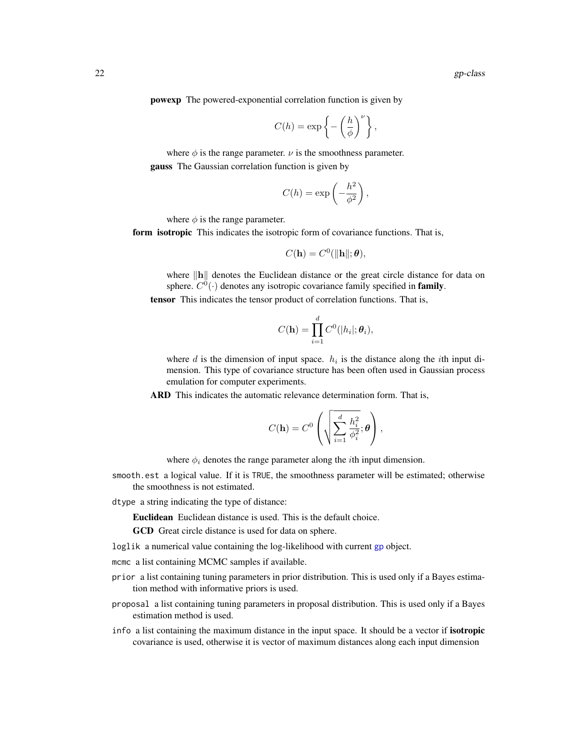**powexp** The powered-exponential correlation function is given by

$$C(h) = \exp\left\{-\left(\frac{h}{\phi}\right)^{\nu}\right\},$$

where $\phi$ is the range parameter. $\nu$ is the smoothness parameter.

**gauss** The Gaussian correlation function is given by

$$C(h) = \exp\left(-\frac{h^2}{\phi^2}\right),$$

where $\phi$ is the range parameter.

**form** **isotropic** This indicates the isotropic form of covariance functions. That is,

$$C(\mathbf{h}) = C^0(\|\mathbf{h}\|; \boldsymbol{\theta}),$$

where $\|\mathbf{h}\|$ denotes the Euclidean distance or the great circle distance for data on sphere. $C^0(\cdot)$ denotes any isotropic covariance family specified in **family**.

**tensor** This indicates the tensor product of correlation functions. That is,

$$C(\mathbf{h}) = \prod_{i=1}^{d} C^0(|h_i|; \boldsymbol{\theta}_i),$$

where $d$ is the dimension of input space. $h_i$ is the distance along the $i$th input dimension. This type of covariance structure has been often used in Gaussian process emulation for computer experiments.

**ARD** This indicates the automatic relevance determination form. That is,

$$C(\mathbf{h}) = C^0\left(\sqrt{\sum_{i=1}^{d} \frac{h_i^2}{\phi_i^2}}; \boldsymbol{\theta}\right),$$

where $\phi_i$ denotes the range parameter along the $i$th input dimension.

smooth.est a logical value. If it is TRUE, the smoothness parameter will be estimated; otherwise the smoothness is not estimated.

dtype a string indicating the type of distance:

**Euclidean** Euclidean distance is used. This is the default choice.

**GCD** Great circle distance is used for data on sphere.

loglik a numerical value containing the log-likelihood with current gp object.

mcmc a list containing MCMC samples if available.

prior a list containing tuning parameters in prior distribution. This is used only if a Bayes estimation method with informative priors is used.

proposal a list containing tuning parameters in proposal distribution. This is used only if a Bayes estimation method is used.

info a list containing the maximum distance in the input space. It should be a vector if **isotropic** covariance is used, otherwise it is vector of maximum distances along each input dimension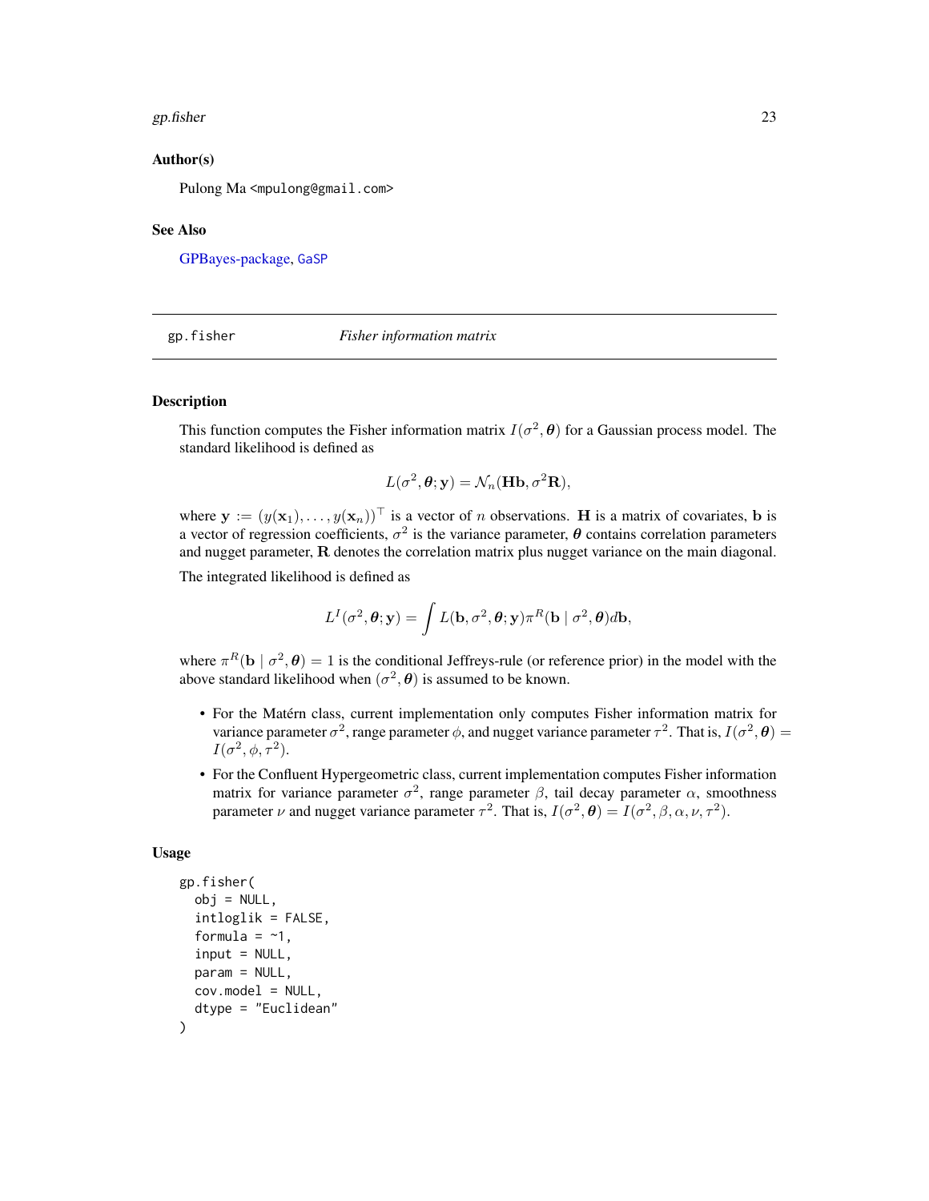## Author(s)

Pulong Ma <mpulong@gmail.com>

## See Also

GPBayes-package, GaSP

---

`gp.fisher` *Fisher information matrix*

---

## Description

This function computes the Fisher information matrix $I(\sigma^2, \boldsymbol{\theta})$ for a Gaussian process model. The standard likelihood is defined as

$$L(\sigma^2, \boldsymbol{\theta}; \mathbf{y}) = \mathcal{N}_n(\mathbf{H}\mathbf{b}, \sigma^2 \mathbf{R}),$$

where $\mathbf{y} := (y(\mathbf{x}_1), \ldots, y(\mathbf{x}_n))^\top$ is a vector of $n$ observations. $\mathbf{H}$ is a matrix of covariates, $\mathbf{b}$ is a vector of regression coefficients, $\sigma^2$ is the variance parameter, $\boldsymbol{\theta}$ contains correlation parameters and nugget parameter, $\mathbf{R}$ denotes the correlation matrix plus nugget variance on the main diagonal.

The integrated likelihood is defined as

$$L^I(\sigma^2, \boldsymbol{\theta}; \mathbf{y}) = \int L(\mathbf{b}, \sigma^2, \boldsymbol{\theta}; \mathbf{y}) \pi^R(\mathbf{b} \mid \sigma^2, \boldsymbol{\theta}) d\mathbf{b},$$

where $\pi^R(\mathbf{b} \mid \sigma^2, \boldsymbol{\theta}) = 1$ is the conditional Jeffreys-rule (or reference prior) in the model with the above standard likelihood when $(\sigma^2, \boldsymbol{\theta})$ is assumed to be known.

- For the Matérn class, current implementation only computes Fisher information matrix for variance parameter $\sigma^2$, range parameter $\phi$, and nugget variance parameter $\tau^2$. That is, $I(\sigma^2, \boldsymbol{\theta}) = I(\sigma^2, \phi, \tau^2)$.
- For the Confluent Hypergeometric class, current implementation computes Fisher information matrix for variance parameter $\sigma^2$, range parameter $\beta$, tail decay parameter $\alpha$, smoothness parameter $\nu$ and nugget variance parameter $\tau^2$. That is, $I(\sigma^2, \boldsymbol{\theta}) = I(\sigma^2, \beta, \alpha, \nu, \tau^2)$.

## Usage

```
gp.fisher(
  obj = NULL,
  intloglik = FALSE,
  formula = ~1,
  input = NULL,
  param = NULL,
  cov.model = NULL,
  dtype = "Euclidean"
)
```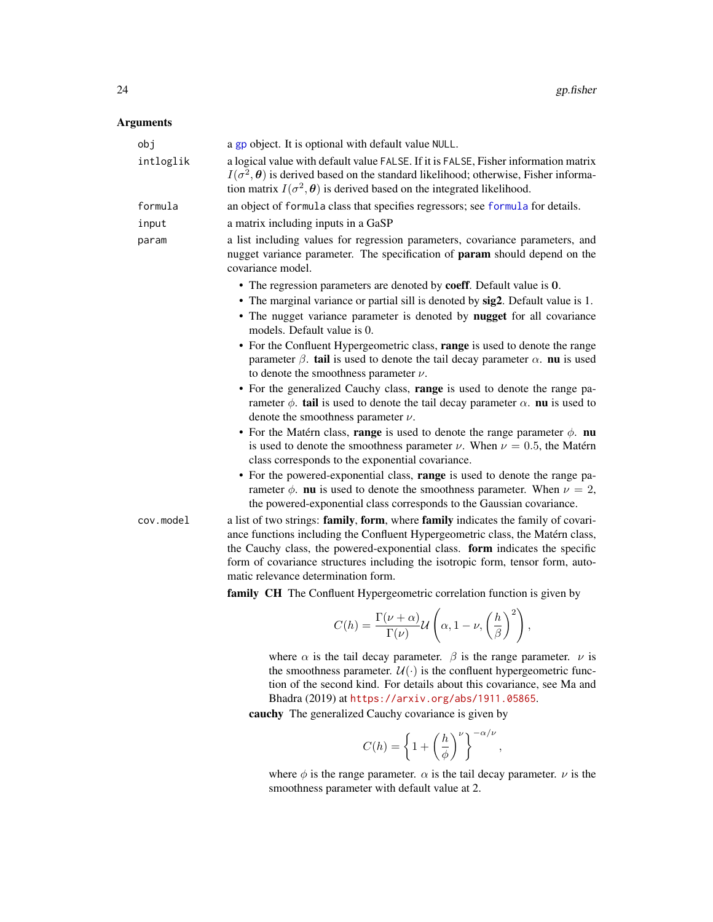## Arguments

`obj` a gp object. It is optional with default value `NULL`.

`intloglik` a logical value with default value `FALSE`. If it is `FALSE`, Fisher information matrix $I(\sigma^2, \boldsymbol{\theta})$ is derived based on the standard likelihood; otherwise, Fisher information matrix $I(\sigma^2, \boldsymbol{\theta})$ is derived based on the integrated likelihood.

`formula` an object of `formula` class that specifies regressors; see formula for details.

`input` a matrix including inputs in a GaSP

`param` a list including values for regression parameters, covariance parameters, and nugget variance parameter. The specification of **param** should depend on the covariance model.

- The regression parameters are denoted by **coeff**. Default value is $\mathbf{0}$.
- The marginal variance or partial sill is denoted by **sig2**. Default value is 1.
- The nugget variance parameter is denoted by **nugget** for all covariance models. Default value is 0.
- For the Confluent Hypergeometric class, **range** is used to denote the range parameter $\beta$. **tail** is used to denote the tail decay parameter $\alpha$. **nu** is used to denote the smoothness parameter $\nu$.
- For the generalized Cauchy class, **range** is used to denote the range parameter $\phi$. **tail** is used to denote the tail decay parameter $\alpha$. **nu** is used to denote the smoothness parameter $\nu$.
- For the Matérn class, **range** is used to denote the range parameter $\phi$. **nu** is used to denote the smoothness parameter $\nu$. When $\nu = 0.5$, the Matérn class corresponds to the exponential covariance.
- For the powered-exponential class, **range** is used to denote the range parameter $\phi$. **nu** is used to denote the smoothness parameter. When $\nu = 2$, the powered-exponential class corresponds to the Gaussian covariance.

`cov.model` a list of two strings: **family**, **form**, where **family** indicates the family of covariance functions including the Confluent Hypergeometric class, the Matérn class, the Cauchy class, the powered-exponential class. **form** indicates the specific form of covariance structures including the isotropic form, tensor form, automatic relevance determination form.

**family CH** The Confluent Hypergeometric correlation function is given by

$$C(h) = \frac{\Gamma(\nu+\alpha)}{\Gamma(\nu)} \mathcal{U}\left(\alpha, 1-\nu, \left(\frac{h}{\beta}\right)^2\right),$$

where $\alpha$ is the tail decay parameter. $\beta$ is the range parameter. $\nu$ is the smoothness parameter. $\mathcal{U}(\cdot)$ is the confluent hypergeometric function of the second kind. For details about this covariance, see Ma and Bhadra (2019) at https://arxiv.org/abs/1911.05865.

**cauchy** The generalized Cauchy covariance is given by

$$C(h) = \left\{1 + \left(\frac{h}{\phi}\right)^{\nu}\right\}^{-\alpha/\nu},$$

where $\phi$ is the range parameter. $\alpha$ is the tail decay parameter. $\nu$ is the smoothness parameter with default value at 2.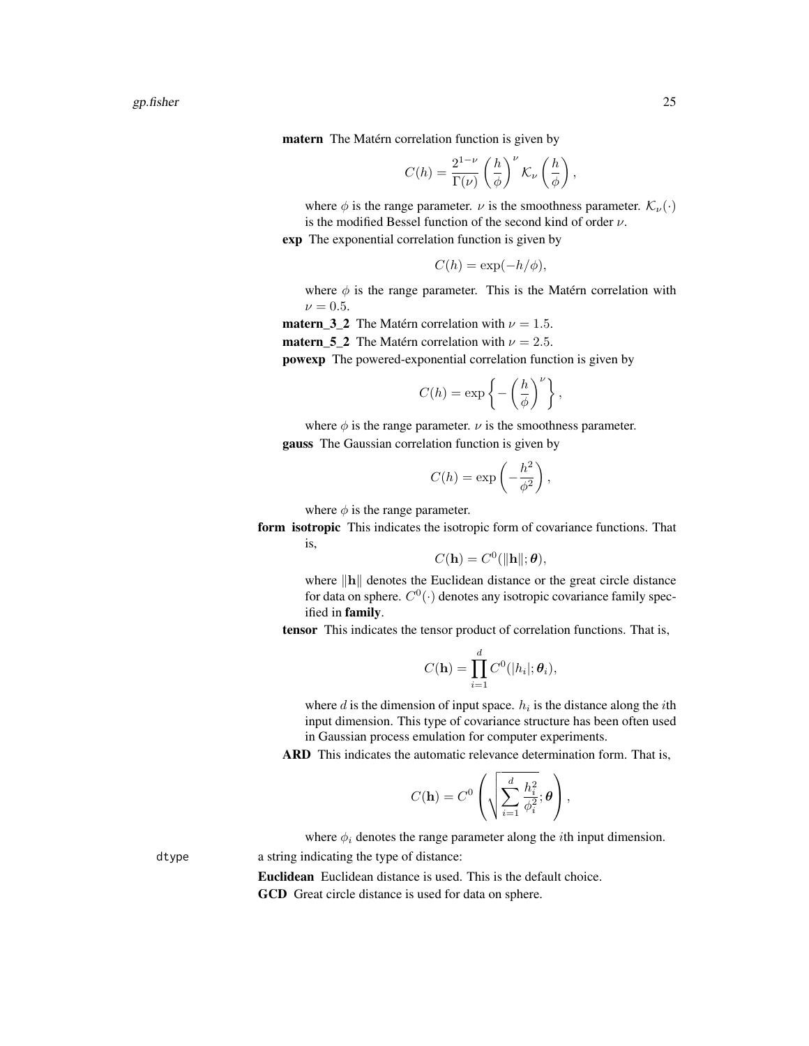**matern** The Matérn correlation function is given by

$$C(h) = \frac{2^{1-\nu}}{\Gamma(\nu)} \left(\frac{h}{\phi}\right)^{\nu} \mathcal{K}_{\nu}\left(\frac{h}{\phi}\right),$$

where $\phi$ is the range parameter. $\nu$ is the smoothness parameter. $\mathcal{K}_{\nu}(\cdot)$ is the modified Bessel function of the second kind of order $\nu$.

**exp** The exponential correlation function is given by

$$C(h) = \exp(-h/\phi),$$

where $\phi$ is the range parameter. This is the Matérn correlation with $\nu = 0.5$.

**matern_3_2** The Matérn correlation with $\nu = 1.5$.

**matern_5_2** The Matérn correlation with $\nu = 2.5$.

**powexp** The powered-exponential correlation function is given by

$$C(h) = \exp\left\{-\left(\frac{h}{\phi}\right)^{\nu}\right\},$$

where $\phi$ is the range parameter. $\nu$ is the smoothness parameter.

**gauss** The Gaussian correlation function is given by

$$C(h) = \exp\left(-\frac{h^2}{\phi^2}\right),$$

where $\phi$ is the range parameter.

**form** **isotropic** This indicates the isotropic form of covariance functions. That is,

$$C(\mathbf{h}) = C^0(\|\mathbf{h}\|; \boldsymbol{\theta}),$$

where $\|\mathbf{h}\|$ denotes the Euclidean distance or the great circle distance for data on sphere. $C^0(\cdot)$ denotes any isotropic covariance family specified in **family**.

**tensor** This indicates the tensor product of correlation functions. That is,

$$C(\mathbf{h}) = \prod_{i=1}^{d} C^0(|h_i|; \boldsymbol{\theta}_i),$$

where $d$ is the dimension of input space. $h_i$ is the distance along the $i$th input dimension. This type of covariance structure has been often used in Gaussian process emulation for computer experiments.

**ARD** This indicates the automatic relevance determination form. That is,

$$C(\mathbf{h}) = C^0\left(\sqrt{\sum_{i=1}^{d} \frac{h_i^2}{\phi_i^2}}; \boldsymbol{\theta}\right),$$

where $\phi_i$ denotes the range parameter along the $i$th input dimension.

dtype a string indicating the type of distance:

**Euclidean** Euclidean distance is used. This is the default choice.

**GCD** Great circle distance is used for data on sphere.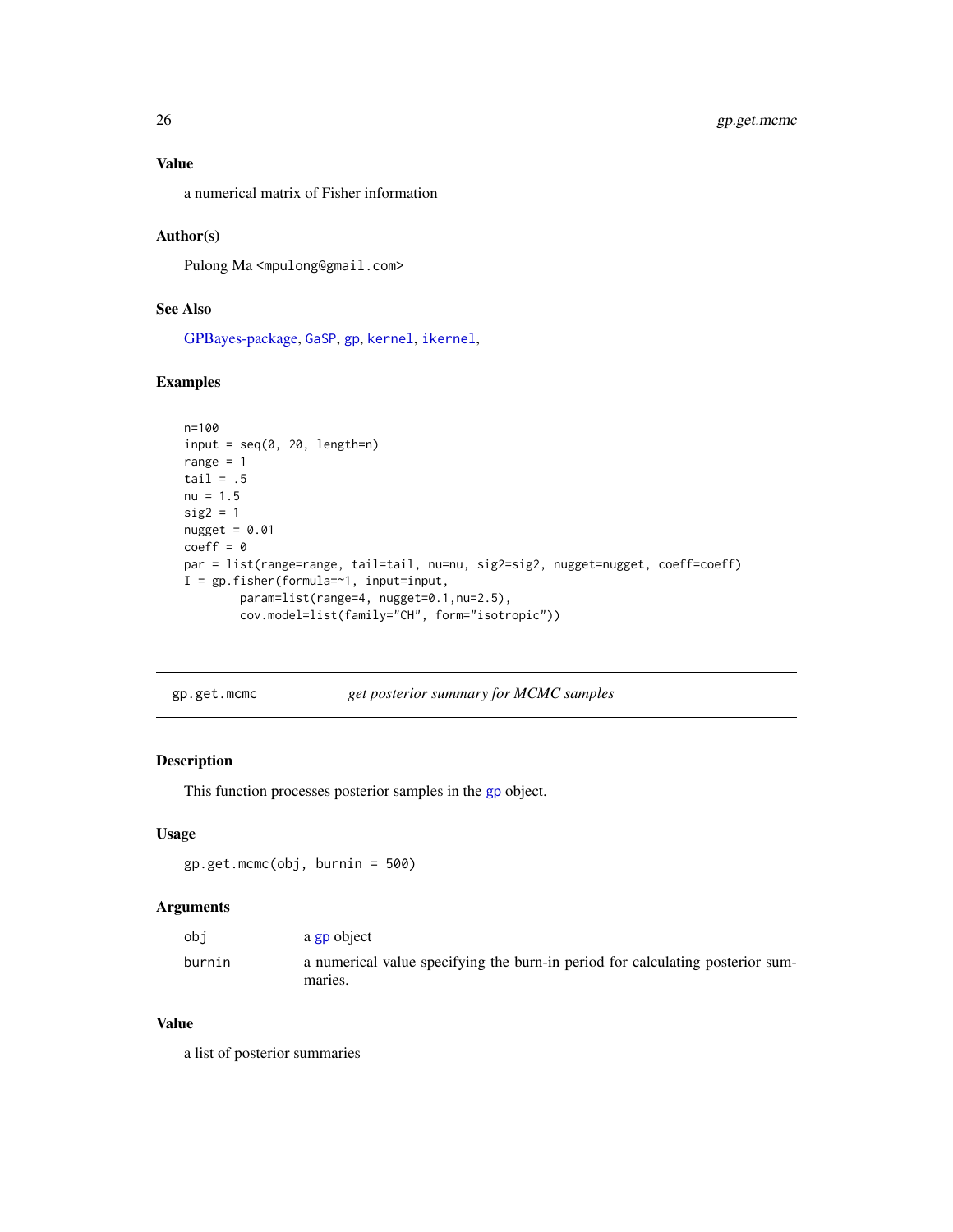### Value

a numerical matrix of Fisher information

### Author(s)

Pulong Ma <mpulong@gmail.com>

### See Also

GPBayes-package, GaSP, gp, kernel, ikernel,

### Examples

```
n=100
input = seq(0, 20, length=n)
range = 1
tail = .5
nu = 1.5
sig2 = 1
nugget = 0.01
coeff = 0
par = list(range=range, tail=tail, nu=nu, sig2=sig2, nugget=nugget, coeff=coeff)
I = gp.fisher(formula=~1, input=input,
        param=list(range=4, nugget=0.1,nu=2.5),
        cov.model=list(family="CH", form="isotropic"))
```

---

## gp.get.mcmc — *get posterior summary for MCMC samples*

### Description

This function processes posterior samples in the gp object.

### Usage

```
gp.get.mcmc(obj, burnin = 500)
```

### Arguments

| | |
|---|---|
| obj | a gp object |
| burnin | a numerical value specifying the burn-in period for calculating posterior summaries. |

### Value

a list of posterior summaries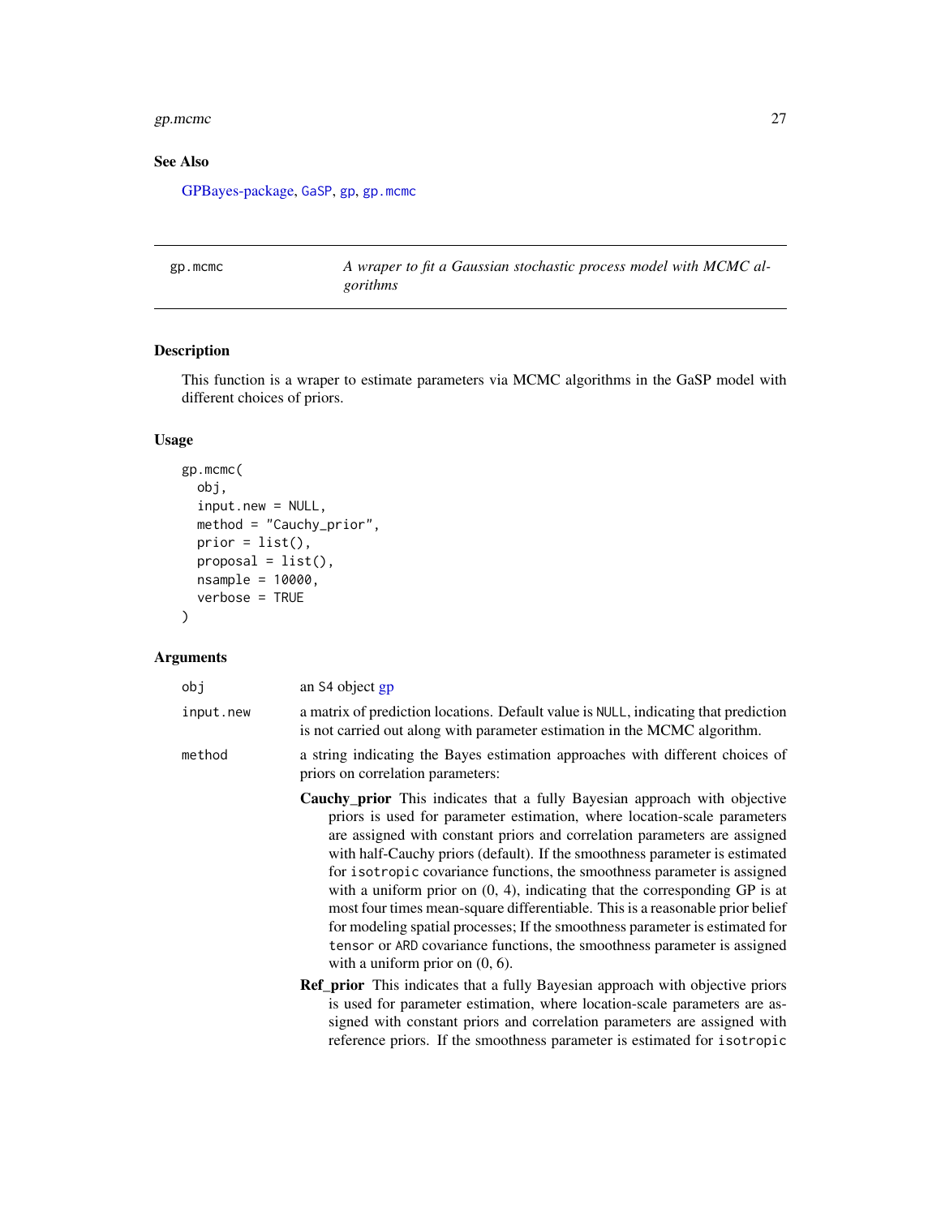## See Also

GPBayes-package, `GaSP`, `gp`, `gp.mcmc`

---

## gp.mcmc — *A wraper to fit a Gaussian stochastic process model with MCMC algorithms*

### Description

This function is a wraper to estimate parameters via MCMC algorithms in the GaSP model with different choices of priors.

### Usage

```
gp.mcmc(
  obj,
  input.new = NULL,
  method = "Cauchy_prior",
  prior = list(),
  proposal = list(),
  nsample = 10000,
  verbose = TRUE
)
```

### Arguments

`obj` — an S4 object gp

`input.new` — a matrix of prediction locations. Default value is `NULL`, indicating that prediction is not carried out along with parameter estimation in the MCMC algorithm.

`method` — a string indicating the Bayes estimation approaches with different choices of priors on correlation parameters:

- **Cauchy_prior** This indicates that a fully Bayesian approach with objective priors is used for parameter estimation, where location-scale parameters are assigned with constant priors and correlation parameters are assigned with half-Cauchy priors (default). If the smoothness parameter is estimated for `isotropic` covariance functions, the smoothness parameter is assigned with a uniform prior on (0, 4), indicating that the corresponding GP is at most four times mean-square differentiable. This is a reasonable prior belief for modeling spatial processes; If the smoothness parameter is estimated for `tensor` or `ARD` covariance functions, the smoothness parameter is assigned with a uniform prior on (0, 6).
- **Ref_prior** This indicates that a fully Bayesian approach with objective priors is used for parameter estimation, where location-scale parameters are assigned with constant priors and correlation parameters are assigned with reference priors. If the smoothness parameter is estimated for `isotropic`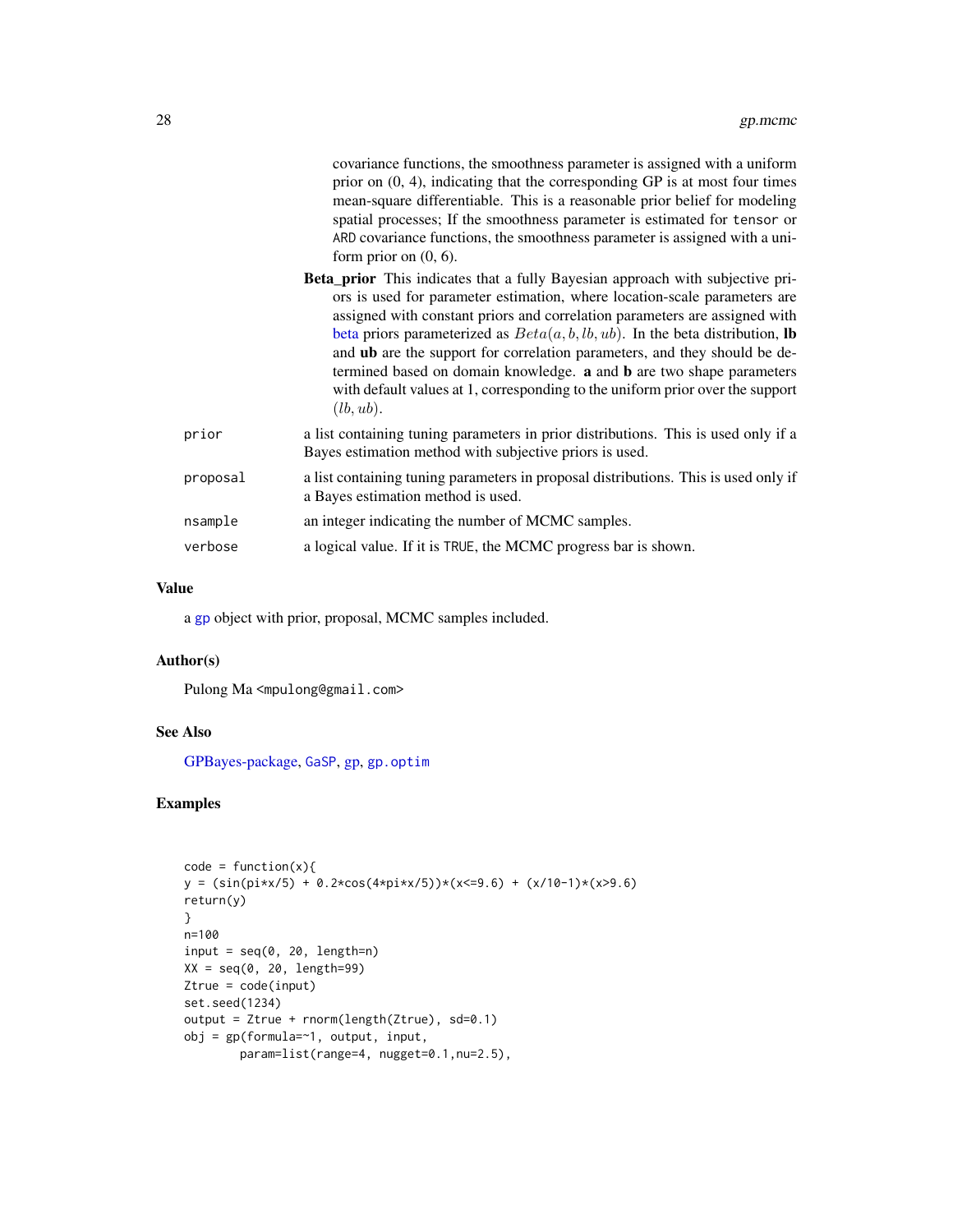covariance functions, the smoothness parameter is assigned with a uniform prior on (0, 4), indicating that the corresponding GP is at most four times mean-square differentiable. This is a reasonable prior belief for modeling spatial processes; If the smoothness parameter is estimated for `tensor` or `ARD` covariance functions, the smoothness parameter is assigned with a uniform prior on (0, 6).

**Beta_prior** This indicates that a fully Bayesian approach with subjective priors is used for parameter estimation, where location-scale parameters are assigned with constant priors and correlation parameters are assigned with beta priors parameterized as $Beta(a, b, lb, ub)$. In the beta distribution, **lb** and **ub** are the support for correlation parameters, and they should be determined based on domain knowledge. **a** and **b** are two shape parameters with default values at 1, corresponding to the uniform prior over the support $(lb, ub)$.

- `prior` — a list containing tuning parameters in prior distributions. This is used only if a Bayes estimation method with subjective priors is used.
- `proposal` — a list containing tuning parameters in proposal distributions. This is used only if a Bayes estimation method is used.
- `nsample` — an integer indicating the number of MCMC samples.
- `verbose` — a logical value. If it is `TRUE`, the MCMC progress bar is shown.

## Value

a gp object with prior, proposal, MCMC samples included.

## Author(s)

Pulong Ma <mpulong@gmail.com>

## See Also

GPBayes-package, `GaSP`, gp, `gp.optim`

## Examples

```
code = function(x){
y = (sin(pi*x/5) + 0.2*cos(4*pi*x/5))*(x<=9.6) + (x/10-1)*(x>9.6)
return(y)
}
n=100
input = seq(0, 20, length=n)
XX = seq(0, 20, length=99)
Ztrue = code(input)
set.seed(1234)
output = Ztrue + rnorm(length(Ztrue), sd=0.1)
obj = gp(formula=~1, output, input,
        param=list(range=4, nugget=0.1,nu=2.5),
```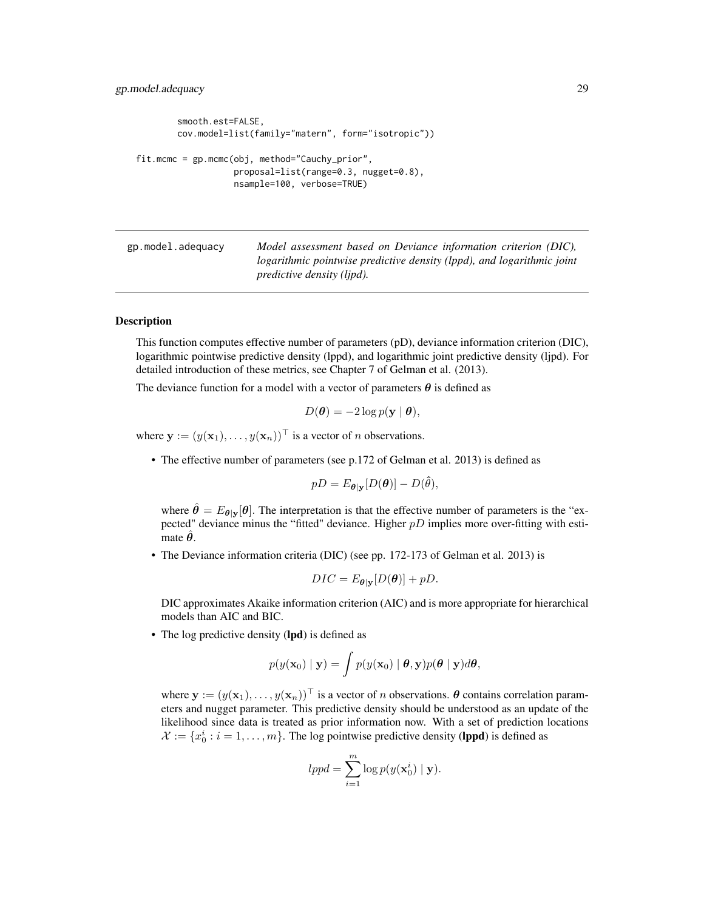```
        smooth.est=FALSE,
        cov.model=list(family="matern", form="isotropic"))

fit.mcmc = gp.mcmc(obj, method="Cauchy_prior",
                   proposal=list(range=0.3, nugget=0.8),
                   nsample=100, verbose=TRUE)
```

---

## gp.model.adequacy

*Model assessment based on Deviance information criterion (DIC), logarithmic pointwise predictive density (lppd), and logarithmic joint predictive density (ljpd).*

---

### Description

This function computes effective number of parameters (pD), deviance information criterion (DIC), logarithmic pointwise predictive density (lppd), and logarithmic joint predictive density (ljpd). For detailed introduction of these metrics, see Chapter 7 of Gelman et al. (2013).

The deviance function for a model with a vector of parameters $\boldsymbol{\theta}$ is defined as

$$D(\boldsymbol{\theta}) = -2 \log p(\mathbf{y} \mid \boldsymbol{\theta}),$$

where $\mathbf{y} := (y(\mathbf{x}_1), \ldots, y(\mathbf{x}_n))^\top$ is a vector of $n$ observations.

- The effective number of parameters (see p.172 of Gelman et al. 2013) is defined as

  $$pD = E_{\boldsymbol{\theta}|\mathbf{y}}[D(\boldsymbol{\theta})] - D(\hat{\theta}),$$

  where $\hat{\boldsymbol{\theta}} = E_{\boldsymbol{\theta}|\mathbf{y}}[\boldsymbol{\theta}]$. The interpretation is that the effective number of parameters is the "expected" deviance minus the "fitted" deviance. Higher $pD$ implies more over-fitting with estimate $\hat{\boldsymbol{\theta}}$.

- The Deviance information criteria (DIC) (see pp. 172-173 of Gelman et al. 2013) is

  $$DIC = E_{\boldsymbol{\theta}|\mathbf{y}}[D(\boldsymbol{\theta})] + pD.$$

  DIC approximates Akaike information criterion (AIC) and is more appropriate for hierarchical models than AIC and BIC.

- The log predictive density (**lpd**) is defined as

  $$p(y(\mathbf{x}_0) \mid \mathbf{y}) = \int p(y(\mathbf{x}_0) \mid \boldsymbol{\theta}, \mathbf{y}) p(\boldsymbol{\theta} \mid \mathbf{y}) d\boldsymbol{\theta},$$

  where $\mathbf{y} := (y(\mathbf{x}_1), \ldots, y(\mathbf{x}_n))^\top$ is a vector of $n$ observations. $\boldsymbol{\theta}$ contains correlation parameters and nugget parameter. This predictive density should be understood as an update of the likelihood since data is treated as prior information now. With a set of prediction locations $\mathcal{X} := \{x_0^i : i = 1, \ldots, m\}$. The log pointwise predictive density (**lppd**) is defined as

  $$lppd = \sum_{i=1}^{m} \log p(y(\mathbf{x}_0^i) \mid \mathbf{y}).$$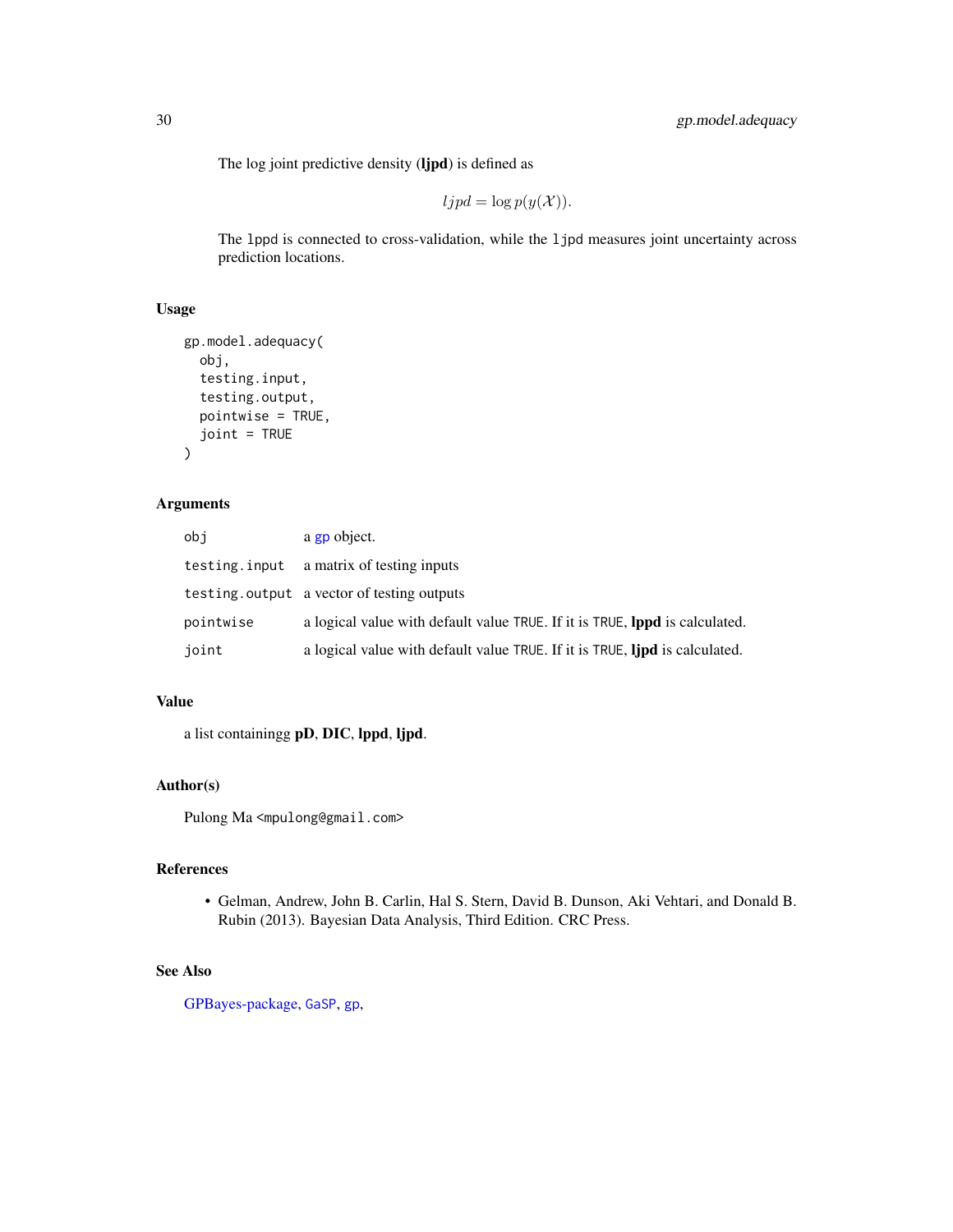The log joint predictive density (**ljpd**) is defined as

$$ljpd = \log p(y(\mathcal{X})).$$

The lppd is connected to cross-validation, while the ljpd measures joint uncertainty across prediction locations.

### Usage

```
gp.model.adequacy(
  obj,
  testing.input,
  testing.output,
  pointwise = TRUE,
  joint = TRUE
)
```

### Arguments

| | |
|---|---|
| obj | a gp object. |
| testing.input | a matrix of testing inputs |
| testing.output | a vector of testing outputs |
| pointwise | a logical value with default value TRUE. If it is TRUE, **lppd** is calculated. |
| joint | a logical value with default value TRUE. If it is TRUE, **ljpd** is calculated. |

### Value

a list containingg **pD**, **DIC**, **lppd**, **ljpd**.

### Author(s)

Pulong Ma <mpulong@gmail.com>

### References

- Gelman, Andrew, John B. Carlin, Hal S. Stern, David B. Dunson, Aki Vehtari, and Donald B. Rubin (2013). Bayesian Data Analysis, Third Edition. CRC Press.

### See Also

GPBayes-package, GaSP, gp,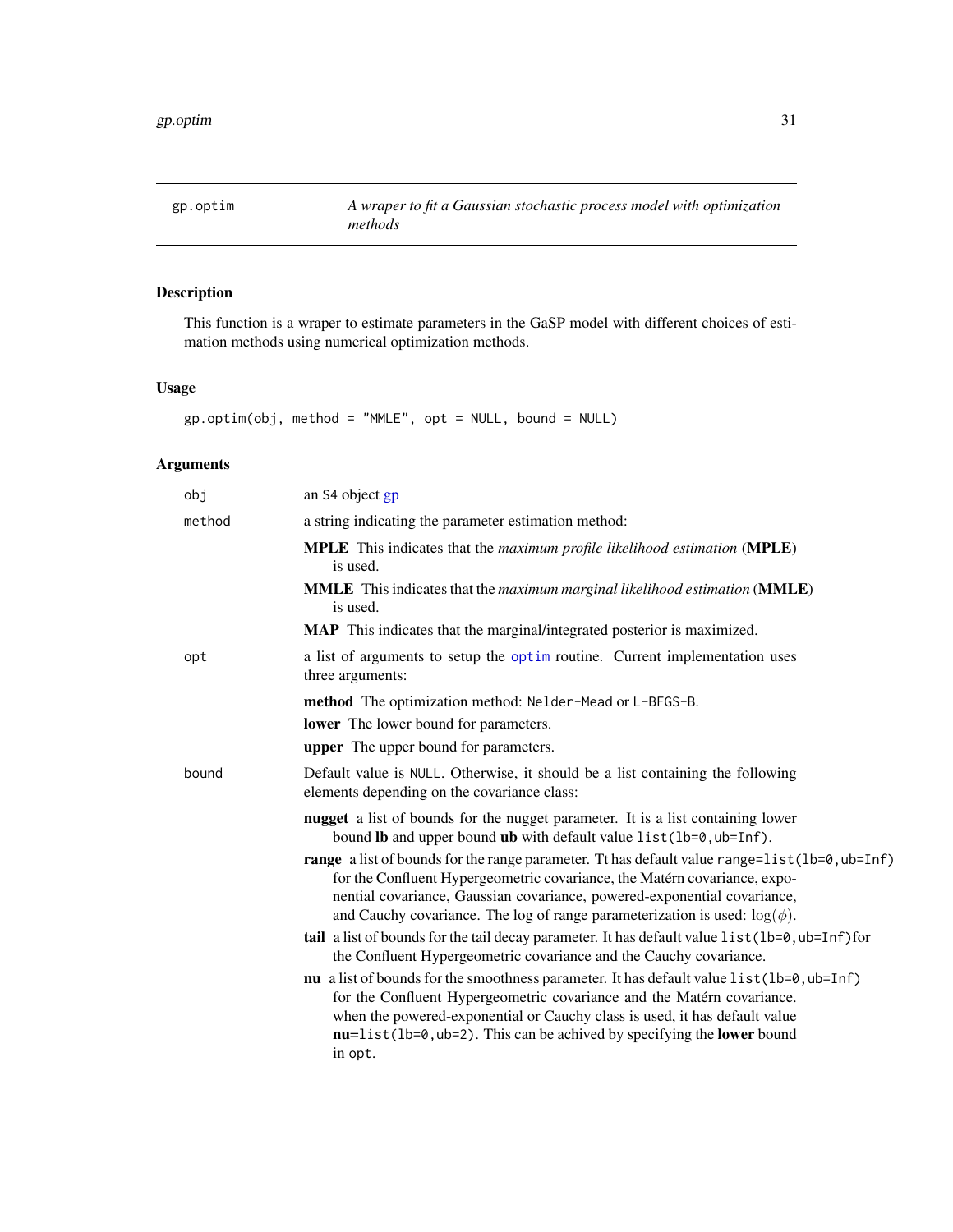| gp.optim | *A wraper to fit a Gaussian stochastic process model with optimization methods* |
| --- | --- |

## Description

This function is a wraper to estimate parameters in the GaSP model with different choices of estimation methods using numerical optimization methods.

## Usage

```
gp.optim(obj, method = "MMLE", opt = NULL, bound = NULL)
```

## Arguments

`obj` an S4 object gp

`method` a string indicating the parameter estimation method:

- **MPLE** This indicates that the *maximum profile likelihood estimation* (**MPLE**) is used.
- **MMLE** This indicates that the *maximum marginal likelihood estimation* (**MMLE**) is used.
- **MAP** This indicates that the marginal/integrated posterior is maximized.

`opt` a list of arguments to setup the optim routine. Current implementation uses three arguments:

- **method** The optimization method: `Nelder-Mead` or `L-BFGS-B`.
- **lower** The lower bound for parameters.
- **upper** The upper bound for parameters.

`bound` Default value is `NULL`. Otherwise, it should be a list containing the following elements depending on the covariance class:

- **nugget** a list of bounds for the nugget parameter. It is a list containing lower bound **lb** and upper bound **ub** with default value `list(lb=0,ub=Inf)`.
- **range** a list of bounds for the range parameter. Tt has default value `range=list(lb=0,ub=Inf)` for the Confluent Hypergeometric covariance, the Matérn covariance, exponential covariance, Gaussian covariance, powered-exponential covariance, and Cauchy covariance. The log of range parameterization is used: $\log(\phi)$.
- **tail** a list of bounds for the tail decay parameter. It has default value `list(lb=0,ub=Inf)`for the Confluent Hypergeometric covariance and the Cauchy covariance.
- **nu** a list of bounds for the smoothness parameter. It has default value `list(lb=0,ub=Inf)` for the Confluent Hypergeometric covariance and the Matérn covariance. when the powered-exponential or Cauchy class is used, it has default value **nu**=`list(lb=0,ub=2)`. This can be achived by specifying the **lower** bound in `opt`.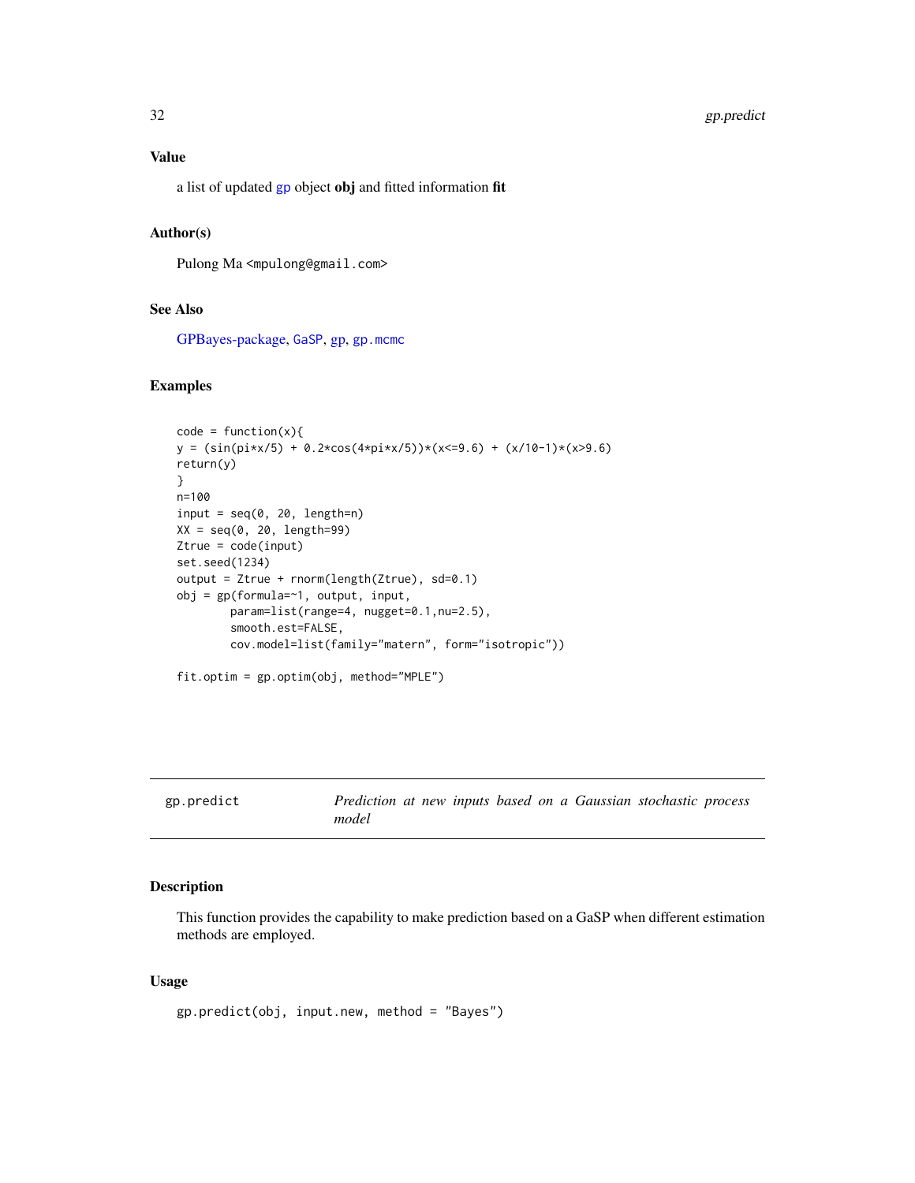### Value

a list of updated gp object **obj** and fitted information **fit**

### Author(s)

Pulong Ma <mpulong@gmail.com>

### See Also

GPBayes-package, GaSP, gp, gp.mcmc

### Examples

```
code = function(x){
y = (sin(pi*x/5) + 0.2*cos(4*pi*x/5))*(x<=9.6) + (x/10-1)*(x>9.6)
return(y)
}
n=100
input = seq(0, 20, length=n)
XX = seq(0, 20, length=99)
Ztrue = code(input)
set.seed(1234)
output = Ztrue + rnorm(length(Ztrue), sd=0.1)
obj = gp(formula=~1, output, input,
        param=list(range=4, nugget=0.1,nu=2.5),
        smooth.est=FALSE,
        cov.model=list(family="matern", form="isotropic"))

fit.optim = gp.optim(obj, method="MPLE")
```

---

## gp.predict — *Prediction at new inputs based on a Gaussian stochastic process model*

### Description

This function provides the capability to make prediction based on a GaSP when different estimation methods are employed.

### Usage

```
gp.predict(obj, input.new, method = "Bayes")
```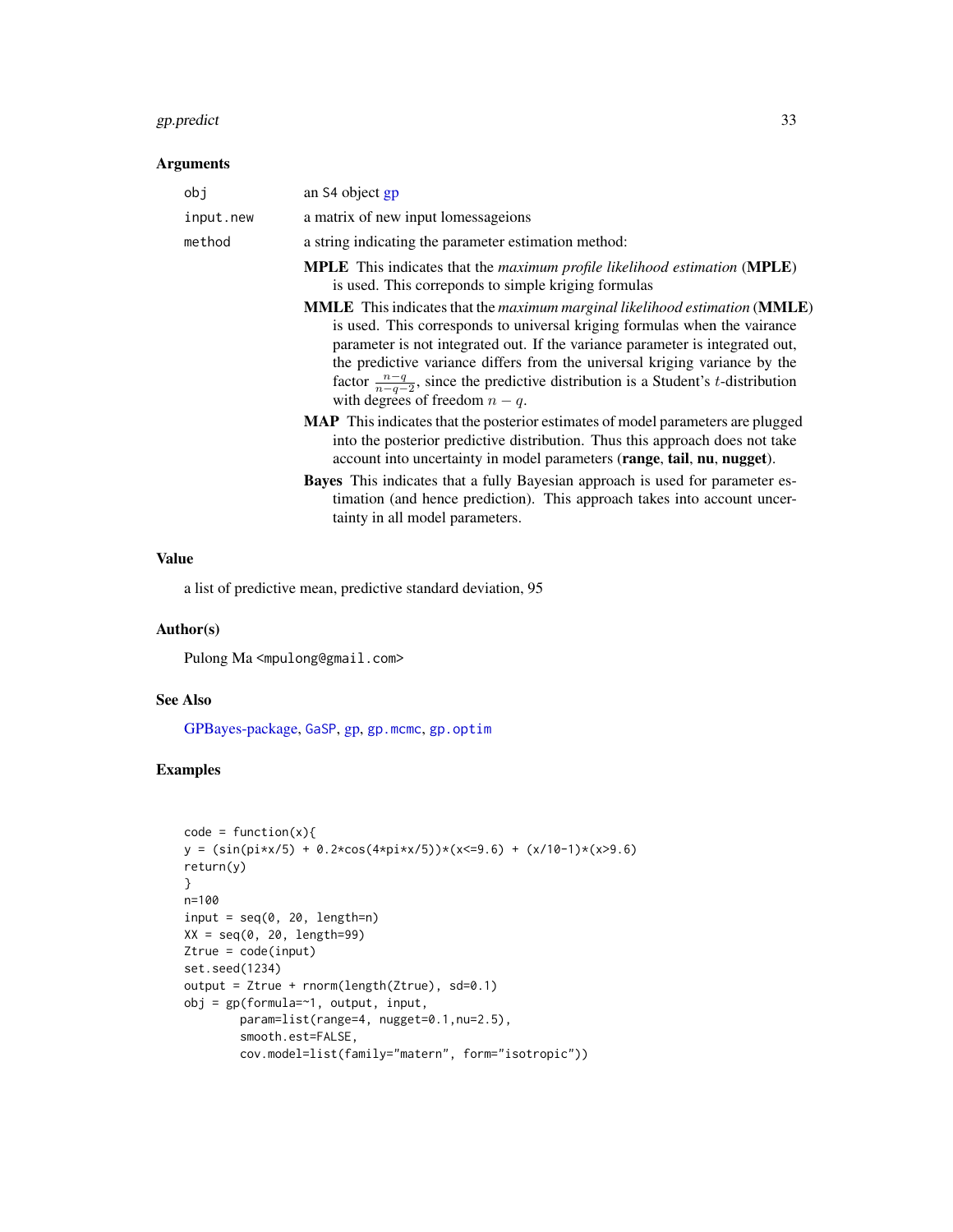## Arguments

| | |
|---|---|
| obj | an S4 object gp |
| input.new | a matrix of new input lomessageions |
| method | a string indicating the parameter estimation method: |

**MPLE** This indicates that the *maximum profile likelihood estimation* (**MPLE**) is used. This correponds to simple kriging formulas

**MMLE** This indicates that the *maximum marginal likelihood estimation* (**MMLE**) is used. This corresponds to universal kriging formulas when the vairance parameter is not integrated out. If the variance parameter is integrated out, the predictive variance differs from the universal kriging variance by the factor $\frac{n-q}{n-q-2}$, since the predictive distribution is a Student's $t$-distribution with degrees of freedom $n - q$.

**MAP** This indicates that the posterior estimates of model parameters are plugged into the posterior predictive distribution. Thus this approach does not take account into uncertainty in model parameters (**range**, **tail**, **nu**, **nugget**).

**Bayes** This indicates that a fully Bayesian approach is used for parameter estimation (and hence prediction). This approach takes into account uncertainty in all model parameters.

## Value

a list of predictive mean, predictive standard deviation, 95

## Author(s)

Pulong Ma <mpulong@gmail.com>

## See Also

GPBayes-package, GaSP, gp, gp.mcmc, gp.optim

## Examples

```
code = function(x){
y = (sin(pi*x/5) + 0.2*cos(4*pi*x/5))*(x<=9.6) + (x/10-1)*(x>9.6)
return(y)
}
n=100
input = seq(0, 20, length=n)
XX = seq(0, 20, length=99)
Ztrue = code(input)
set.seed(1234)
output = Ztrue + rnorm(length(Ztrue), sd=0.1)
obj = gp(formula=~1, output, input,
        param=list(range=4, nugget=0.1,nu=2.5),
        smooth.est=FALSE,
        cov.model=list(family="matern", form="isotropic"))
```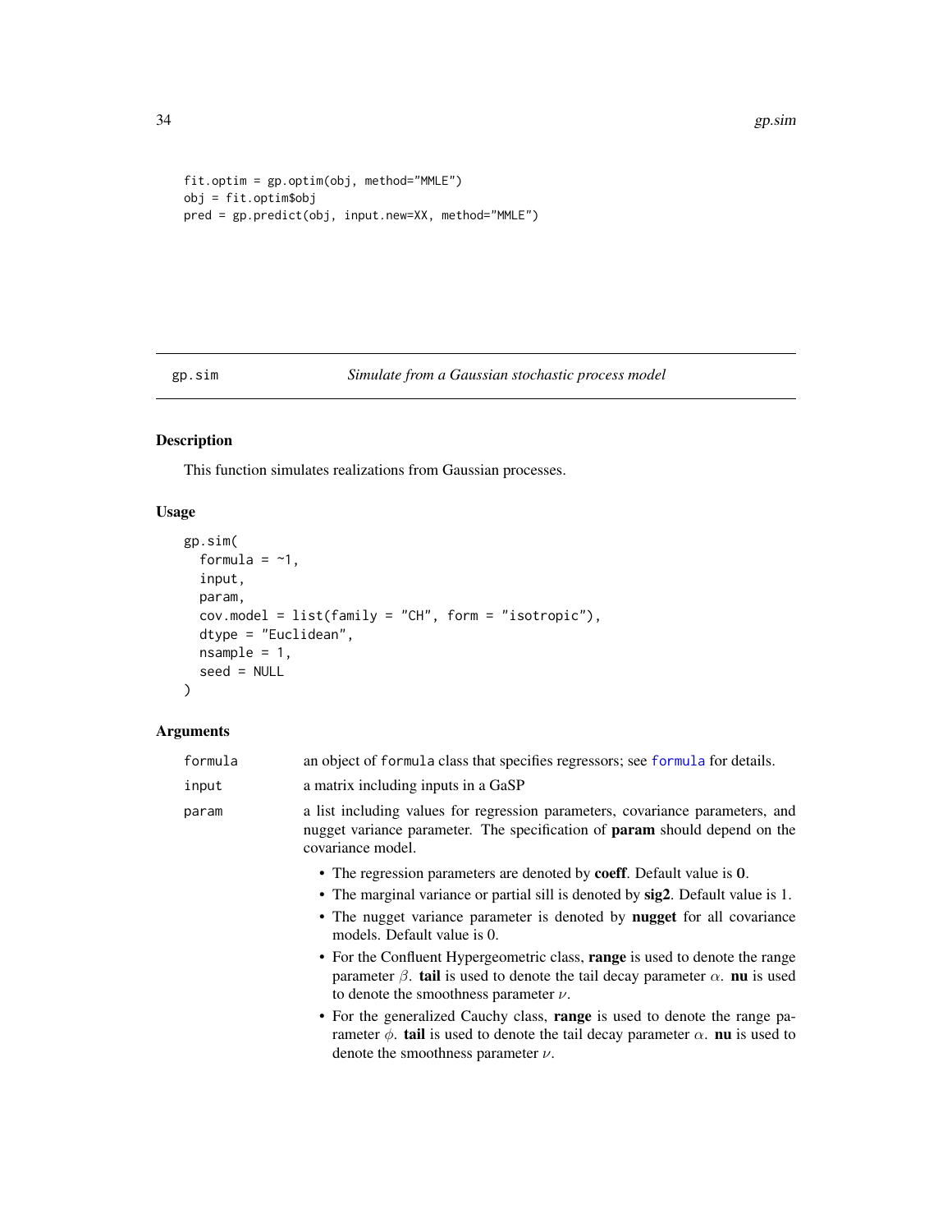```
fit.optim = gp.optim(obj, method="MMLE")
obj = fit.optim$obj
pred = gp.predict(obj, input.new=XX, method="MMLE")
```

## gp.sim — *Simulate from a Gaussian stochastic process model*

### Description

This function simulates realizations from Gaussian processes.

### Usage

```
gp.sim(
  formula = ~1,
  input,
  param,
  cov.model = list(family = "CH", form = "isotropic"),
  dtype = "Euclidean",
  nsample = 1,
  seed = NULL
)
```

### Arguments

`formula` — an object of `formula` class that specifies regressors; see `formula` for details.

`input` — a matrix including inputs in a GaSP

`param` — a list including values for regression parameters, covariance parameters, and nugget variance parameter. The specification of **param** should depend on the covariance model.

- The regression parameters are denoted by **coeff**. Default value is **0**.
- The marginal variance or partial sill is denoted by **sig2**. Default value is 1.
- The nugget variance parameter is denoted by **nugget** for all covariance models. Default value is 0.
- For the Confluent Hypergeometric class, **range** is used to denote the range parameter $\beta$. **tail** is used to denote the tail decay parameter $\alpha$. **nu** is used to denote the smoothness parameter $\nu$.
- For the generalized Cauchy class, **range** is used to denote the range parameter $\phi$. **tail** is used to denote the tail decay parameter $\alpha$. **nu** is used to denote the smoothness parameter $\nu$.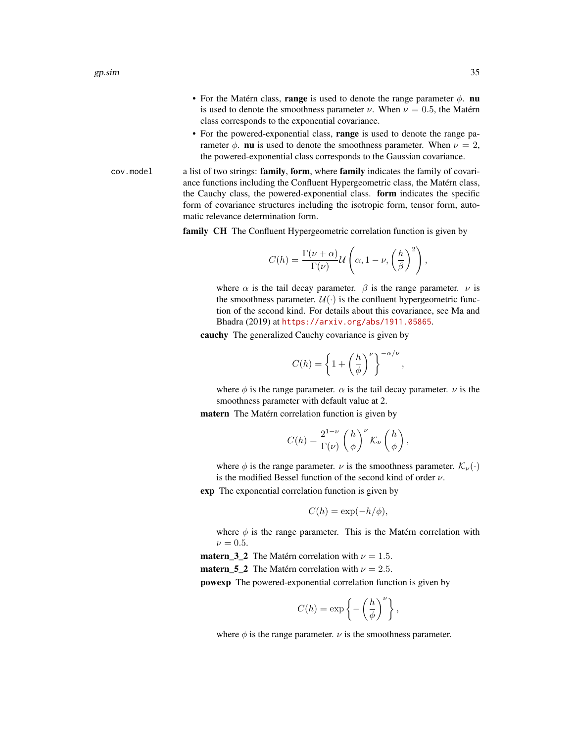- For the Matérn class, **range** is used to denote the range parameter $\phi$. **nu** is used to denote the smoothness parameter $\nu$. When $\nu = 0.5$, the Matérn class corresponds to the exponential covariance.
- For the powered-exponential class, **range** is used to denote the range parameter $\phi$. **nu** is used to denote the smoothness parameter. When $\nu = 2$, the powered-exponential class corresponds to the Gaussian covariance.

`cov.model` a list of two strings: **family**, **form**, where **family** indicates the family of covariance functions including the Confluent Hypergeometric class, the Matérn class, the Cauchy class, the powered-exponential class. **form** indicates the specific form of covariance structures including the isotropic form, tensor form, automatic relevance determination form.

**family** **CH** The Confluent Hypergeometric correlation function is given by

$$C(h) = \frac{\Gamma(\nu + \alpha)}{\Gamma(\nu)} \mathcal{U}\left(\alpha, 1 - \nu, \left(\frac{h}{\beta}\right)^2\right),$$

where $\alpha$ is the tail decay parameter. $\beta$ is the range parameter. $\nu$ is the smoothness parameter. $\mathcal{U}(\cdot)$ is the confluent hypergeometric function of the second kind. For details about this covariance, see Ma and Bhadra (2019) at https://arxiv.org/abs/1911.05865.

**cauchy** The generalized Cauchy covariance is given by

$$C(h) = \left\{1 + \left(\frac{h}{\phi}\right)^{\nu}\right\}^{-\alpha/\nu},$$

where $\phi$ is the range parameter. $\alpha$ is the tail decay parameter. $\nu$ is the smoothness parameter with default value at 2.

**matern** The Matérn correlation function is given by

$$C(h) = \frac{2^{1-\nu}}{\Gamma(\nu)} \left(\frac{h}{\phi}\right)^{\nu} \mathcal{K}_{\nu}\left(\frac{h}{\phi}\right),$$

where $\phi$ is the range parameter. $\nu$ is the smoothness parameter. $\mathcal{K}_{\nu}(\cdot)$ is the modified Bessel function of the second kind of order $\nu$.

**exp** The exponential correlation function is given by

$$C(h) = \exp(-h/\phi),$$

where $\phi$ is the range parameter. This is the Matérn correlation with $\nu = 0.5$.

**matern_3_2** The Matérn correlation with $\nu = 1.5$.

**matern_5_2** The Matérn correlation with $\nu = 2.5$.

**powexp** The powered-exponential correlation function is given by

$$C(h) = \exp\left\{-\left(\frac{h}{\phi}\right)^{\nu}\right\},$$

where $\phi$ is the range parameter. $\nu$ is the smoothness parameter.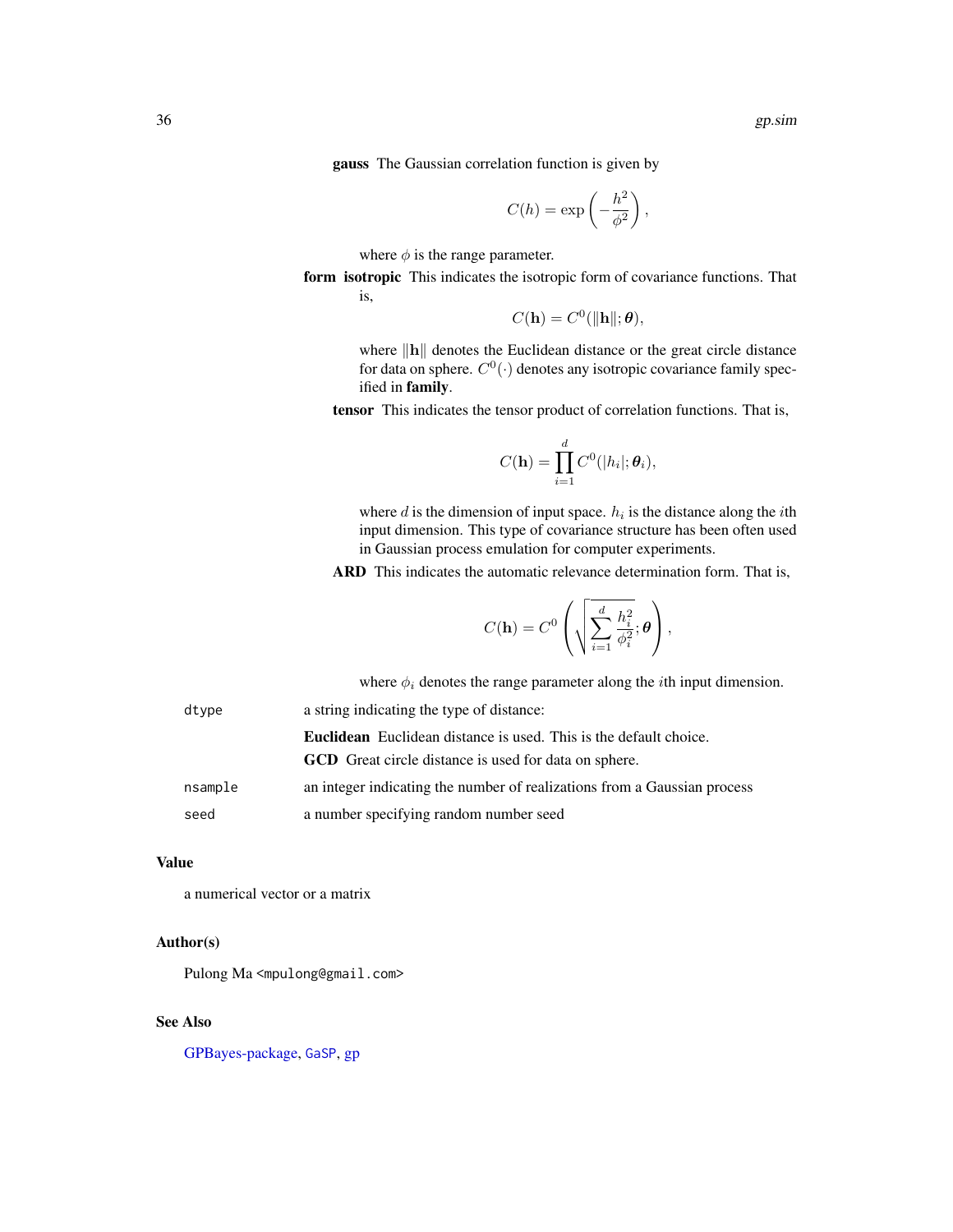**gauss** The Gaussian correlation function is given by

$$C(h) = \exp\left(-\frac{h^2}{\phi^2}\right),$$

where $\phi$ is the range parameter.

**form** **isotropic** This indicates the isotropic form of covariance functions. That is,

$$C(\mathbf{h}) = C^0(\|\mathbf{h}\|; \boldsymbol{\theta}),$$

where $\|\mathbf{h}\|$ denotes the Euclidean distance or the great circle distance for data on sphere. $C^0(\cdot)$ denotes any isotropic covariance family specified in **family**.

**tensor** This indicates the tensor product of correlation functions. That is,

$$C(\mathbf{h}) = \prod_{i=1}^{d} C^0(|h_i|; \boldsymbol{\theta}_i),$$

where $d$ is the dimension of input space. $h_i$ is the distance along the $i$th input dimension. This type of covariance structure has been often used in Gaussian process emulation for computer experiments.

**ARD** This indicates the automatic relevance determination form. That is,

$$C(\mathbf{h}) = C^0\left(\sqrt{\sum_{i=1}^{d} \frac{h_i^2}{\phi_i^2}}; \boldsymbol{\theta}\right),$$

where $\phi_i$ denotes the range parameter along the $i$th input dimension.

`dtype` a string indicating the type of distance:

**Euclidean** Euclidean distance is used. This is the default choice.

**GCD** Great circle distance is used for data on sphere.

`nsample` an integer indicating the number of realizations from a Gaussian process

`seed` a number specifying random number seed

## Value

a numerical vector or a matrix

## Author(s)

Pulong Ma <mpulong@gmail.com>

## See Also

GPBayes-package, GaSP, gp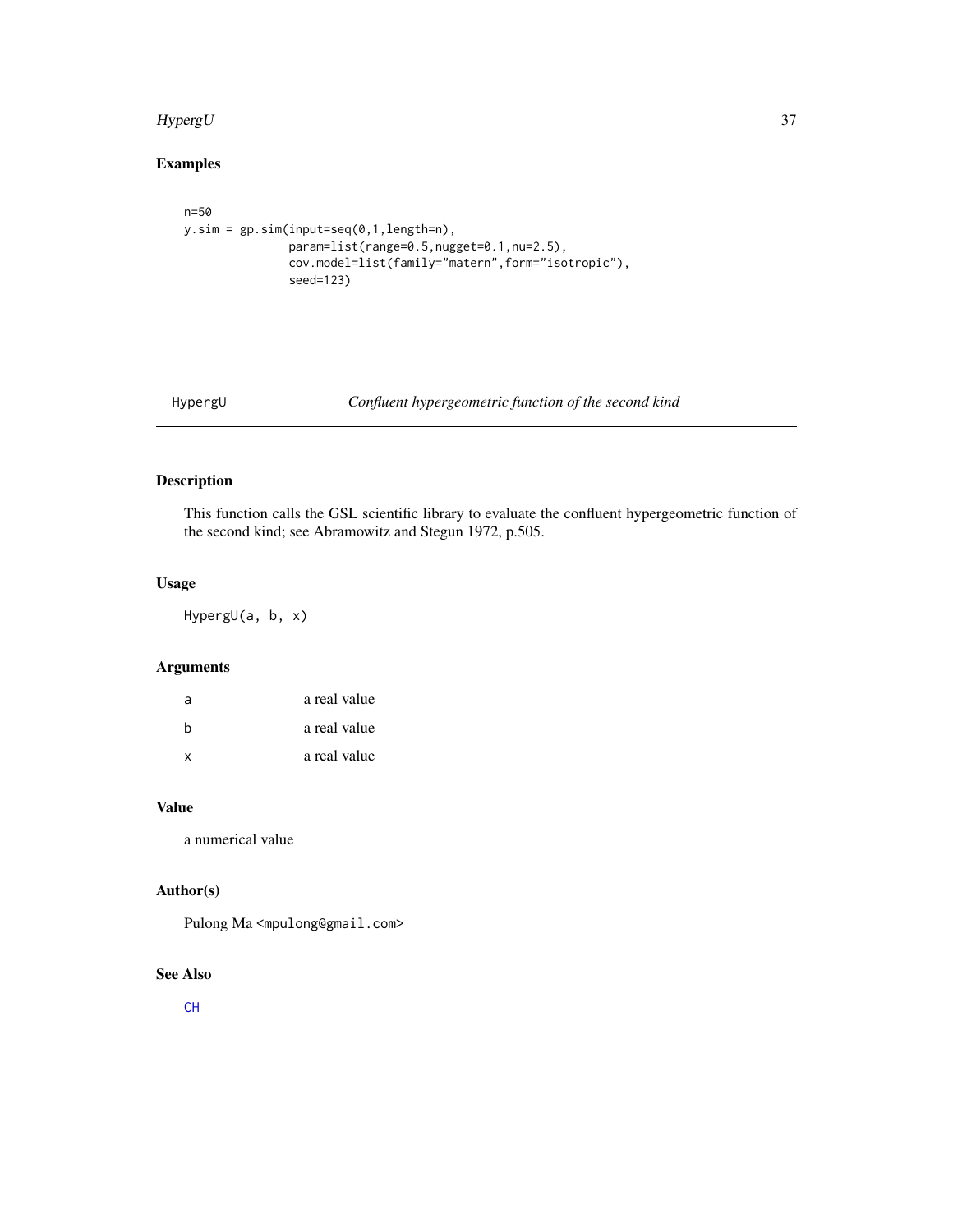## Examples

```
n=50
y.sim = gp.sim(input=seq(0,1,length=n),
               param=list(range=0.5,nugget=0.1,nu=2.5),
               cov.model=list(family="matern",form="isotropic"),
               seed=123)
```

---

# HypergU — *Confluent hypergeometric function of the second kind*

---

## Description

This function calls the GSL scientific library to evaluate the confluent hypergeometric function of the second kind; see Abramowitz and Stegun 1972, p.505.

## Usage

```
HypergU(a, b, x)
```

## Arguments

| | |
|---|---|
| a | a real value |
| b | a real value |
| x | a real value |

## Value

a numerical value

## Author(s)

Pulong Ma <mpulong@gmail.com>

## See Also

CH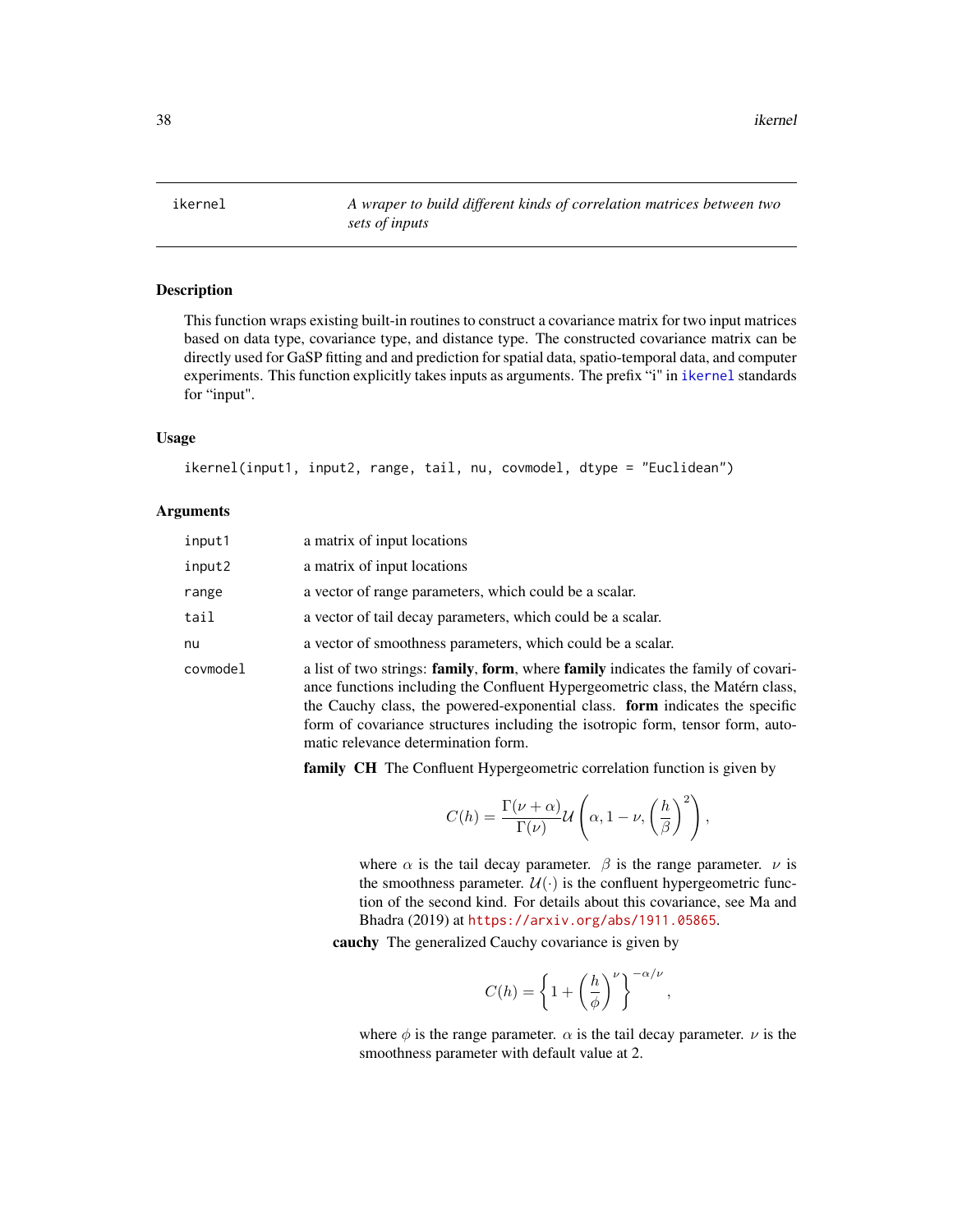ikernel — *A wraper to build different kinds of correlation matrices between two sets of inputs*

## Description

This function wraps existing built-in routines to construct a covariance matrix for two input matrices based on data type, covariance type, and distance type. The constructed covariance matrix can be directly used for GaSP fitting and and prediction for spatial data, spatio-temporal data, and computer experiments. This function explicitly takes inputs as arguments. The prefix "i" in ikernel standards for "input".

## Usage

```
ikernel(input1, input2, range, tail, nu, covmodel, dtype = "Euclidean")
```

## Arguments

- `input1` a matrix of input locations
- `input2` a matrix of input locations
- `range` a vector of range parameters, which could be a scalar.
- `tail` a vector of tail decay parameters, which could be a scalar.
- `nu` a vector of smoothness parameters, which could be a scalar.
- `covmodel` a list of two strings: **family**, **form**, where **family** indicates the family of covariance functions including the Confluent Hypergeometric class, the Matérn class, the Cauchy class, the powered-exponential class. **form** indicates the specific form of covariance structures including the isotropic form, tensor form, automatic relevance determination form.

  **family CH** The Confluent Hypergeometric correlation function is given by

  $$C(h) = \frac{\Gamma(\nu + \alpha)}{\Gamma(\nu)} \mathcal{U}\left(\alpha, 1 - \nu, \left(\frac{h}{\beta}\right)^2\right),$$

  where $\alpha$ is the tail decay parameter. $\beta$ is the range parameter. $\nu$ is the smoothness parameter. $\mathcal{U}(\cdot)$ is the confluent hypergeometric function of the second kind. For details about this covariance, see Ma and Bhadra (2019) at https://arxiv.org/abs/1911.05865.

  **cauchy** The generalized Cauchy covariance is given by

  $$C(h) = \left\{1 + \left(\frac{h}{\phi}\right)^{\nu}\right\}^{-\alpha/\nu},$$

  where $\phi$ is the range parameter. $\alpha$ is the tail decay parameter. $\nu$ is the smoothness parameter with default value at 2.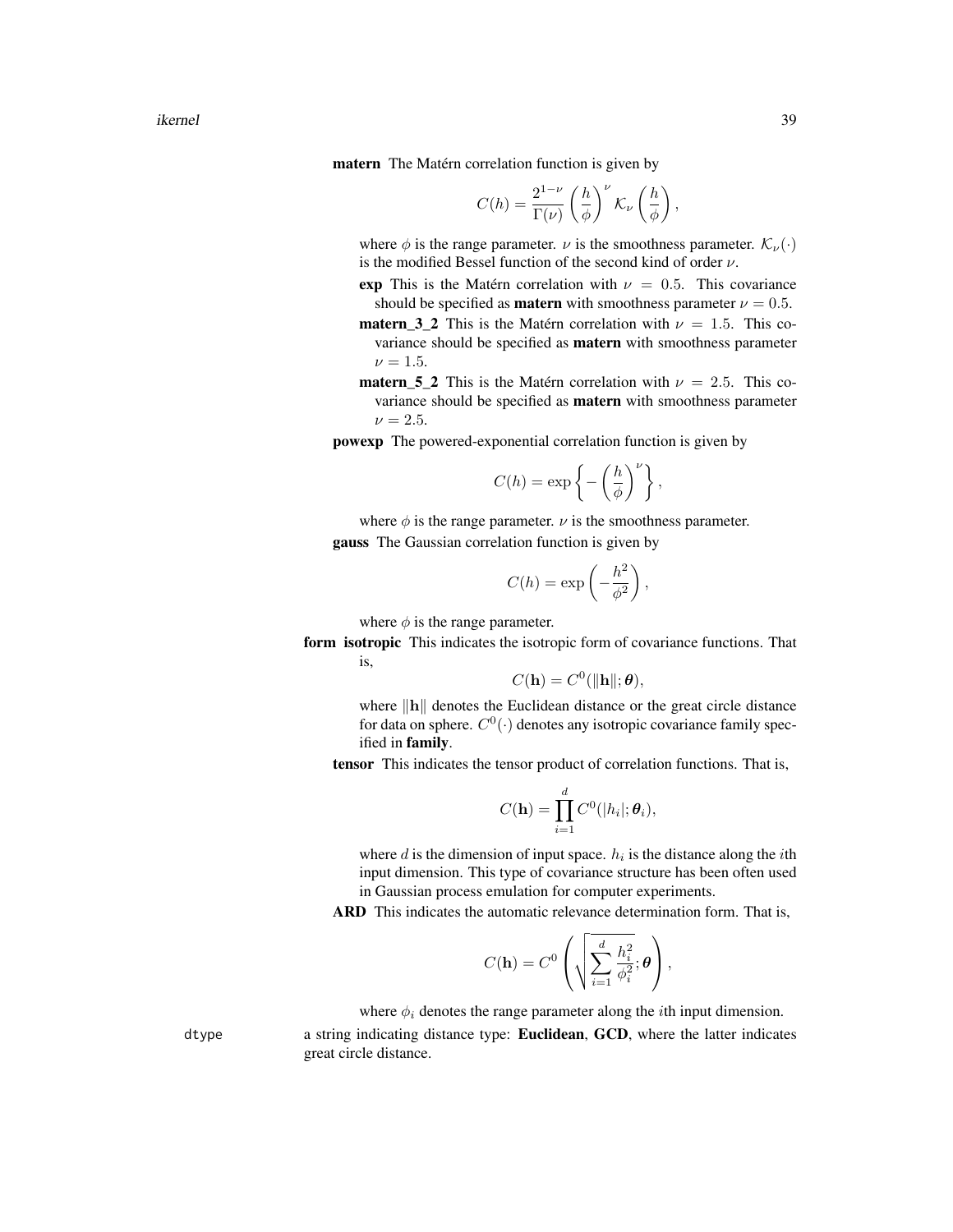**matern** The Matérn correlation function is given by

$$C(h) = \frac{2^{1-\nu}}{\Gamma(\nu)} \left(\frac{h}{\phi}\right)^{\nu} \mathcal{K}_{\nu}\left(\frac{h}{\phi}\right),$$

where $\phi$ is the range parameter. $\nu$ is the smoothness parameter. $\mathcal{K}_{\nu}(\cdot)$ is the modified Bessel function of the second kind of order $\nu$.

**exp** This is the Matérn correlation with $\nu = 0.5$. This covariance should be specified as **matern** with smoothness parameter $\nu = 0.5$.

**matern_3_2** This is the Matérn correlation with $\nu = 1.5$. This covariance should be specified as **matern** with smoothness parameter $\nu = 1.5$.

**matern_5_2** This is the Matérn correlation with $\nu = 2.5$. This covariance should be specified as **matern** with smoothness parameter $\nu = 2.5$.

**powexp** The powered-exponential correlation function is given by

$$C(h) = \exp\left\{-\left(\frac{h}{\phi}\right)^{\nu}\right\},$$

where $\phi$ is the range parameter. $\nu$ is the smoothness parameter.

**gauss** The Gaussian correlation function is given by

$$C(h) = \exp\left(-\frac{h^2}{\phi^2}\right),$$

where $\phi$ is the range parameter.

**form** **isotropic** This indicates the isotropic form of covariance functions. That is,

$$C(\mathbf{h}) = C^0(\|\mathbf{h}\|; \boldsymbol{\theta}),$$

where $\|\mathbf{h}\|$ denotes the Euclidean distance or the great circle distance for data on sphere. $C^0(\cdot)$ denotes any isotropic covariance family specified in **family**.

**tensor** This indicates the tensor product of correlation functions. That is,

$$C(\mathbf{h}) = \prod_{i=1}^{d} C^0(|h_i|; \boldsymbol{\theta}_i),$$

where $d$ is the dimension of input space. $h_i$ is the distance along the $i$th input dimension. This type of covariance structure has been often used in Gaussian process emulation for computer experiments.

**ARD** This indicates the automatic relevance determination form. That is,

$$C(\mathbf{h}) = C^0\left(\sqrt{\sum_{i=1}^{d} \frac{h_i^2}{\phi_i^2}}; \boldsymbol{\theta}\right),$$

where $\phi_i$ denotes the range parameter along the $i$th input dimension.

dtype a string indicating distance type: **Euclidean**, **GCD**, where the latter indicates great circle distance.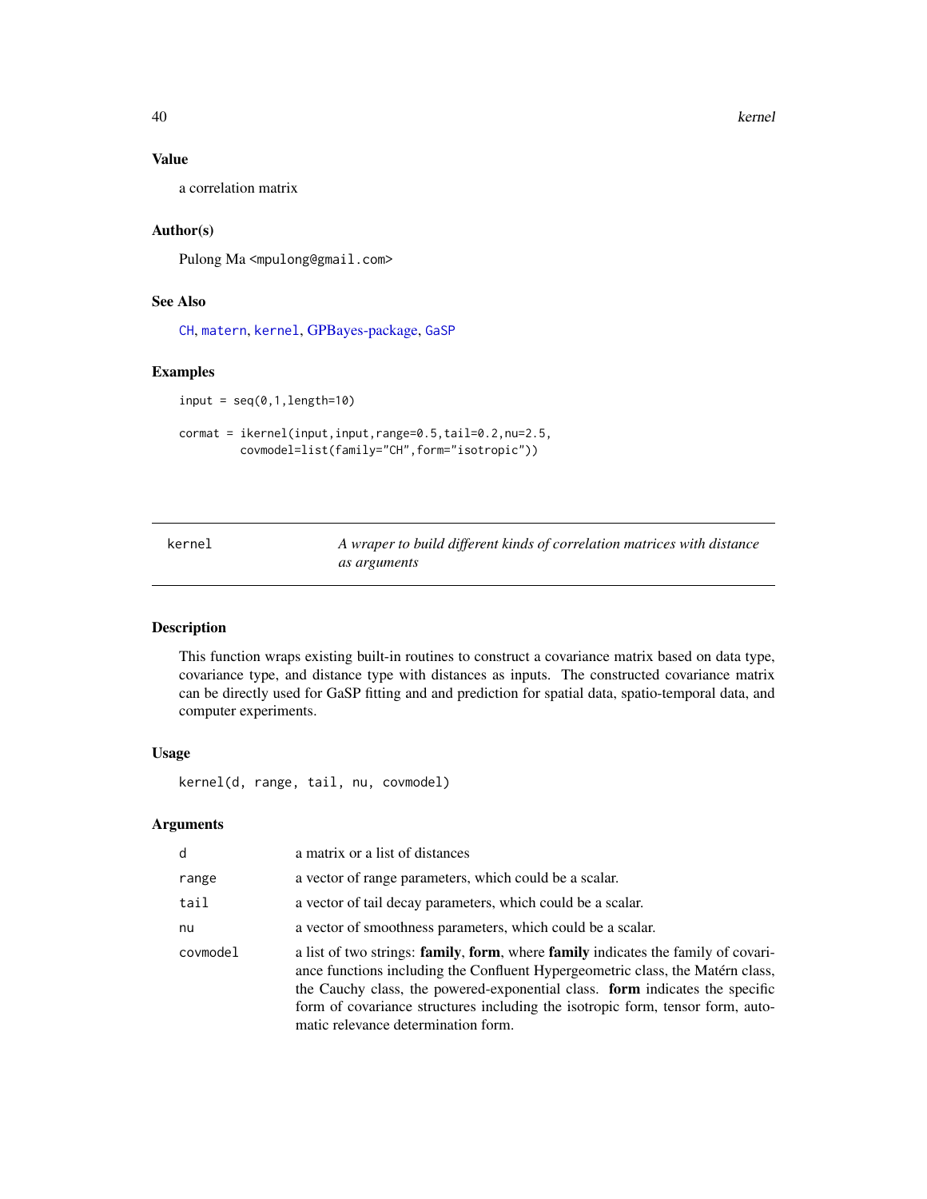### Value

a correlation matrix

### Author(s)

Pulong Ma <mpulong@gmail.com>

### See Also

CH, matern, kernel, GPBayes-package, GaSP

### Examples

```
input = seq(0,1,length=10)

cormat = ikernel(input,input,range=0.5,tail=0.2,nu=2.5,
         covmodel=list(family="CH",form="isotropic"))
```

---

## kernel — *A wraper to build different kinds of correlation matrices with distance as arguments*

---

### Description

This function wraps existing built-in routines to construct a covariance matrix based on data type, covariance type, and distance type with distances as inputs. The constructed covariance matrix can be directly used for GaSP fitting and and prediction for spatial data, spatio-temporal data, and computer experiments.

### Usage

```
kernel(d, range, tail, nu, covmodel)
```

### Arguments

| | |
|---|---|
| d | a matrix or a list of distances |
| range | a vector of range parameters, which could be a scalar. |
| tail | a vector of tail decay parameters, which could be a scalar. |
| nu | a vector of smoothness parameters, which could be a scalar. |
| covmodel | a list of two strings: **family**, **form**, where **family** indicates the family of covariance functions including the Confluent Hypergeometric class, the Matérn class, the Cauchy class, the powered-exponential class. **form** indicates the specific form of covariance structures including the isotropic form, tensor form, automatic relevance determination form. |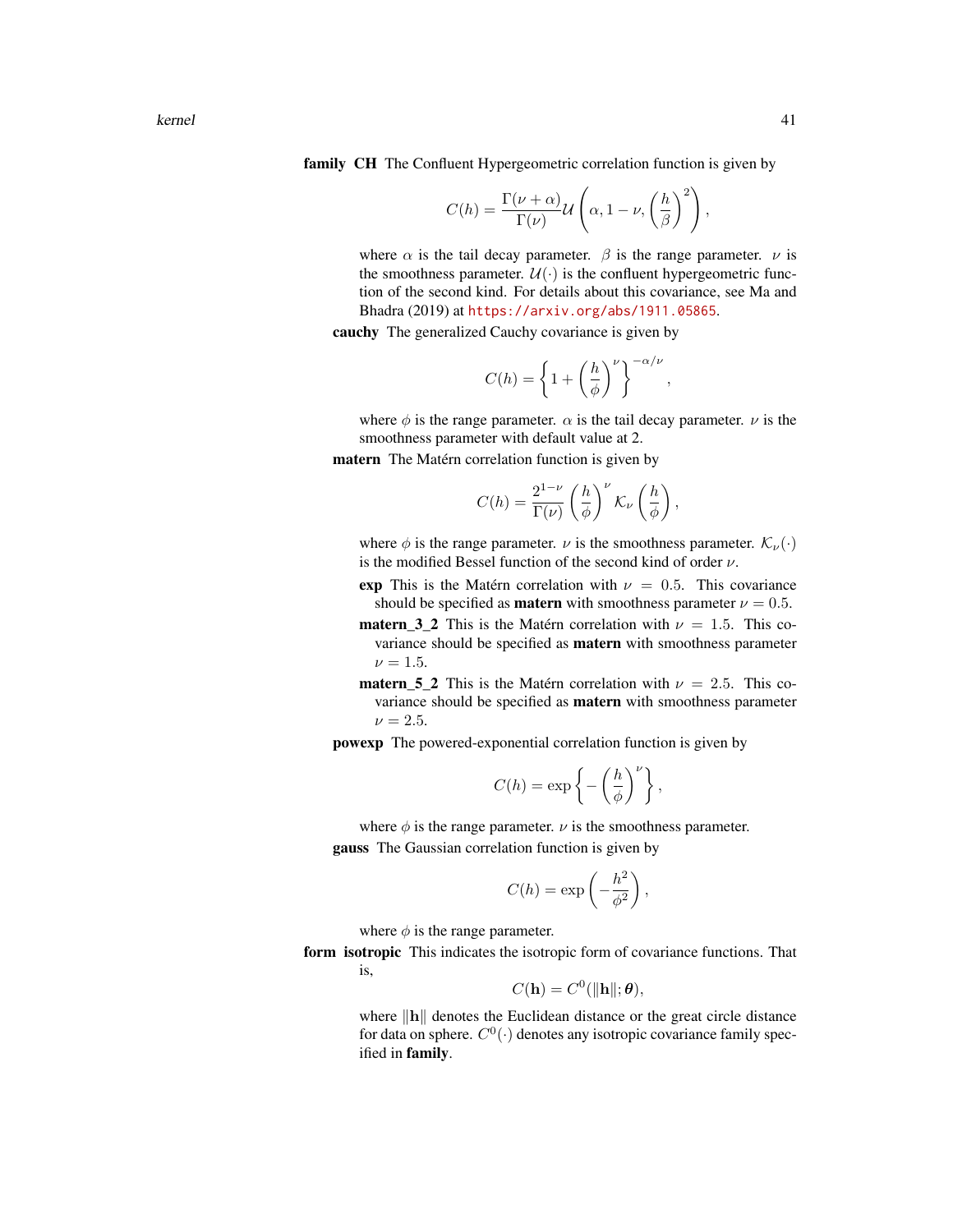**family** **CH** The Confluent Hypergeometric correlation function is given by

$$C(h) = \frac{\Gamma(\nu+\alpha)}{\Gamma(\nu)} \mathcal{U}\left(\alpha, 1-\nu, \left(\frac{h}{\beta}\right)^2\right),$$

where $\alpha$ is the tail decay parameter. $\beta$ is the range parameter. $\nu$ is the smoothness parameter. $\mathcal{U}(\cdot)$ is the confluent hypergeometric function of the second kind. For details about this covariance, see Ma and Bhadra (2019) at https://arxiv.org/abs/1911.05865.

**cauchy** The generalized Cauchy covariance is given by

$$C(h) = \left\{1 + \left(\frac{h}{\phi}\right)^{\nu}\right\}^{-\alpha/\nu},$$

where $\phi$ is the range parameter. $\alpha$ is the tail decay parameter. $\nu$ is the smoothness parameter with default value at 2.

**matern** The Matérn correlation function is given by

$$C(h) = \frac{2^{1-\nu}}{\Gamma(\nu)} \left(\frac{h}{\phi}\right)^{\nu} \mathcal{K}_{\nu}\left(\frac{h}{\phi}\right),$$

where $\phi$ is the range parameter. $\nu$ is the smoothness parameter. $\mathcal{K}_{\nu}(\cdot)$ is the modified Bessel function of the second kind of order $\nu$.

**exp** This is the Matérn correlation with $\nu = 0.5$. This covariance should be specified as **matern** with smoothness parameter $\nu = 0.5$.

**matern_3_2** This is the Matérn correlation with $\nu = 1.5$. This covariance should be specified as **matern** with smoothness parameter $\nu = 1.5$.

**matern_5_2** This is the Matérn correlation with $\nu = 2.5$. This covariance should be specified as **matern** with smoothness parameter $\nu = 2.5$.

**powexp** The powered-exponential correlation function is given by

$$C(h) = \exp\left\{-\left(\frac{h}{\phi}\right)^{\nu}\right\},$$

where $\phi$ is the range parameter. $\nu$ is the smoothness parameter.

**gauss** The Gaussian correlation function is given by

$$C(h) = \exp\left(-\frac{h^2}{\phi^2}\right),$$

where $\phi$ is the range parameter.

**form** **isotropic** This indicates the isotropic form of covariance functions. That is,

$$C(\mathbf{h}) = C^0(\|\mathbf{h}\|; \boldsymbol{\theta}),$$

where $\|\mathbf{h}\|$ denotes the Euclidean distance or the great circle distance for data on sphere. $C^0(\cdot)$ denotes any isotropic covariance family specified in **family**.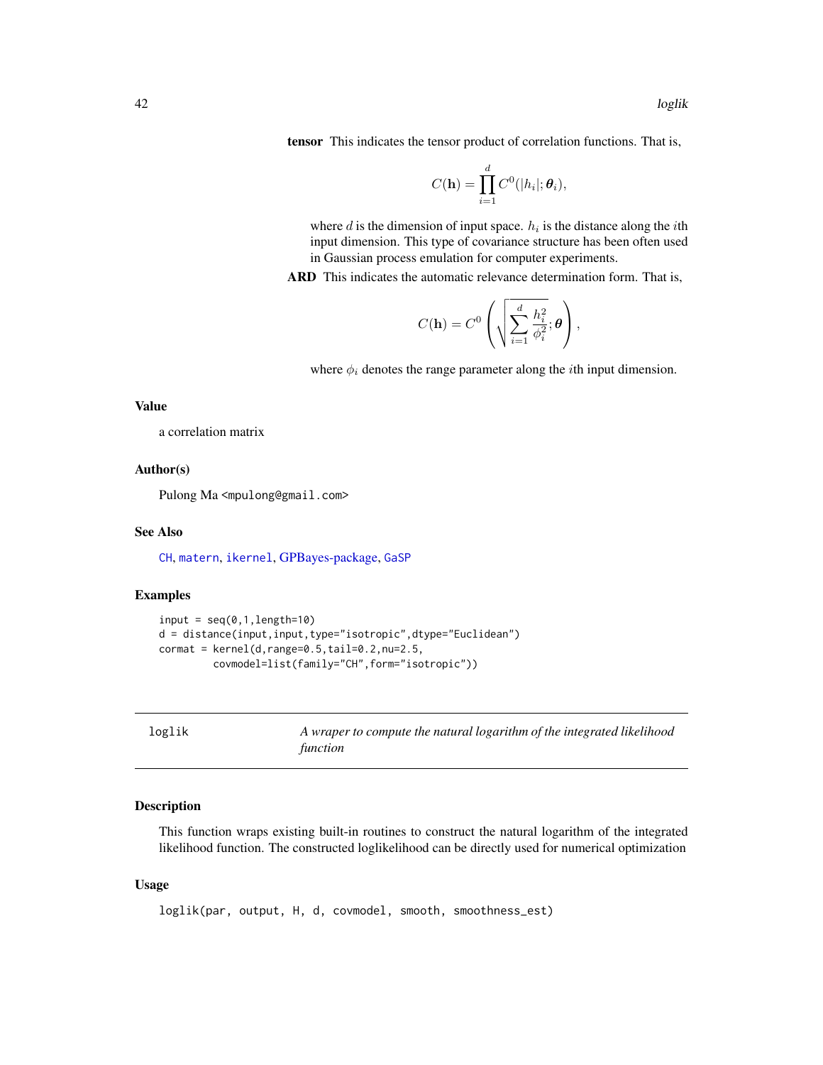**tensor** This indicates the tensor product of correlation functions. That is,

$$C(\mathbf{h}) = \prod_{i=1}^{d} C^0(|h_i|; \boldsymbol{\theta}_i),$$

where $d$ is the dimension of input space. $h_i$ is the distance along the $i$th input dimension. This type of covariance structure has been often used in Gaussian process emulation for computer experiments.

**ARD** This indicates the automatic relevance determination form. That is,

$$C(\mathbf{h}) = C^0 \left( \sqrt{\sum_{i=1}^{d} \frac{h_i^2}{\phi_i^2}}; \boldsymbol{\theta} \right),$$

where $\phi_i$ denotes the range parameter along the $i$th input dimension.

### Value

a correlation matrix

### Author(s)

Pulong Ma <mpulong@gmail.com>

### See Also

CH, matern, ikernel, GPBayes-package, GaSP

### Examples

```
input = seq(0,1,length=10)
d = distance(input,input,type="isotropic",dtype="Euclidean")
cormat = kernel(d,range=0.5,tail=0.2,nu=2.5,
          covmodel=list(family="CH",form="isotropic"))
```

---

## loglik — *A wraper to compute the natural logarithm of the integrated likelihood function*

---

### Description

This function wraps existing built-in routines to construct the natural logarithm of the integrated likelihood function. The constructed loglikelihood can be directly used for numerical optimization

### Usage

```
loglik(par, output, H, d, covmodel, smooth, smoothness_est)
```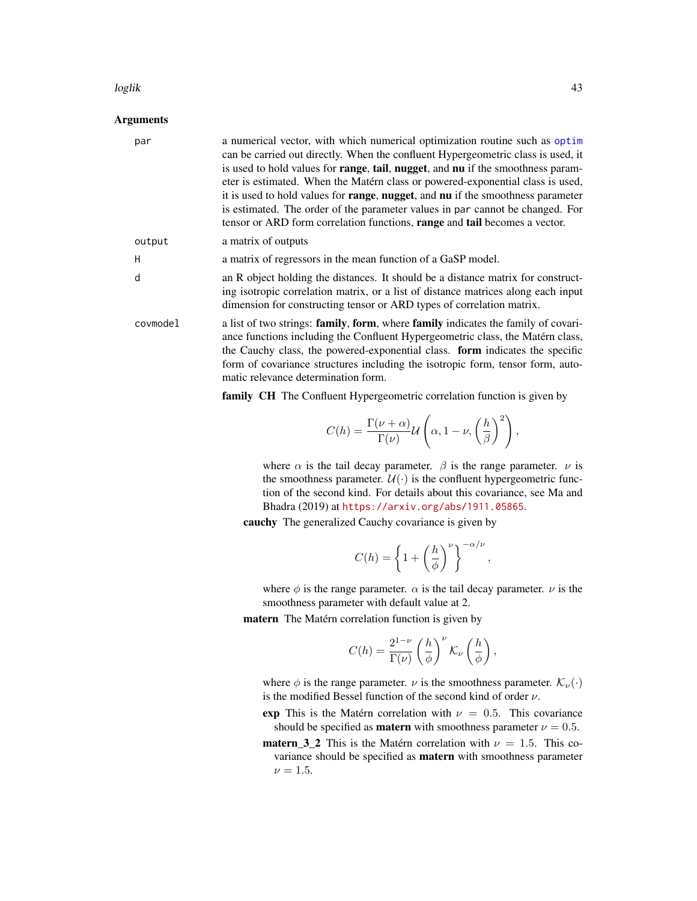### Arguments

`par` a numerical vector, with which numerical optimization routine such as `optim` can be carried out directly. When the confluent Hypergeometric class is used, it is used to hold values for **range**, **tail**, **nugget**, and **nu** if the smoothness parameter is estimated. When the Matérn class or powered-exponential class is used, it is used to hold values for **range**, **nugget**, and **nu** if the smoothness parameter is estimated. The order of the parameter values in `par` cannot be changed. For tensor or ARD form correlation functions, **range** and **tail** becomes a vector.

`output` a matrix of outputs

`H` a matrix of regressors in the mean function of a GaSP model.

`d` an R object holding the distances. It should be a distance matrix for constructing isotropic correlation matrix, or a list of distance matrices along each input dimension for constructing tensor or ARD types of correlation matrix.

`covmodel` a list of two strings: **family**, **form**, where **family** indicates the family of covariance functions including the Confluent Hypergeometric class, the Matérn class, the Cauchy class, the powered-exponential class. **form** indicates the specific form of covariance structures including the isotropic form, tensor form, automatic relevance determination form.

**family CH** The Confluent Hypergeometric correlation function is given by

$$C(h) = \frac{\Gamma(\nu+\alpha)}{\Gamma(\nu)} \mathcal{U}\left(\alpha, 1-\nu, \left(\frac{h}{\beta}\right)^2\right),$$

where $\alpha$ is the tail decay parameter. $\beta$ is the range parameter. $\nu$ is the smoothness parameter. $\mathcal{U}(\cdot)$ is the confluent hypergeometric function of the second kind. For details about this covariance, see Ma and Bhadra (2019) at https://arxiv.org/abs/1911.05865.

**cauchy** The generalized Cauchy covariance is given by

$$C(h) = \left\{1 + \left(\frac{h}{\phi}\right)^{\nu}\right\}^{-\alpha/\nu},$$

where $\phi$ is the range parameter. $\alpha$ is the tail decay parameter. $\nu$ is the smoothness parameter with default value at 2.

**matern** The Matérn correlation function is given by

$$C(h) = \frac{2^{1-\nu}}{\Gamma(\nu)} \left(\frac{h}{\phi}\right)^{\nu} \mathcal{K}_{\nu}\left(\frac{h}{\phi}\right),$$

where $\phi$ is the range parameter. $\nu$ is the smoothness parameter. $\mathcal{K}_{\nu}(\cdot)$ is the modified Bessel function of the second kind of order $\nu$.

**exp** This is the Matérn correlation with $\nu = 0.5$. This covariance should be specified as **matern** with smoothness parameter $\nu = 0.5$.

**matern_3_2** This is the Matérn correlation with $\nu = 1.5$. This covariance should be specified as **matern** with smoothness parameter $\nu = 1.5$.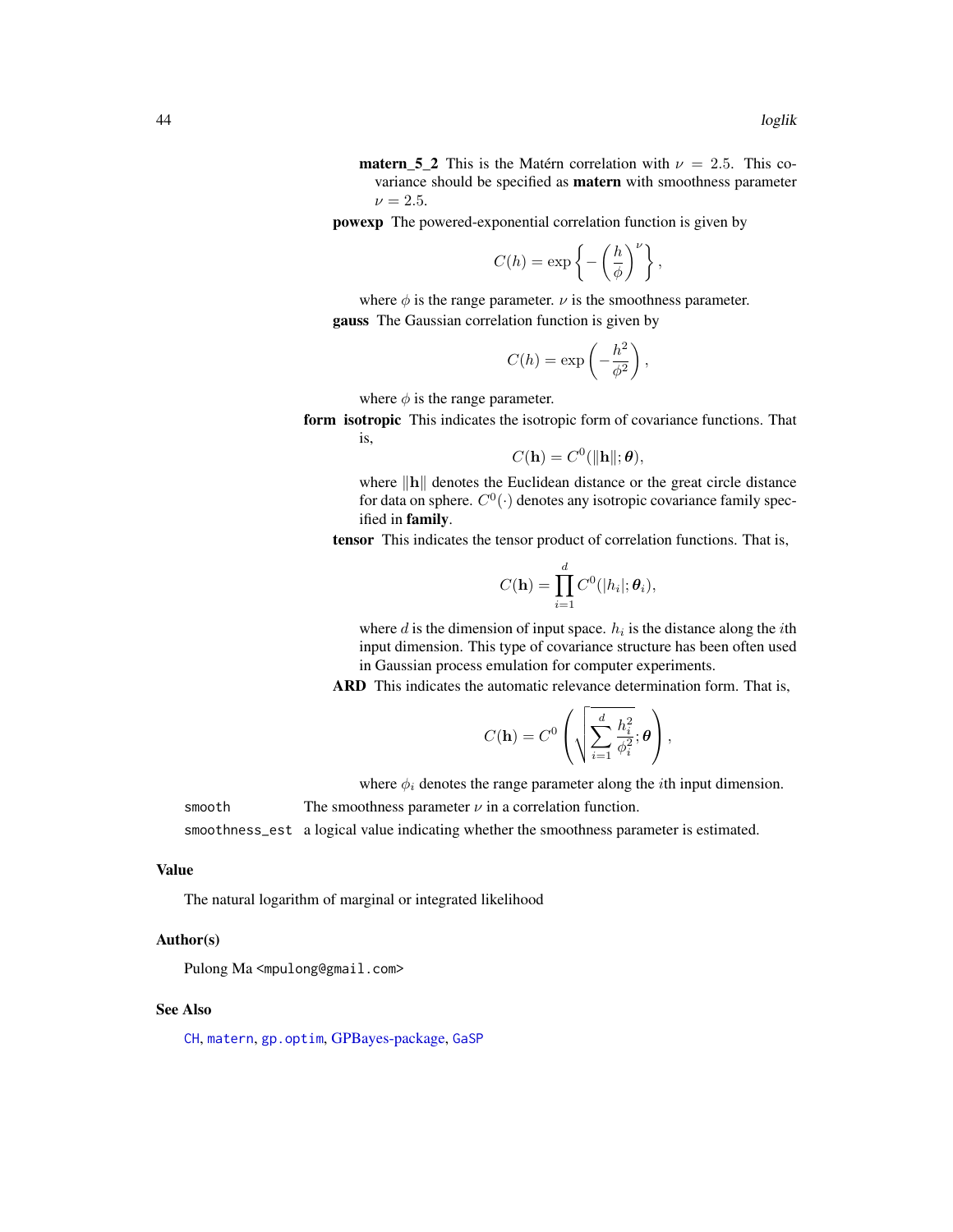**matern_5_2** This is the Matérn correlation with $\nu = 2.5$. This covariance should be specified as **matern** with smoothness parameter $\nu = 2.5$.

**powexp** The powered-exponential correlation function is given by

$$C(h) = \exp\left\{ -\left(\frac{h}{\phi}\right)^{\nu} \right\},$$

where $\phi$ is the range parameter. $\nu$ is the smoothness parameter.

**gauss** The Gaussian correlation function is given by

$$C(h) = \exp\left( -\frac{h^2}{\phi^2} \right),$$

where $\phi$ is the range parameter.

**form** **isotropic** This indicates the isotropic form of covariance functions. That is,

$$C(\mathbf{h}) = C^0(\|\mathbf{h}\|; \boldsymbol{\theta}),$$

where $\|\mathbf{h}\|$ denotes the Euclidean distance or the great circle distance for data on sphere. $C^0(\cdot)$ denotes any isotropic covariance family specified in **family**.

**tensor** This indicates the tensor product of correlation functions. That is,

$$C(\mathbf{h}) = \prod_{i=1}^{d} C^0(|h_i|; \boldsymbol{\theta}_i),$$

where $d$ is the dimension of input space. $h_i$ is the distance along the $i$th input dimension. This type of covariance structure has been often used in Gaussian process emulation for computer experiments.

**ARD** This indicates the automatic relevance determination form. That is,

$$C(\mathbf{h}) = C^0\left( \sqrt{\sum_{i=1}^{d} \frac{h_i^2}{\phi_i^2}}; \boldsymbol{\theta} \right),$$

where $\phi_i$ denotes the range parameter along the $i$th input dimension.

smooth The smoothness parameter $\nu$ in a correlation function.

smoothness_est a logical value indicating whether the smoothness parameter is estimated.

## Value

The natural logarithm of marginal or integrated likelihood

## Author(s)

Pulong Ma <mpulong@gmail.com>

## See Also

CH, matern, gp.optim, GPBayes-package, GaSP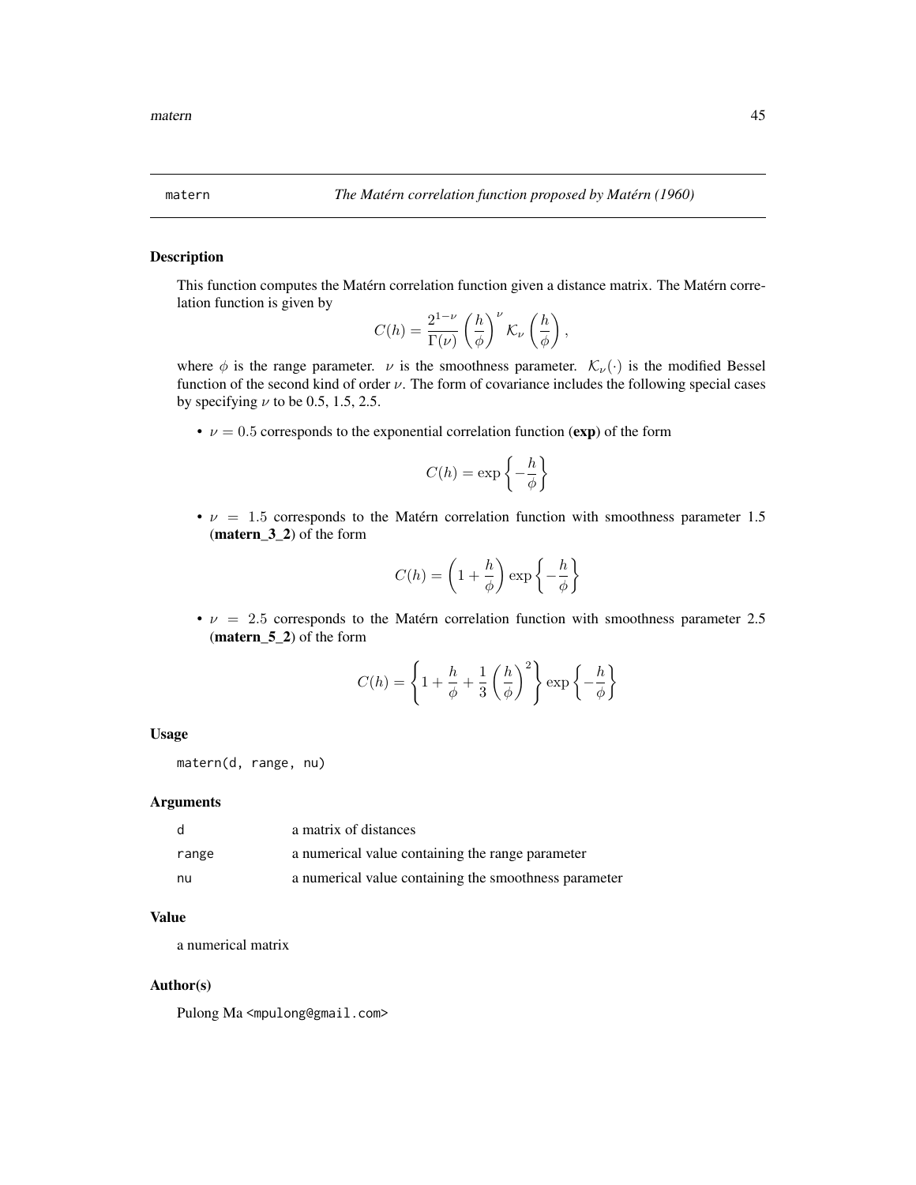`matern` *The Matérn correlation function proposed by Matérn (1960)*

## Description

This function computes the Matérn correlation function given a distance matrix. The Matérn correlation function is given by

$$C(h) = \frac{2^{1-\nu}}{\Gamma(\nu)} \left(\frac{h}{\phi}\right)^{\nu} \mathcal{K}_{\nu}\left(\frac{h}{\phi}\right),$$

where $\phi$ is the range parameter. $\nu$ is the smoothness parameter. $\mathcal{K}_{\nu}(\cdot)$ is the modified Bessel function of the second kind of order $\nu$. The form of covariance includes the following special cases by specifying $\nu$ to be 0.5, 1.5, 2.5.

- $\nu = 0.5$ corresponds to the exponential correlation function (**exp**) of the form

$$C(h) = \exp\left\{-\frac{h}{\phi}\right\}$$

- $\nu = 1.5$ corresponds to the Matérn correlation function with smoothness parameter 1.5 (**matern_3_2**) of the form

$$C(h) = \left(1 + \frac{h}{\phi}\right) \exp\left\{-\frac{h}{\phi}\right\}$$

- $\nu = 2.5$ corresponds to the Matérn correlation function with smoothness parameter 2.5 (**matern_5_2**) of the form

$$C(h) = \left\{1 + \frac{h}{\phi} + \frac{1}{3}\left(\frac{h}{\phi}\right)^2\right\} \exp\left\{-\frac{h}{\phi}\right\}$$

## Usage

```
matern(d, range, nu)
```

## Arguments

| | |
|---|---|
| d | a matrix of distances |
| range | a numerical value containing the range parameter |
| nu | a numerical value containing the smoothness parameter |

## Value

a numerical matrix

## Author(s)

Pulong Ma <mpulong@gmail.com>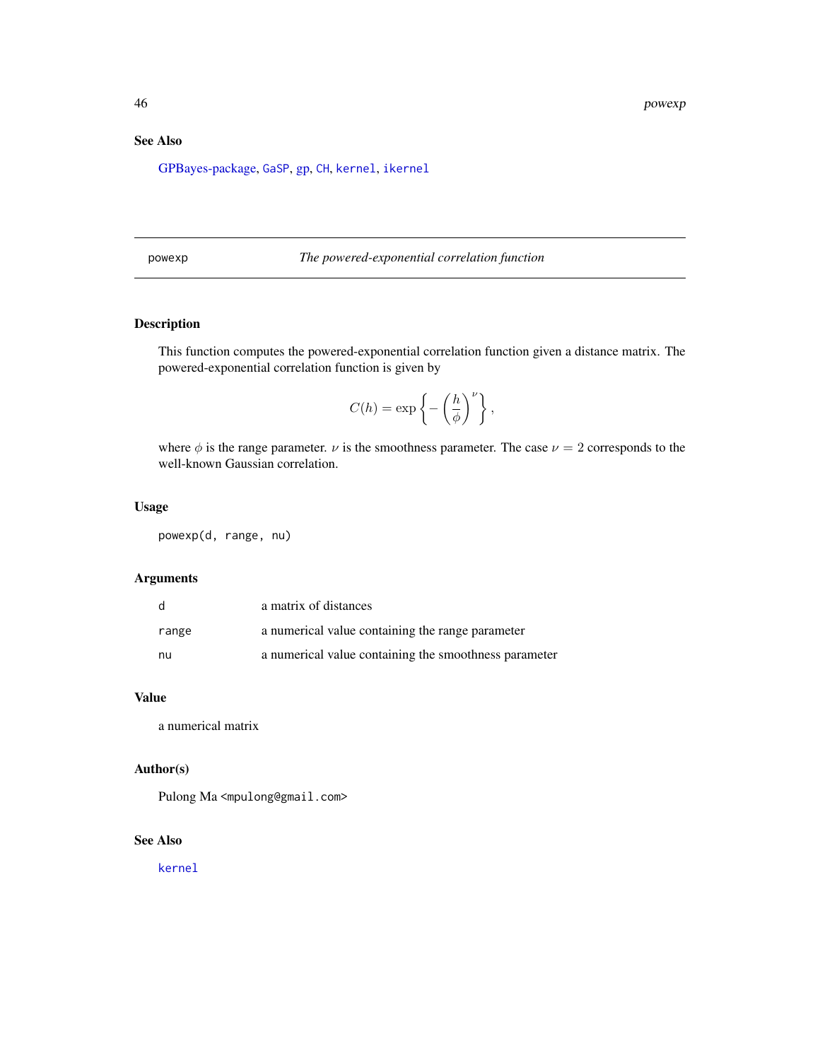## See Also

GPBayes-package, GaSP, gp, CH, kernel, ikernel

---

## powexp — *The powered-exponential correlation function*

### Description

This function computes the powered-exponential correlation function given a distance matrix. The powered-exponential correlation function is given by

$$C(h) = \exp\left\{-\left(\frac{h}{\phi}\right)^{\nu}\right\},$$

where $\phi$ is the range parameter. $\nu$ is the smoothness parameter. The case $\nu = 2$ corresponds to the well-known Gaussian correlation.

### Usage

```
powexp(d, range, nu)
```

### Arguments

| | |
|---|---|
| d | a matrix of distances |
| range | a numerical value containing the range parameter |
| nu | a numerical value containing the smoothness parameter |

### Value

a numerical matrix

### Author(s)

Pulong Ma <mpulong@gmail.com>

### See Also

kernel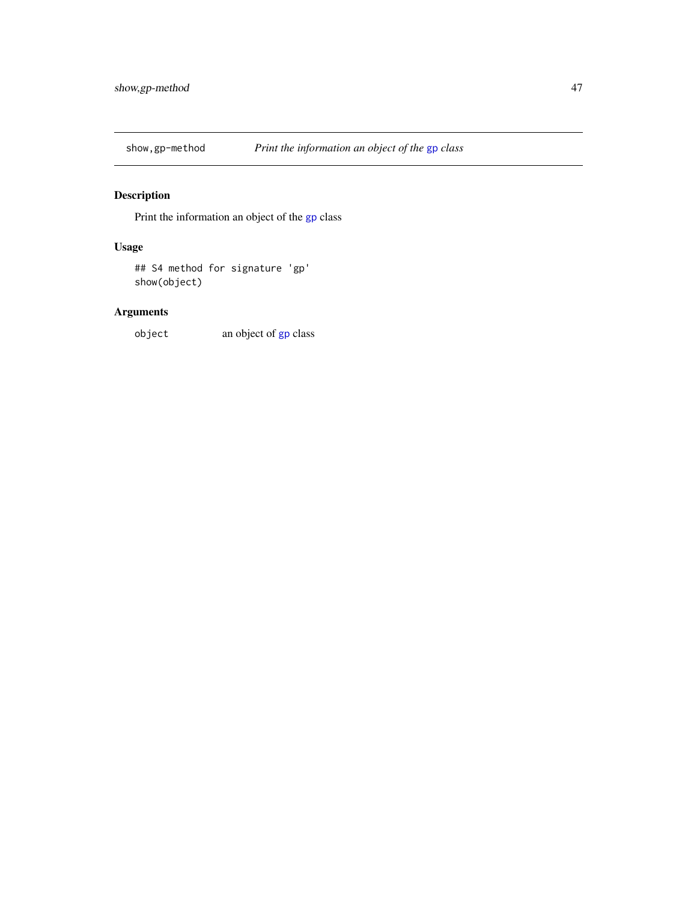show,gp-method *Print the information an object of the gp class*

## Description

Print the information an object of the gp class

## Usage

```
## S4 method for signature 'gp'
show(object)
```

## Arguments

object an object of gp class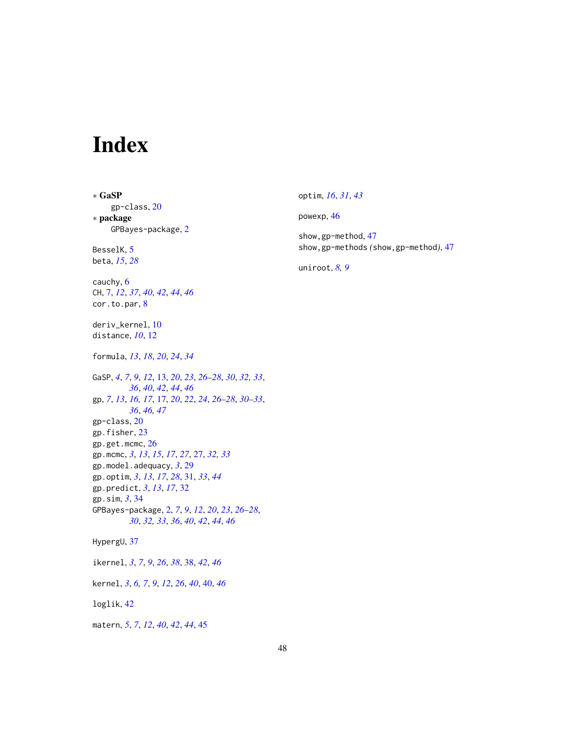# Index

∗ **GaSP**
    gp-class, 20

∗ **package**
    GPBayes-package, 2

BesselK, 5
beta, *15*, *28*

cauchy, 6
CH, 7, *12*, *37*, *40*, *42*, *44*, *46*
cor.to.par, 8

deriv_kernel, 10
distance, *10*, 12

formula, *13*, *18*, *20*, *24*, *34*

GaSP, *4*, *7*, *9*, *12*, 13, *20*, *23*, *26–28*, *30*, *32, 33*, *36*, *40*, *42*, *44*, *46*
gp, *7*, *13*, *16, 17*, 17, *20*, *22*, *24*, *26–28*, *30–33*, *36*, *46, 47*
gp-class, 20
gp.fisher, 23
gp.get.mcmc, 26
gp.mcmc, *3*, *13*, *15*, *17*, *27*, 27, *32, 33*
gp.model.adequacy, *3*, 29
gp.optim, *3*, *13*, *17*, *28*, 31, *33*, *44*
gp.predict, *3*, *13*, *17*, 32
gp.sim, *3*, 34
GPBayes-package, 2, *7*, *9*, *12*, *20*, *23*, *26–28*, *30*, *32, 33*, *36*, *40*, *42*, *44*, *46*

HypergU, 37

ikernel, *3*, *7*, *9*, *26*, *38*, 38, *42*, *46*

kernel, *3*, *6, 7*, *9*, *12*, *26*, *40*, 40, *46*

loglik, 42

matern, *5*, *7*, *12*, *40*, *42*, *44*, 45

optim, *16*, *31*, *43*

powexp, 46

show,gp-method, 47
show,gp-methods *(*show,gp-method*)*, 47

uniroot, *8, 9*